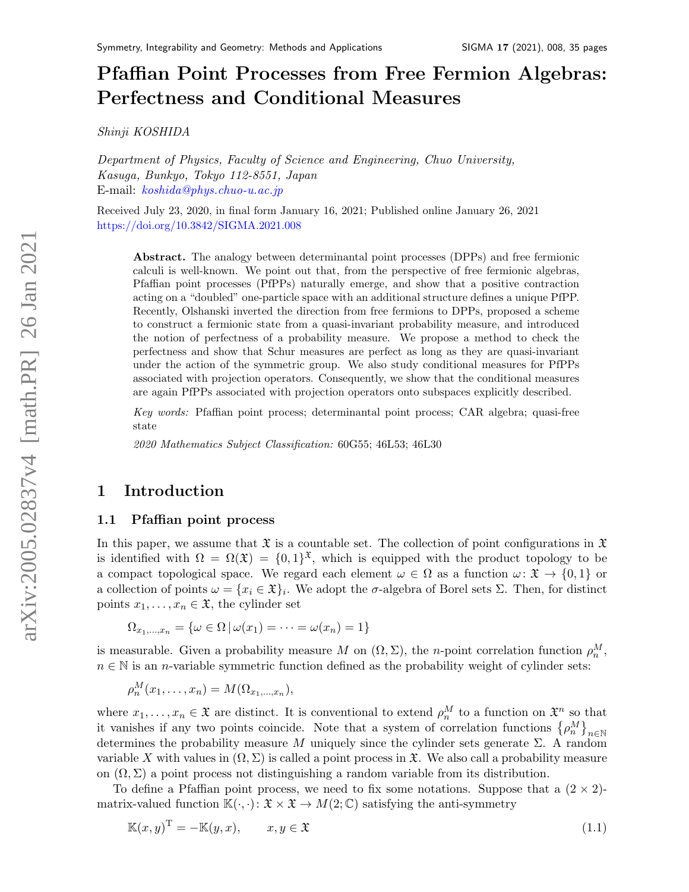# Pfaffian Point Processes from Free Fermion Algebras: Perfectness and Conditional Measures

*Shinji KOSHIDA*

*Department of Physics, Faculty of Science and Engineering, Chuo University, Kasuga, Bunkyo, Tokyo 112-8551, Japan*
E-mail: *koshida@phys.chuo-u.ac.jp*

Received July 23, 2020, in final form January 16, 2021; Published online January 26, 2021
https://doi.org/10.3842/SIGMA.2021.008

**Abstract.** The analogy between determinantal point processes (DPPs) and free fermionic calculi is well-known. We point out that, from the perspective of free fermionic algebras, Pfaffian point processes (PfPPs) naturally emerge, and show that a positive contraction acting on a "doubled" one-particle space with an additional structure defines a unique PfPP. Recently, Olshanski inverted the direction from free fermions to DPPs, proposed a scheme to construct a fermionic state from a quasi-invariant probability measure, and introduced the notion of perfectness of a probability measure. We propose a method to check the perfectness and show that Schur measures are perfect as long as they are quasi-invariant under the action of the symmetric group. We also study conditional measures for PfPPs associated with projection operators. Consequently, we show that the conditional measures are again PfPPs associated with projection operators onto subspaces explicitly described.

*Key words:* Pfaffian point process; determinantal point process; CAR algebra; quasi-free state

*2020 Mathematics Subject Classification:* 60G55; 46L53; 46L30

## 1 Introduction

### 1.1 Pfaffian point process

In this paper, we assume that $\mathfrak{X}$ is a countable set. The collection of point configurations in $\mathfrak{X}$ is identified with $\Omega = \Omega(\mathfrak{X}) = \{0,1\}^{\mathfrak{X}}$, which is equipped with the product topology to be a compact topological space. We regard each element $\omega \in \Omega$ as a function $\omega\colon \mathfrak{X} \to \{0,1\}$ or a collection of points $\omega = \{x_i \in \mathfrak{X}\}_i$. We adopt the $\sigma$-algebra of Borel sets $\Sigma$. Then, for distinct points $x_1,\dots,x_n \in \mathfrak{X}$, the cylinder set

$$\Omega_{x_1,\dots,x_n} = \{\omega \in \Omega \,|\, \omega(x_1) = \cdots = \omega(x_n) = 1\}$$

is measurable. Given a probability measure $M$ on $(\Omega,\Sigma)$, the $n$-point correlation function $\rho_n^M$, $n \in \mathbb{N}$ is an $n$-variable symmetric function defined as the probability weight of cylinder sets:

$$\rho_n^M(x_1,\dots,x_n) = M(\Omega_{x_1,\dots,x_n}),$$

where $x_1,\dots,x_n \in \mathfrak{X}$ are distinct. It is conventional to extend $\rho_n^M$ to a function on $\mathfrak{X}^n$ so that it vanishes if any two points coincide. Note that a system of correlation functions $\{\rho_n^M\}_{n\in\mathbb{N}}$ determines the probability measure $M$ uniquely since the cylinder sets generate $\Sigma$. A random variable $X$ with values in $(\Omega,\Sigma)$ is called a point process in $\mathfrak{X}$. We also call a probability measure on $(\Omega,\Sigma)$ a point process not distinguishing a random variable from its distribution.

To define a Pfaffian point process, we need to fix some notations. Suppose that a $(2\times 2)$-matrix-valued function $\mathbb{K}(\cdot,\cdot)\colon \mathfrak{X}\times\mathfrak{X} \to M(2;\mathbb{C})$ satisfying the anti-symmetry

$$\mathbb{K}(x,y)^{\mathrm{T}} = -\mathbb{K}(y,x), \qquad x,y \in \mathfrak{X} \tag{1.1}$$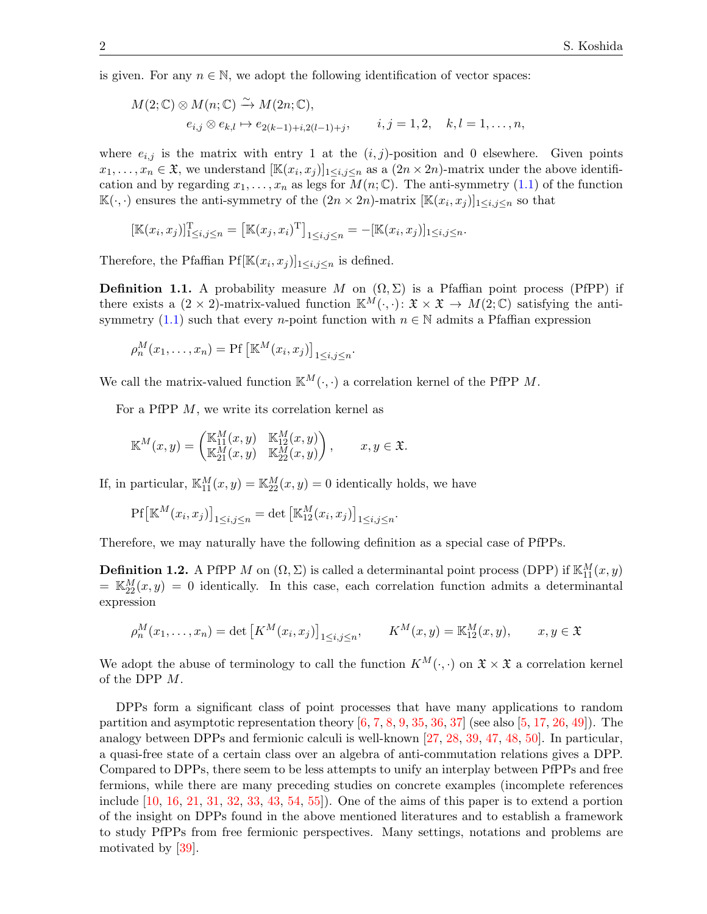is given. For any $n \in \mathbb{N}$, we adopt the following identification of vector spaces:

$$M(2;\mathbb{C}) \otimes M(n;\mathbb{C}) \xrightarrow{\sim} M(2n;\mathbb{C}),$$
$$e_{i,j} \otimes e_{k,l} \mapsto e_{2(k-1)+i, 2(l-1)+j}, \qquad i,j = 1,2, \quad k,l = 1,\dots,n,$$

where $e_{i,j}$ is the matrix with entry 1 at the $(i,j)$-position and 0 elsewhere. Given points $x_1,\dots,x_n \in \mathfrak{X}$, we understand $[\mathbb{K}(x_i,x_j)]_{1\le i,j\le n}$ as a $(2n\times 2n)$-matrix under the above identification and by regarding $x_1,\dots,x_n$ as legs for $M(n;\mathbb{C})$. The anti-symmetry (1.1) of the function $\mathbb{K}(\cdot,\cdot)$ ensures the anti-symmetry of the $(2n\times 2n)$-matrix $[\mathbb{K}(x_i,x_j)]_{1\le i,j\le n}$ so that

$$[\mathbb{K}(x_i,x_j)]_{1\le i,j\le n}^{\mathrm{T}} = \left[\mathbb{K}(x_j,x_i)^{\mathrm{T}}\right]_{1\le i,j\le n} = -[\mathbb{K}(x_i,x_j)]_{1\le i,j\le n}.$$

Therefore, the Pfaffian $\mathrm{Pf}[\mathbb{K}(x_i,x_j)]_{1\le i,j\le n}$ is defined.

**Definition 1.1.** A probability measure $M$ on $(\Omega,\Sigma)$ is a Pfaffian point process (PfPP) if there exists a $(2\times 2)$-matrix-valued function $\mathbb{K}^M(\cdot,\cdot)\colon \mathfrak{X}\times\mathfrak{X}\to M(2;\mathbb{C})$ satisfying the anti-symmetry (1.1) such that every $n$-point function with $n\in\mathbb{N}$ admits a Pfaffian expression

$$\rho_n^M(x_1,\dots,x_n) = \mathrm{Pf}\left[\mathbb{K}^M(x_i,x_j)\right]_{1\le i,j\le n}.$$

We call the matrix-valued function $\mathbb{K}^M(\cdot,\cdot)$ a correlation kernel of the PfPP $M$.

For a PfPP $M$, we write its correlation kernel as

$$\mathbb{K}^M(x,y) = \begin{pmatrix} \mathbb{K}^M_{11}(x,y) & \mathbb{K}^M_{12}(x,y) \\ \mathbb{K}^M_{21}(x,y) & \mathbb{K}^M_{22}(x,y)\end{pmatrix}, \qquad x,y\in\mathfrak{X}.$$

If, in particular, $\mathbb{K}^M_{11}(x,y) = \mathbb{K}^M_{22}(x,y) = 0$ identically holds, we have

$$\mathrm{Pf}\left[\mathbb{K}^M(x_i,x_j)\right]_{1\le i,j\le n} = \det\left[\mathbb{K}^M_{12}(x_i,x_j)\right]_{1\le i,j\le n}.$$

Therefore, we may naturally have the following definition as a special case of PfPPs.

**Definition 1.2.** A PfPP $M$ on $(\Omega,\Sigma)$ is called a determinantal point process (DPP) if $\mathbb{K}^M_{11}(x,y) = \mathbb{K}^M_{22}(x,y) = 0$ identically. In this case, each correlation function admits a determinantal expression

$$\rho_n^M(x_1,\dots,x_n) = \det\left[K^M(x_i,x_j)\right]_{1\le i,j\le n}, \qquad K^M(x,y) = \mathbb{K}^M_{12}(x,y), \qquad x,y\in\mathfrak{X}$$

We adopt the abuse of terminology to call the function $K^M(\cdot,\cdot)$ on $\mathfrak{X}\times\mathfrak{X}$ a correlation kernel of the DPP $M$.

DPPs form a significant class of point processes that have many applications to random partition and asymptotic representation theory [6, 7, 8, 9, 35, 36, 37] (see also [5, 17, 26, 49]). The analogy between DPPs and fermionic calculi is well-known [27, 28, 39, 47, 48, 50]. In particular, a quasi-free state of a certain class over an algebra of anti-commutation relations gives a DPP. Compared to DPPs, there seem to be less attempts to unify an interplay between PfPPs and free fermions, while there are many preceding studies on concrete examples (incomplete references include [10, 16, 21, 31, 32, 33, 43, 54, 55]). One of the aims of this paper is to extend a portion of the insight on DPPs found in the above mentioned literatures and to establish a framework to study PfPPs from free fermionic perspectives. Many settings, notations and problems are motivated by [39].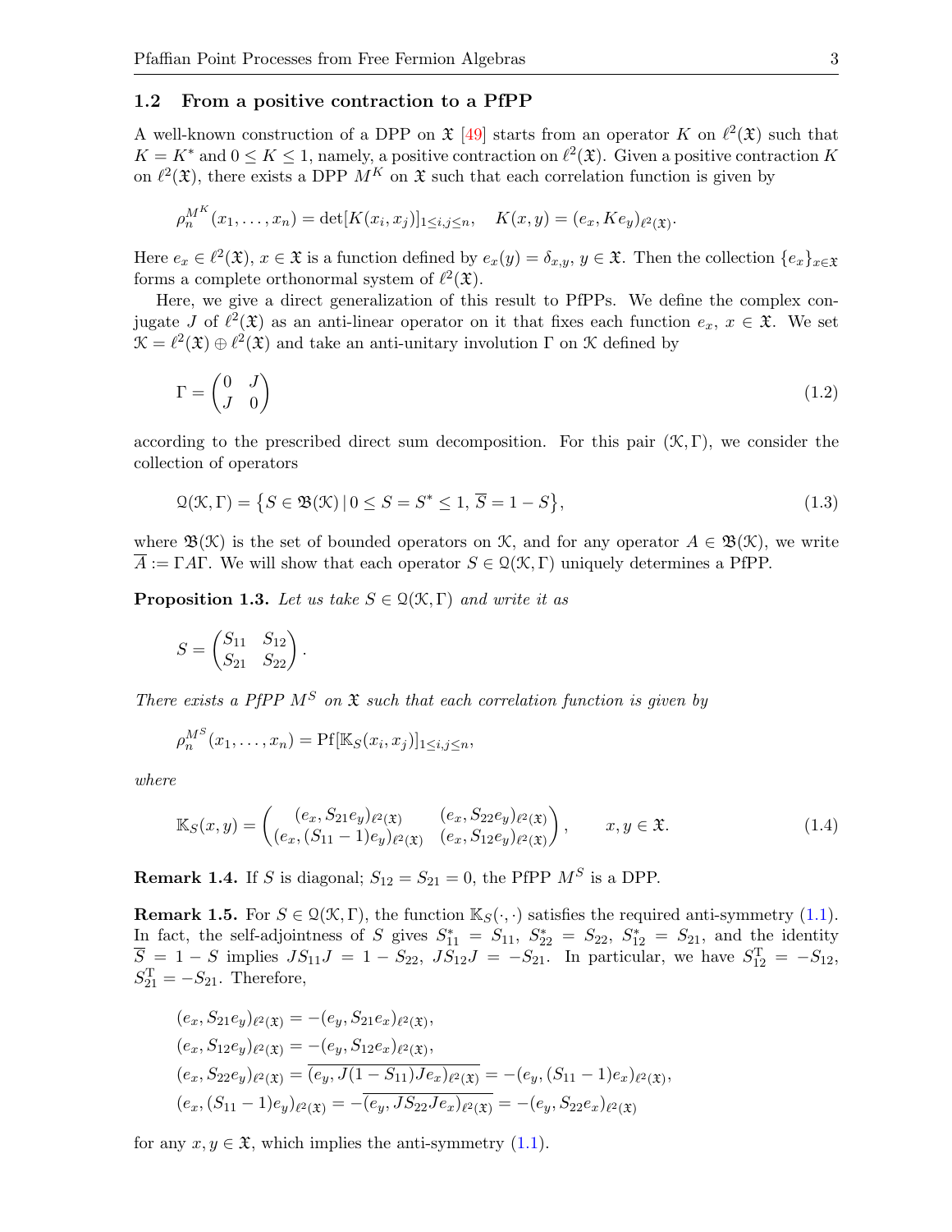### 1.2 From a positive contraction to a PfPP

A well-known construction of a DPP on $\mathfrak{X}$ [49] starts from an operator $K$ on $\ell^2(\mathfrak{X})$ such that $K = K^*$ and $0 \le K \le 1$, namely, a positive contraction on $\ell^2(\mathfrak{X})$. Given a positive contraction $K$ on $\ell^2(\mathfrak{X})$, there exists a DPP $M^K$ on $\mathfrak{X}$ such that each correlation function is given by

$$\rho_n^{M^K}(x_1, \dots, x_n) = \det[K(x_i, x_j)]_{1 \le i,j \le n}, \quad K(x, y) = (e_x, K e_y)_{\ell^2(\mathfrak{X})}.$$

Here $e_x \in \ell^2(\mathfrak{X})$, $x \in \mathfrak{X}$ is a function defined by $e_x(y) = \delta_{x,y}$, $y \in \mathfrak{X}$. Then the collection $\{e_x\}_{x \in \mathfrak{X}}$ forms a complete orthonormal system of $\ell^2(\mathfrak{X})$.

Here, we give a direct generalization of this result to PfPPs. We define the complex conjugate $J$ of $\ell^2(\mathfrak{X})$ as an anti-linear operator on it that fixes each function $e_x$, $x \in \mathfrak{X}$. We set $\mathcal{K} = \ell^2(\mathfrak{X}) \oplus \ell^2(\mathfrak{X})$ and take an anti-unitary involution $\Gamma$ on $\mathcal{K}$ defined by

$$\Gamma = \begin{pmatrix} 0 & J \\ J & 0 \end{pmatrix} \tag{1.2}$$

according to the prescribed direct sum decomposition. For this pair $(\mathcal{K}, \Gamma)$, we consider the collection of operators

$$\mathcal{Q}(\mathcal{K}, \Gamma) = \left\{ S \in \mathfrak{B}(\mathcal{K}) \,|\, 0 \le S = S^* \le 1,\ \overline{S} = 1 - S \right\}, \tag{1.3}$$

where $\mathfrak{B}(\mathcal{K})$ is the set of bounded operators on $\mathcal{K}$, and for any operator $A \in \mathfrak{B}(\mathcal{K})$, we write $\overline{A} := \Gamma A \Gamma$. We will show that each operator $S \in \mathcal{Q}(\mathcal{K}, \Gamma)$ uniquely determines a PfPP.

**Proposition 1.3.** *Let us take $S \in \mathcal{Q}(\mathcal{K}, \Gamma)$ and write it as*

$$S = \begin{pmatrix} S_{11} & S_{12} \\ S_{21} & S_{22} \end{pmatrix}.$$

*There exists a PfPP $M^S$ on $\mathfrak{X}$ such that each correlation function is given by*

$$\rho_n^{M^S}(x_1, \dots, x_n) = \mathrm{Pf}[\mathbb{K}_S(x_i, x_j)]_{1 \le i,j \le n},$$

*where*

$$\mathbb{K}_S(x, y) = \begin{pmatrix} (e_x, S_{21} e_y)_{\ell^2(\mathfrak{X})} & (e_x, S_{22} e_y)_{\ell^2(\mathfrak{X})} \\ (e_x, (S_{11} - 1) e_y)_{\ell^2(\mathfrak{X})} & (e_x, S_{12} e_y)_{\ell^2(\mathfrak{X})} \end{pmatrix}, \qquad x, y \in \mathfrak{X}. \tag{1.4}$$

**Remark 1.4.** If $S$ is diagonal; $S_{12} = S_{21} = 0$, the PfPP $M^S$ is a DPP.

**Remark 1.5.** For $S \in \mathcal{Q}(\mathcal{K}, \Gamma)$, the function $\mathbb{K}_S(\cdot, \cdot)$ satisfies the required anti-symmetry (1.1). In fact, the self-adjointness of $S$ gives $S_{11}^* = S_{11}$, $S_{22}^* = S_{22}$, $S_{12}^* = S_{21}$, and the identity $\overline{S} = 1 - S$ implies $J S_{11} J = 1 - S_{22}$, $J S_{12} J = -S_{21}$. In particular, we have $S_{12}^{\mathrm{T}} = -S_{12}$, $S_{21}^{\mathrm{T}} = -S_{21}$. Therefore,

$$\begin{aligned}
(e_x, S_{21} e_y)_{\ell^2(\mathfrak{X})} &= -(e_y, S_{21} e_x)_{\ell^2(\mathfrak{X})}, \\
(e_x, S_{12} e_y)_{\ell^2(\mathfrak{X})} &= -(e_y, S_{12} e_x)_{\ell^2(\mathfrak{X})}, \\
(e_x, S_{22} e_y)_{\ell^2(\mathfrak{X})} &= \overline{(e_y, J(1 - S_{11}) J e_x)_{\ell^2(\mathfrak{X})}} = -(e_y, (S_{11} - 1) e_x)_{\ell^2(\mathfrak{X})}, \\
(e_x, (S_{11} - 1) e_y)_{\ell^2(\mathfrak{X})} &= -\overline{(e_y, J S_{22} J e_x)_{\ell^2(\mathfrak{X})}} = -(e_y, S_{22} e_x)_{\ell^2(\mathfrak{X})}
\end{aligned}$$

for any $x, y \in \mathfrak{X}$, which implies the anti-symmetry (1.1).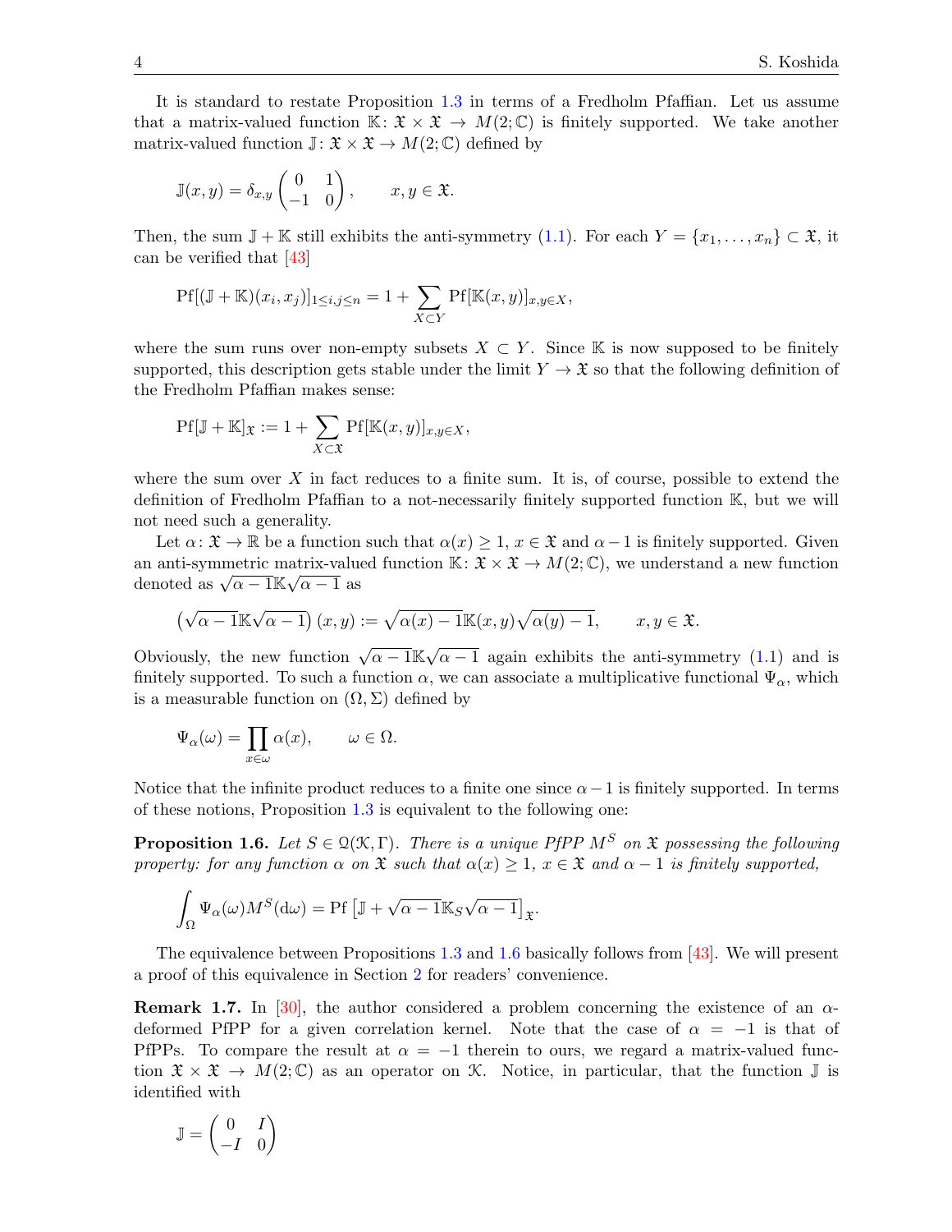It is standard to restate Proposition 1.3 in terms of a Fredholm Pfaffian. Let us assume that a matrix-valued function $\mathbb{K}\colon \mathfrak{X}\times\mathfrak{X}\to M(2;\mathbb{C})$ is finitely supported. We take another matrix-valued function $\mathbb{J}\colon \mathfrak{X}\times\mathfrak{X}\to M(2;\mathbb{C})$ defined by

$$\mathbb{J}(x,y)=\delta_{x,y}\begin{pmatrix}0 & 1\\ -1 & 0\end{pmatrix},\qquad x,y\in\mathfrak{X}.$$

Then, the sum $\mathbb{J}+\mathbb{K}$ still exhibits the anti-symmetry (1.1). For each $Y=\{x_1,\dots,x_n\}\subset\mathfrak{X}$, it can be verified that [43]

$$\mathrm{Pf}[(\mathbb{J}+\mathbb{K})(x_i,x_j)]_{1\le i,j\le n}=1+\sum_{X\subset Y}\mathrm{Pf}[\mathbb{K}(x,y)]_{x,y\in X},$$

where the sum runs over non-empty subsets $X\subset Y$. Since $\mathbb{K}$ is now supposed to be finitely supported, this description gets stable under the limit $Y\to\mathfrak{X}$ so that the following definition of the Fredholm Pfaffian makes sense:

$$\mathrm{Pf}[\mathbb{J}+\mathbb{K}]_{\mathfrak{X}}:=1+\sum_{X\subset\mathfrak{X}}\mathrm{Pf}[\mathbb{K}(x,y)]_{x,y\in X},$$

where the sum over $X$ in fact reduces to a finite sum. It is, of course, possible to extend the definition of Fredholm Pfaffian to a not-necessarily finitely supported function $\mathbb{K}$, but we will not need such a generality.

Let $\alpha\colon\mathfrak{X}\to\mathbb{R}$ be a function such that $\alpha(x)\ge 1$, $x\in\mathfrak{X}$ and $\alpha-1$ is finitely supported. Given an anti-symmetric matrix-valued function $\mathbb{K}\colon\mathfrak{X}\times\mathfrak{X}\to M(2;\mathbb{C})$, we understand a new function denoted as $\sqrt{\alpha-1}\mathbb{K}\sqrt{\alpha-1}$ as

$$\left(\sqrt{\alpha-1}\mathbb{K}\sqrt{\alpha-1}\right)(x,y):=\sqrt{\alpha(x)-1}\mathbb{K}(x,y)\sqrt{\alpha(y)-1},\qquad x,y\in\mathfrak{X}.$$

Obviously, the new function $\sqrt{\alpha-1}\mathbb{K}\sqrt{\alpha-1}$ again exhibits the anti-symmetry (1.1) and is finitely supported. To such a function $\alpha$, we can associate a multiplicative functional $\Psi_\alpha$, which is a measurable function on $(\Omega,\Sigma)$ defined by

$$\Psi_\alpha(\omega)=\prod_{x\in\omega}\alpha(x),\qquad \omega\in\Omega.$$

Notice that the infinite product reduces to a finite one since $\alpha-1$ is finitely supported. In terms of these notions, Proposition 1.3 is equivalent to the following one:

**Proposition 1.6.** *Let $S\in\mathcal{Q}(\mathcal{K},\Gamma)$. There is a unique PfPP $M^S$ on $\mathfrak{X}$ possessing the following property: for any function $\alpha$ on $\mathfrak{X}$ such that $\alpha(x)\ge 1$, $x\in\mathfrak{X}$ and $\alpha-1$ is finitely supported,*

$$\int_\Omega\Psi_\alpha(\omega)M^S(\mathrm{d}\omega)=\mathrm{Pf}\left[\mathbb{J}+\sqrt{\alpha-1}\mathbb{K}_S\sqrt{\alpha-1}\right]_{\mathfrak{X}}.$$

The equivalence between Propositions 1.3 and 1.6 basically follows from [43]. We will present a proof of this equivalence in Section 2 for readers' convenience.

**Remark 1.7.** In [30], the author considered a problem concerning the existence of an $\alpha$-deformed PfPP for a given correlation kernel. Note that the case of $\alpha=-1$ is that of PfPPs. To compare the result at $\alpha=-1$ therein to ours, we regard a matrix-valued function $\mathfrak{X}\times\mathfrak{X}\to M(2;\mathbb{C})$ as an operator on $\mathcal{K}$. Notice, in particular, that the function $\mathbb{J}$ is identified with

$$\mathbb{J}=\begin{pmatrix}0 & I\\ -I & 0\end{pmatrix}$$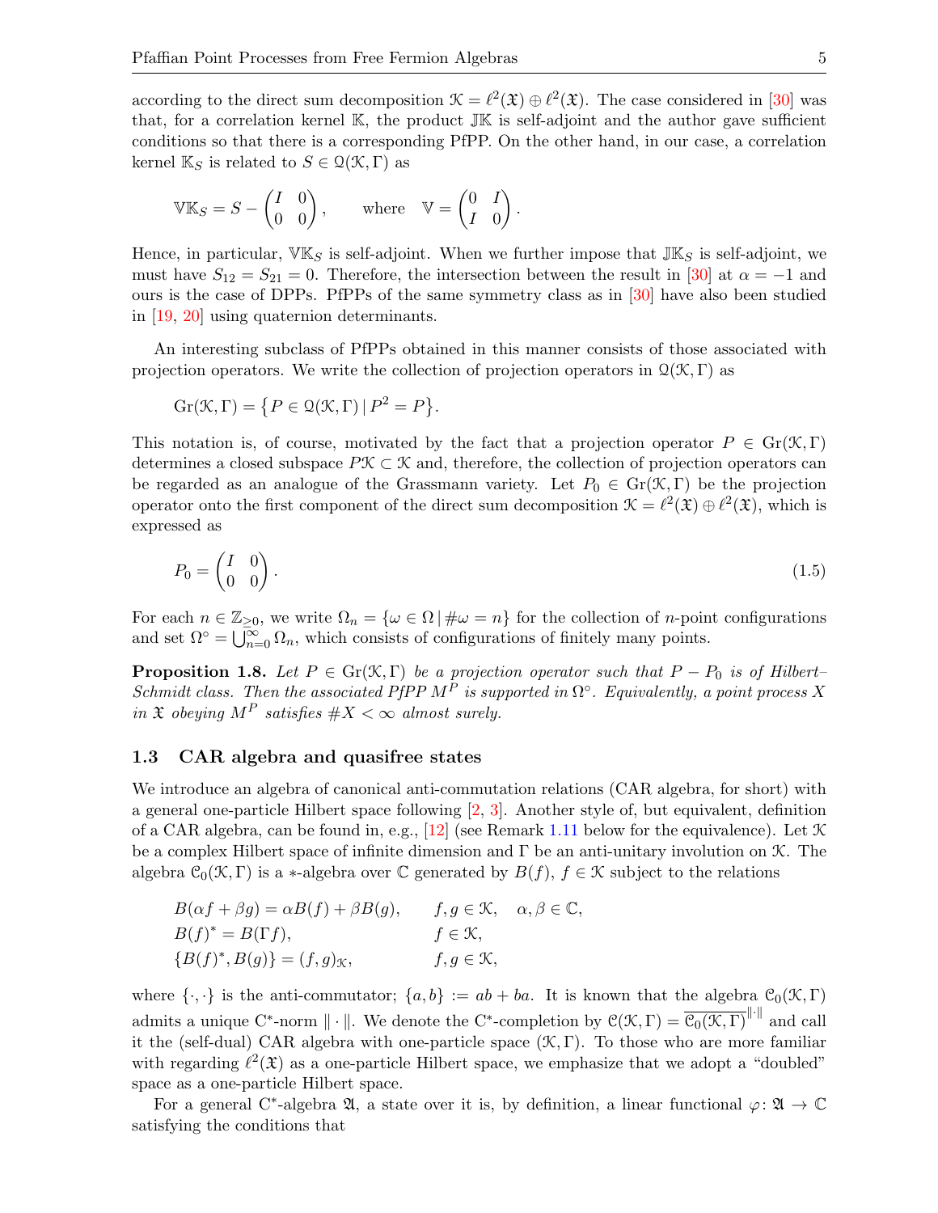according to the direct sum decomposition $\mathcal{K} = \ell^2(\mathfrak{X}) \oplus \ell^2(\mathfrak{X})$. The case considered in [30] was that, for a correlation kernel $\mathbb{K}$, the product $\mathbb{J}\mathbb{K}$ is self-adjoint and the author gave sufficient conditions so that there is a corresponding PfPP. On the other hand, in our case, a correlation kernel $\mathbb{K}_S$ is related to $S \in \mathfrak{Q}(\mathcal{K}, \Gamma)$ as

$$\mathbb{V}\mathbb{K}_S = S - \begin{pmatrix} I & 0 \\ 0 & 0 \end{pmatrix}, \qquad \text{where} \quad \mathbb{V} = \begin{pmatrix} 0 & I \\ I & 0 \end{pmatrix}.$$

Hence, in particular, $\mathbb{V}\mathbb{K}_S$ is self-adjoint. When we further impose that $\mathbb{J}\mathbb{K}_S$ is self-adjoint, we must have $S_{12} = S_{21} = 0$. Therefore, the intersection between the result in [30] at $\alpha = -1$ and ours is the case of DPPs. PfPPs of the same symmetry class as in [30] have also been studied in [19, 20] using quaternion determinants.

An interesting subclass of PfPPs obtained in this manner consists of those associated with projection operators. We write the collection of projection operators in $\mathfrak{Q}(\mathcal{K}, \Gamma)$ as

$$\mathrm{Gr}(\mathcal{K}, \Gamma) = \{P \in \mathfrak{Q}(\mathcal{K}, \Gamma) \,|\, P^2 = P\}.$$

This notation is, of course, motivated by the fact that a projection operator $P \in \mathrm{Gr}(\mathcal{K}, \Gamma)$ determines a closed subspace $P\mathcal{K} \subset \mathcal{K}$ and, therefore, the collection of projection operators can be regarded as an analogue of the Grassmann variety. Let $P_0 \in \mathrm{Gr}(\mathcal{K}, \Gamma)$ be the projection operator onto the first component of the direct sum decomposition $\mathcal{K} = \ell^2(\mathfrak{X}) \oplus \ell^2(\mathfrak{X})$, which is expressed as

$$P_0 = \begin{pmatrix} I & 0 \\ 0 & 0 \end{pmatrix}. \tag{1.5}$$

For each $n \in \mathbb{Z}_{\geq 0}$, we write $\Omega_n = \{\omega \in \Omega \,|\, \#\omega = n\}$ for the collection of $n$-point configurations and set $\Omega^\circ = \bigcup_{n=0}^\infty \Omega_n$, which consists of configurations of finitely many points.

**Proposition 1.8.** *Let $P \in \mathrm{Gr}(\mathcal{K}, \Gamma)$ be a projection operator such that $P - P_0$ is of Hilbert–Schmidt class. Then the associated PfPP $M^P$ is supported in $\Omega^\circ$. Equivalently, a point process $X$ in $\mathfrak{X}$ obeying $M^P$ satisfies $\#X < \infty$ almost surely.*

### 1.3 CAR algebra and quasifree states

We introduce an algebra of canonical anti-commutation relations (CAR algebra, for short) with a general one-particle Hilbert space following [2, 3]. Another style of, but equivalent, definition of a CAR algebra, can be found in, e.g., [12] (see Remark 1.11 below for the equivalence). Let $\mathcal{K}$ be a complex Hilbert space of infinite dimension and $\Gamma$ be an anti-unitary involution on $\mathcal{K}$. The algebra $\mathcal{C}_0(\mathcal{K}, \Gamma)$ is a $*$-algebra over $\mathbb{C}$ generated by $B(f)$, $f \in \mathcal{K}$ subject to the relations

$$\begin{aligned}
&B(\alpha f + \beta g) = \alpha B(f) + \beta B(g), && f, g \in \mathcal{K}, \quad \alpha, \beta \in \mathbb{C}, \\
&B(f)^* = B(\Gamma f), && f \in \mathcal{K}, \\
&\{B(f)^*, B(g)\} = (f, g)_{\mathcal{K}}, && f, g \in \mathcal{K},
\end{aligned}$$

where $\{\cdot, \cdot\}$ is the anti-commutator; $\{a, b\} := ab + ba$. It is known that the algebra $\mathcal{C}_0(\mathcal{K}, \Gamma)$ admits a unique C$^*$-norm $\|\cdot\|$. We denote the C$^*$-completion by $\mathcal{C}(\mathcal{K}, \Gamma) = \overline{\mathcal{C}_0(\mathcal{K}, \Gamma)}^{\|\cdot\|}$ and call it the (self-dual) CAR algebra with one-particle space $(\mathcal{K}, \Gamma)$. To those who are more familiar with regarding $\ell^2(\mathfrak{X})$ as a one-particle Hilbert space, we emphasize that we adopt a "doubled" space as a one-particle Hilbert space.

For a general C$^*$-algebra $\mathfrak{A}$, a state over it is, by definition, a linear functional $\varphi\colon \mathfrak{A} \to \mathbb{C}$ satisfying the conditions that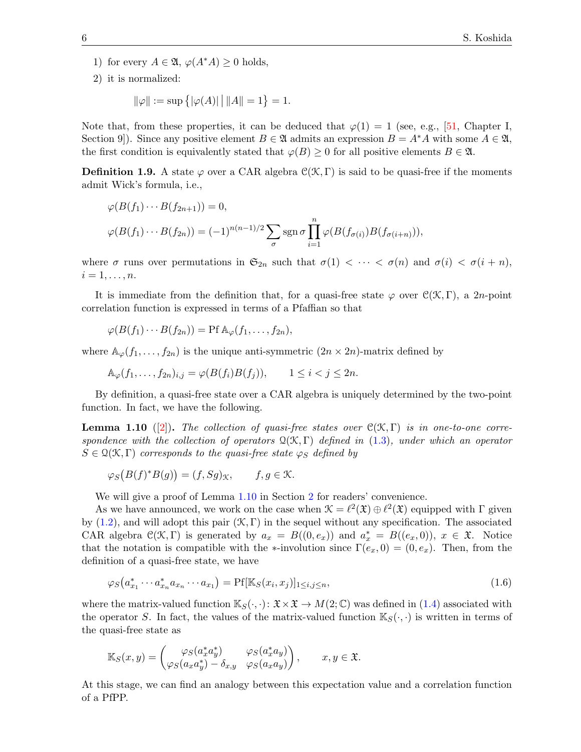1) for every $A \in \mathfrak{A}$, $\varphi(A^*A) \geq 0$ holds,
2) it is normalized:

$$\|\varphi\| := \sup\{|\varphi(A)| \mid \|A\| = 1\} = 1.$$

Note that, from these properties, it can be deduced that $\varphi(1) = 1$ (see, e.g., [51, Chapter I, Section 9]). Since any positive element $B \in \mathfrak{A}$ admits an expression $B = A^*A$ with some $A \in \mathfrak{A}$, the first condition is equivalently stated that $\varphi(B) \geq 0$ for all positive elements $B \in \mathfrak{A}$.

**Definition 1.9.** A state $\varphi$ over a CAR algebra $\mathcal{C}(\mathcal{K}, \Gamma)$ is said to be quasi-free if the moments admit Wick's formula, i.e.,

$$\varphi(B(f_1) \cdots B(f_{2n+1})) = 0,$$

$$\varphi(B(f_1) \cdots B(f_{2n})) = (-1)^{n(n-1)/2} \sum_{\sigma} \operatorname{sgn} \sigma \prod_{i=1}^{n} \varphi(B(f_{\sigma(i)})B(f_{\sigma(i+n)})),$$

where $\sigma$ runs over permutations in $\mathfrak{S}_{2n}$ such that $\sigma(1) < \cdots < \sigma(n)$ and $\sigma(i) < \sigma(i+n)$, $i = 1, \dots, n$.

It is immediate from the definition that, for a quasi-free state $\varphi$ over $\mathcal{C}(\mathcal{K}, \Gamma)$, a $2n$-point correlation function is expressed in terms of a Pfaffian so that

$$\varphi(B(f_1) \cdots B(f_{2n})) = \operatorname{Pf} \mathbb{A}_{\varphi}(f_1, \dots, f_{2n}),$$

where $\mathbb{A}_{\varphi}(f_1, \dots, f_{2n})$ is the unique anti-symmetric $(2n \times 2n)$-matrix defined by

$$\mathbb{A}_{\varphi}(f_1, \dots, f_{2n})_{i,j} = \varphi(B(f_i)B(f_j)), \qquad 1 \leq i < j \leq 2n.$$

By definition, a quasi-free state over a CAR algebra is uniquely determined by the two-point function. In fact, we have the following.

**Lemma 1.10** ([2])**.** *The collection of quasi-free states over $\mathcal{C}(\mathcal{K}, \Gamma)$ is in one-to-one correspondence with the collection of operators $\mathcal{Q}(\mathcal{K}, \Gamma)$ defined in (1.3), under which an operator $S \in \mathcal{Q}(\mathcal{K}, \Gamma)$ corresponds to the quasi-free state $\varphi_S$ defined by*

$$\varphi_S(B(f)^*B(g)) = (f, Sg)_{\mathcal{K}}, \qquad f, g \in \mathcal{K}.$$

We will give a proof of Lemma 1.10 in Section 2 for readers' convenience.

As we have announced, we work on the case when $\mathcal{K} = \ell^2(\mathfrak{X}) \oplus \ell^2(\mathfrak{X})$ equipped with $\Gamma$ given by (1.2), and will adopt this pair $(\mathcal{K}, \Gamma)$ in the sequel without any specification. The associated CAR algebra $\mathcal{C}(\mathcal{K}, \Gamma)$ is generated by $a_x = B((0, e_x))$ and $a_x^* = B((e_x, 0))$, $x \in \mathfrak{X}$. Notice that the notation is compatible with the $*$-involution since $\Gamma(e_x, 0) = (0, e_x)$. Then, from the definition of a quasi-free state, we have

$$\varphi_S(a_{x_1}^* \cdots a_{x_n}^* a_{x_n} \cdots a_{x_1}) = \operatorname{Pf}[\mathbb{K}_S(x_i, x_j)]_{1 \leq i,j \leq n}, \tag{1.6}$$

where the matrix-valued function $\mathbb{K}_S(\cdot, \cdot) \colon \mathfrak{X} \times \mathfrak{X} \to M(2; \mathbb{C})$ was defined in (1.4) associated with the operator $S$. In fact, the values of the matrix-valued function $\mathbb{K}_S(\cdot, \cdot)$ is written in terms of the quasi-free state as

$$\mathbb{K}_S(x, y) = \begin{pmatrix} \varphi_S(a_x^* a_y^*) & \varphi_S(a_x^* a_y) \\ \varphi_S(a_x a_y^*) - \delta_{x,y} & \varphi_S(a_x a_y) \end{pmatrix}, \qquad x, y \in \mathfrak{X}.$$

At this stage, we can find an analogy between this expectation value and a correlation function of a PfPP.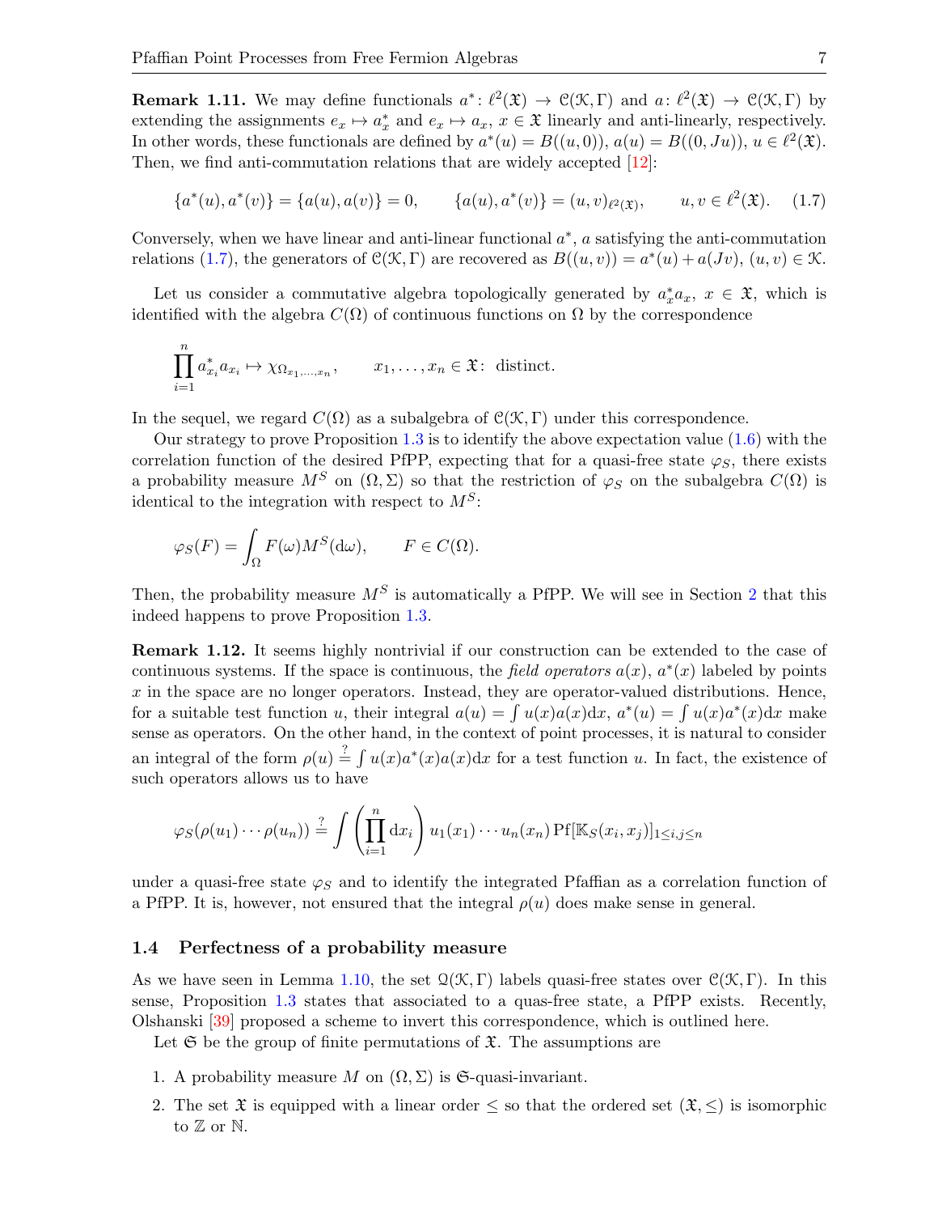**Remark 1.11.** We may define functionals $a^*\colon \ell^2(\mathfrak{X}) \to \mathcal{C}(\mathcal{K},\Gamma)$ and $a\colon \ell^2(\mathfrak{X}) \to \mathcal{C}(\mathcal{K},\Gamma)$ by extending the assignments $e_x \mapsto a_x^*$ and $e_x \mapsto a_x$, $x \in \mathfrak{X}$ linearly and anti-linearly, respectively. In other words, these functionals are defined by $a^*(u) = B((u,0))$, $a(u) = B((0,Ju))$, $u \in \ell^2(\mathfrak{X})$. Then, we find anti-commutation relations that are widely accepted [12]:

$$\{a^*(u), a^*(v)\} = \{a(u), a(v)\} = 0, \qquad \{a(u), a^*(v)\} = (u,v)_{\ell^2(\mathfrak{X})}, \qquad u, v \in \ell^2(\mathfrak{X}). \tag{1.7}$$

Conversely, when we have linear and anti-linear functional $a^*$, $a$ satisfying the anti-commutation relations (1.7), the generators of $\mathcal{C}(\mathcal{K},\Gamma)$ are recovered as $B((u,v)) = a^*(u) + a(Jv)$, $(u,v) \in \mathcal{K}$.

Let us consider a commutative algebra topologically generated by $a_x^* a_x$, $x \in \mathfrak{X}$, which is identified with the algebra $C(\Omega)$ of continuous functions on $\Omega$ by the correspondence

$$\prod_{i=1}^n a_{x_i}^* a_{x_i} \mapsto \chi_{\Omega_{x_1,\dots,x_n}}, \qquad x_1,\dots,x_n \in \mathfrak{X}\colon \text{ distinct}.$$

In the sequel, we regard $C(\Omega)$ as a subalgebra of $\mathcal{C}(\mathcal{K},\Gamma)$ under this correspondence.

Our strategy to prove Proposition 1.3 is to identify the above expectation value (1.6) with the correlation function of the desired PfPP, expecting that for a quasi-free state $\varphi_S$, there exists a probability measure $M^S$ on $(\Omega,\Sigma)$ so that the restriction of $\varphi_S$ on the subalgebra $C(\Omega)$ is identical to the integration with respect to $M^S$:

$$\varphi_S(F) = \int_\Omega F(\omega) M^S(\mathrm{d}\omega), \qquad F \in C(\Omega).$$

Then, the probability measure $M^S$ is automatically a PfPP. We will see in Section 2 that this indeed happens to prove Proposition 1.3.

**Remark 1.12.** It seems highly nontrivial if our construction can be extended to the case of continuous systems. If the space is continuous, the *field operators* $a(x)$, $a^*(x)$ labeled by points $x$ in the space are no longer operators. Instead, they are operator-valued distributions. Hence, for a suitable test function $u$, their integral $a(u) = \int u(x)a(x)\mathrm{d}x$, $a^*(u) = \int u(x)a^*(x)\mathrm{d}x$ make sense as operators. On the other hand, in the context of point processes, it is natural to consider an integral of the form $\rho(u) \overset{?}{=} \int u(x)a^*(x)a(x)\mathrm{d}x$ for a test function $u$. In fact, the existence of such operators allows us to have

$$\varphi_S(\rho(u_1)\cdots\rho(u_n)) \overset{?}{=} \int \left(\prod_{i=1}^n \mathrm{d}x_i\right) u_1(x_1)\cdots u_n(x_n)\,\mathrm{Pf}[\mathbb{K}_S(x_i,x_j)]_{1\le i,j\le n}$$

under a quasi-free state $\varphi_S$ and to identify the integrated Pfaffian as a correlation function of a PfPP. It is, however, not ensured that the integral $\rho(u)$ does make sense in general.

### 1.4 Perfectness of a probability measure

As we have seen in Lemma 1.10, the set $\mathcal{Q}(\mathcal{K},\Gamma)$ labels quasi-free states over $\mathcal{C}(\mathcal{K},\Gamma)$. In this sense, Proposition 1.3 states that associated to a quas-free state, a PfPP exists. Recently, Olshanski [39] proposed a scheme to invert this correspondence, which is outlined here.

Let $\mathfrak{S}$ be the group of finite permutations of $\mathfrak{X}$. The assumptions are

1. A probability measure $M$ on $(\Omega,\Sigma)$ is $\mathfrak{S}$-quasi-invariant.
2. The set $\mathfrak{X}$ is equipped with a linear order $\le$ so that the ordered set $(\mathfrak{X},\le)$ is isomorphic to $\mathbb{Z}$ or $\mathbb{N}$.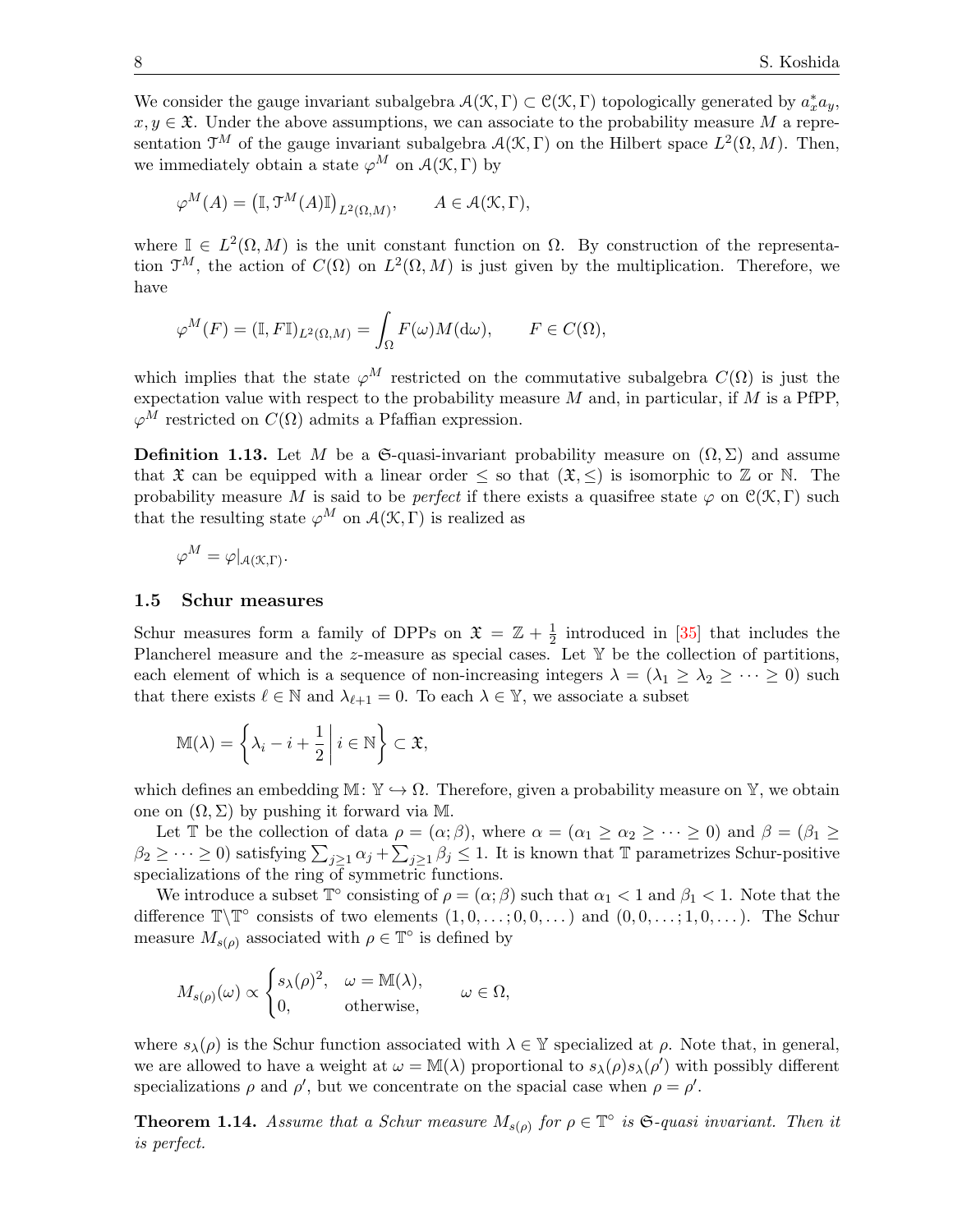We consider the gauge invariant subalgebra $\mathcal{A}(\mathcal{K},\Gamma) \subset \mathcal{C}(\mathcal{K},\Gamma)$ topologically generated by $a_x^* a_y$, $x, y \in \mathfrak{X}$. Under the above assumptions, we can associate to the probability measure $M$ a representation $\mathcal{T}^M$ of the gauge invariant subalgebra $\mathcal{A}(\mathcal{K},\Gamma)$ on the Hilbert space $L^2(\Omega, M)$. Then, we immediately obtain a state $\varphi^M$ on $\mathcal{A}(\mathcal{K},\Gamma)$ by

$$\varphi^M(A) = \left(\mathbb{I}, \mathcal{T}^M(A)\mathbb{I}\right)_{L^2(\Omega,M)}, \qquad A \in \mathcal{A}(\mathcal{K},\Gamma),$$

where $\mathbb{I} \in L^2(\Omega, M)$ is the unit constant function on $\Omega$. By construction of the representation $\mathcal{T}^M$, the action of $C(\Omega)$ on $L^2(\Omega, M)$ is just given by the multiplication. Therefore, we have

$$\varphi^M(F) = (\mathbb{I}, F\mathbb{I})_{L^2(\Omega,M)} = \int_\Omega F(\omega) M(\mathrm{d}\omega), \qquad F \in C(\Omega),$$

which implies that the state $\varphi^M$ restricted on the commutative subalgebra $C(\Omega)$ is just the expectation value with respect to the probability measure $M$ and, in particular, if $M$ is a PfPP, $\varphi^M$ restricted on $C(\Omega)$ admits a Pfaffian expression.

**Definition 1.13.** Let $M$ be a $\mathfrak{S}$-quasi-invariant probability measure on $(\Omega, \Sigma)$ and assume that $\mathfrak{X}$ can be equipped with a linear order $\le$ so that $(\mathfrak{X}, \le)$ is isomorphic to $\mathbb{Z}$ or $\mathbb{N}$. The probability measure $M$ is said to be *perfect* if there exists a quasifree state $\varphi$ on $\mathcal{C}(\mathcal{K},\Gamma)$ such that the resulting state $\varphi^M$ on $\mathcal{A}(\mathcal{K},\Gamma)$ is realized as

$$\varphi^M = \varphi|_{\mathcal{A}(\mathcal{K},\Gamma)}.$$

### 1.5 Schur measures

Schur measures form a family of DPPs on $\mathfrak{X} = \mathbb{Z} + \frac{1}{2}$ introduced in [35] that includes the Plancherel measure and the $z$-measure as special cases. Let $\mathbb{Y}$ be the collection of partitions, each element of which is a sequence of non-increasing integers $\lambda = (\lambda_1 \ge \lambda_2 \ge \dots \ge 0)$ such that there exists $\ell \in \mathbb{N}$ and $\lambda_{\ell+1} = 0$. To each $\lambda \in \mathbb{Y}$, we associate a subset

$$\mathbb{M}(\lambda) = \left\{ \lambda_i - i + \frac{1}{2} \,\middle|\, i \in \mathbb{N} \right\} \subset \mathfrak{X},$$

which defines an embedding $\mathbb{M}\colon \mathbb{Y} \hookrightarrow \Omega$. Therefore, given a probability measure on $\mathbb{Y}$, we obtain one on $(\Omega, \Sigma)$ by pushing it forward via $\mathbb{M}$.

Let $\mathbb{T}$ be the collection of data $\rho = (\alpha; \beta)$, where $\alpha = (\alpha_1 \ge \alpha_2 \ge \dots \ge 0)$ and $\beta = (\beta_1 \ge \beta_2 \ge \dots \ge 0)$ satisfying $\sum_{j\ge 1} \alpha_j + \sum_{j \ge 1} \beta_j \le 1$. It is known that $\mathbb{T}$ parametrizes Schur-positive specializations of the ring of symmetric functions.

We introduce a subset $\mathbb{T}^\circ$ consisting of $\rho = (\alpha; \beta)$ such that $\alpha_1 < 1$ and $\beta_1 < 1$. Note that the difference $\mathbb{T} \backslash \mathbb{T}^\circ$ consists of two elements $(1, 0, \dots; 0, 0, \dots)$ and $(0, 0, \dots; 1, 0, \dots)$. The Schur measure $M_{s(\rho)}$ associated with $\rho \in \mathbb{T}^\circ$ is defined by

$$M_{s(\rho)}(\omega) \propto \begin{cases} s_\lambda(\rho)^2, & \omega = \mathbb{M}(\lambda), \\ 0, & \text{otherwise}, \end{cases} \qquad \omega \in \Omega,$$

where $s_\lambda(\rho)$ is the Schur function associated with $\lambda \in \mathbb{Y}$ specialized at $\rho$. Note that, in general, we are allowed to have a weight at $\omega = \mathbb{M}(\lambda)$ proportional to $s_\lambda(\rho) s_\lambda(\rho')$ with possibly different specializations $\rho$ and $\rho'$, but we concentrate on the spacial case when $\rho = \rho'$.

**Theorem 1.14.** *Assume that a Schur measure $M_{s(\rho)}$ for $\rho \in \mathbb{T}^\circ$ is $\mathfrak{S}$-quasi invariant. Then it is perfect.*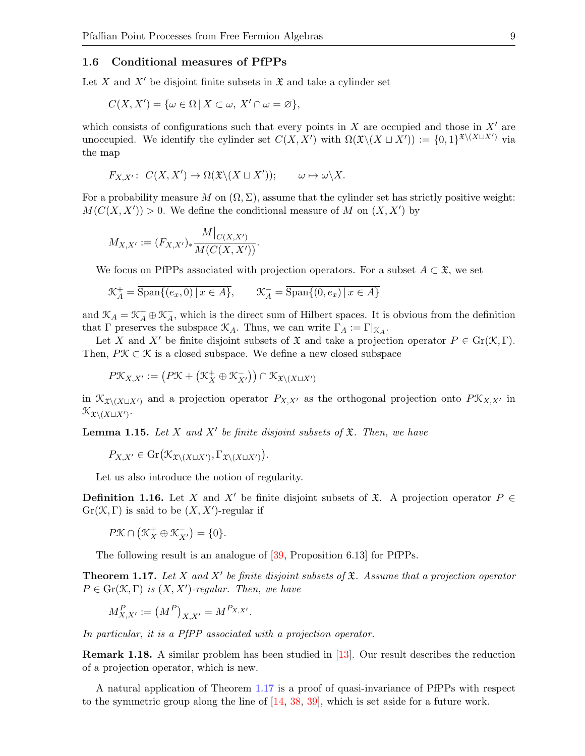### 1.6 Conditional measures of PfPPs

Let $X$ and $X'$ be disjoint finite subsets in $\mathfrak{X}$ and take a cylinder set

$$C(X,X') = \{\omega \in \Omega \,|\, X \subset \omega,\ X' \cap \omega = \varnothing\},$$

which consists of configurations such that every points in $X$ are occupied and those in $X'$ are unoccupied. We identify the cylinder set $C(X,X')$ with $\Omega(\mathfrak{X}\backslash(X \sqcup X')) := \{0,1\}^{\mathfrak{X}\backslash(X\sqcup X')}$ via the map

$$F_{X,X'} \colon\ C(X,X') \to \Omega(\mathfrak{X}\backslash(X \sqcup X')); \qquad \omega \mapsto \omega\backslash X.$$

For a probability measure $M$ on $(\Omega, \Sigma)$, assume that the cylinder set has strictly positive weight: $M(C(X,X')) > 0$. We define the conditional measure of $M$ on $(X,X')$ by

$$M_{X,X'} := (F_{X,X'})_* \frac{M\big|_{C(X,X')}}{M(C(X,X'))}.$$

We focus on PfPPs associated with projection operators. For a subset $A \subset \mathfrak{X}$, we set

$$\mathcal{K}_A^+ = \overline{\mathrm{Span}\{(e_x, 0)\,|\, x \in A\}}, \qquad \mathcal{K}_A^- = \overline{\mathrm{Span}\{(0, e_x)\,|\, x \in A\}}$$

and $\mathcal{K}_A = \mathcal{K}_A^+ \oplus \mathcal{K}_A^-$, which is the direct sum of Hilbert spaces. It is obvious from the definition that $\Gamma$ preserves the subspace $\mathcal{K}_A$. Thus, we can write $\Gamma_A := \Gamma|_{\mathcal{K}_A}$.

Let $X$ and $X'$ be finite disjoint subsets of $\mathfrak{X}$ and take a projection operator $P \in \mathrm{Gr}(\mathcal{K}, \Gamma)$. Then, $P\mathcal{K} \subset \mathcal{K}$ is a closed subspace. We define a new closed subspace

$$P\mathcal{K}_{X,X'} := \big(P\mathcal{K} + \big(\mathcal{K}_X^+ \oplus \mathcal{K}_{X'}^-\big)\big) \cap \mathcal{K}_{\mathfrak{X}\backslash(X\sqcup X')}$$

in $\mathcal{K}_{\mathfrak{X}\backslash(X\sqcup X')}$ and a projection operator $P_{X,X'}$ as the orthogonal projection onto $P\mathcal{K}_{X,X'}$ in $\mathcal{K}_{\mathfrak{X}\backslash(X\sqcup X')}$.

**Lemma 1.15.** *Let $X$ and $X'$ be finite disjoint subsets of $\mathfrak{X}$. Then, we have*

$$P_{X,X'} \in \mathrm{Gr}\big(\mathcal{K}_{\mathfrak{X}\backslash(X\sqcup X')}, \Gamma_{\mathfrak{X}\backslash(X\sqcup X')}\big).$$

Let us also introduce the notion of regularity.

**Definition 1.16.** Let $X$ and $X'$ be finite disjoint subsets of $\mathfrak{X}$. A projection operator $P \in \mathrm{Gr}(\mathcal{K}, \Gamma)$ is said to be $(X,X')$-regular if

$$P\mathcal{K} \cap \big(\mathcal{K}_X^+ \oplus \mathcal{K}_{X'}^-\big) = \{0\}.$$

The following result is an analogue of [39, Proposition 6.13] for PfPPs.

**Theorem 1.17.** *Let $X$ and $X'$ be finite disjoint subsets of $\mathfrak{X}$. Assume that a projection operator $P \in \mathrm{Gr}(\mathcal{K}, \Gamma)$ is $(X,X')$-regular. Then, we have*

$$M^P_{X,X'} := \big(M^P\big)_{X,X'} = M^{P_{X,X'}}.$$

*In particular, it is a PfPP associated with a projection operator.*

**Remark 1.18.** A similar problem has been studied in [13]. Our result describes the reduction of a projection operator, which is new.

A natural application of Theorem 1.17 is a proof of quasi-invariance of PfPPs with respect to the symmetric group along the line of [14, 38, 39], which is set aside for a future work.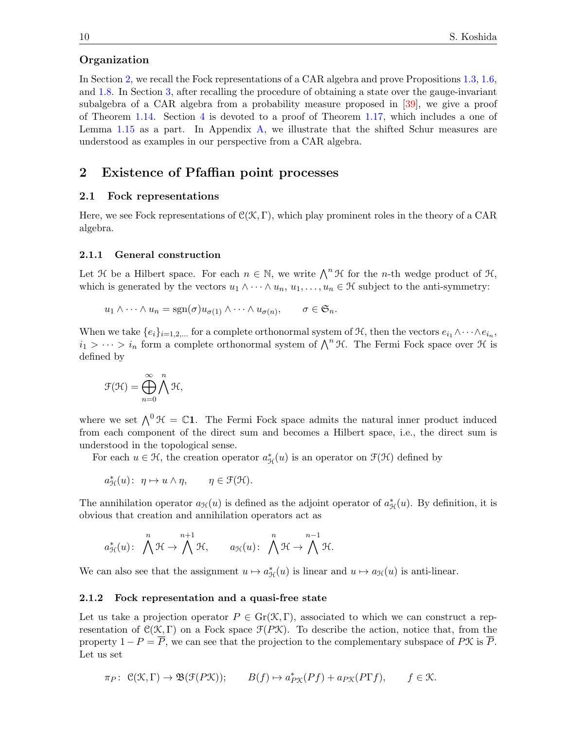### Organization

In Section 2, we recall the Fock representations of a CAR algebra and prove Propositions 1.3, 1.6, and 1.8. In Section 3, after recalling the procedure of obtaining a state over the gauge-invariant subalgebra of a CAR algebra from a probability measure proposed in [39], we give a proof of Theorem 1.14. Section 4 is devoted to a proof of Theorem 1.17, which includes a one of Lemma 1.15 as a part. In Appendix A, we illustrate that the shifted Schur measures are understood as examples in our perspective from a CAR algebra.

## 2 Existence of Pfaffian point processes

### 2.1 Fock representations

Here, we see Fock representations of $\mathcal{C}(\mathcal{K},\Gamma)$, which play prominent roles in the theory of a CAR algebra.

#### 2.1.1 General construction

Let $\mathcal{H}$ be a Hilbert space. For each $n\in\mathbb{N}$, we write $\bigwedge^n\mathcal{H}$ for the $n$-th wedge product of $\mathcal{H}$, which is generated by the vectors $u_1\wedge\cdots\wedge u_n$, $u_1,\dots,u_n\in\mathcal{H}$ subject to the anti-symmetry:

$$u_1\wedge\cdots\wedge u_n=\operatorname{sgn}(\sigma)u_{\sigma(1)}\wedge\cdots\wedge u_{\sigma(n)},\qquad \sigma\in\mathfrak{S}_n.$$

When we take $\{e_i\}_{i=1,2,\dots}$ for a complete orthonormal system of $\mathcal{H}$, then the vectors $e_{i_1}\wedge\cdots\wedge e_{i_n}$, $i_1>\cdots>i_n$ form a complete orthonormal system of $\bigwedge^n\mathcal{H}$. The Fermi Fock space over $\mathcal{H}$ is defined by

$$\mathcal{F}(\mathcal{H})=\bigoplus_{n=0}^{\infty}\bigwedge^n\mathcal{H},$$

where we set $\bigwedge^0\mathcal{H}=\mathbb{C}\mathbf{1}$. The Fermi Fock space admits the natural inner product induced from each component of the direct sum and becomes a Hilbert space, i.e., the direct sum is understood in the topological sense.

For each $u\in\mathcal{H}$, the creation operator $a^*_{\mathcal{H}}(u)$ is an operator on $\mathcal{F}(\mathcal{H})$ defined by

$$a^*_{\mathcal{H}}(u)\colon\ \eta\mapsto u\wedge\eta,\qquad \eta\in\mathcal{F}(\mathcal{H}).$$

The annihilation operator $a_{\mathcal{H}}(u)$ is defined as the adjoint operator of $a^*_{\mathcal{H}}(u)$. By definition, it is obvious that creation and annihilation operators act as

$$a^*_{\mathcal{H}}(u)\colon\ \bigwedge^n\mathcal{H}\to\bigwedge^{n+1}\mathcal{H},\qquad a_{\mathcal{H}}(u)\colon\ \bigwedge^n\mathcal{H}\to\bigwedge^{n-1}\mathcal{H}.$$

We can also see that the assignment $u\mapsto a^*_{\mathcal{H}}(u)$ is linear and $u\mapsto a_{\mathcal{H}}(u)$ is anti-linear.

#### 2.1.2 Fock representation and a quasi-free state

Let us take a projection operator $P\in\operatorname{Gr}(\mathcal{K},\Gamma)$, associated to which we can construct a representation of $\mathcal{C}(\mathcal{K},\Gamma)$ on a Fock space $\mathcal{F}(P\mathcal{K})$. To describe the action, notice that, from the property $1-P=\overline{P}$, we can see that the projection to the complementary subspace of $P\mathcal{K}$ is $\overline{P}$. Let us set

$$\pi_P\colon\ \mathcal{C}(\mathcal{K},\Gamma)\to\mathfrak{B}(\mathcal{F}(P\mathcal{K}));\qquad B(f)\mapsto a^*_{P\mathcal{K}}(Pf)+a_{P\mathcal{K}}(P\Gamma f),\qquad f\in\mathcal{K}.$$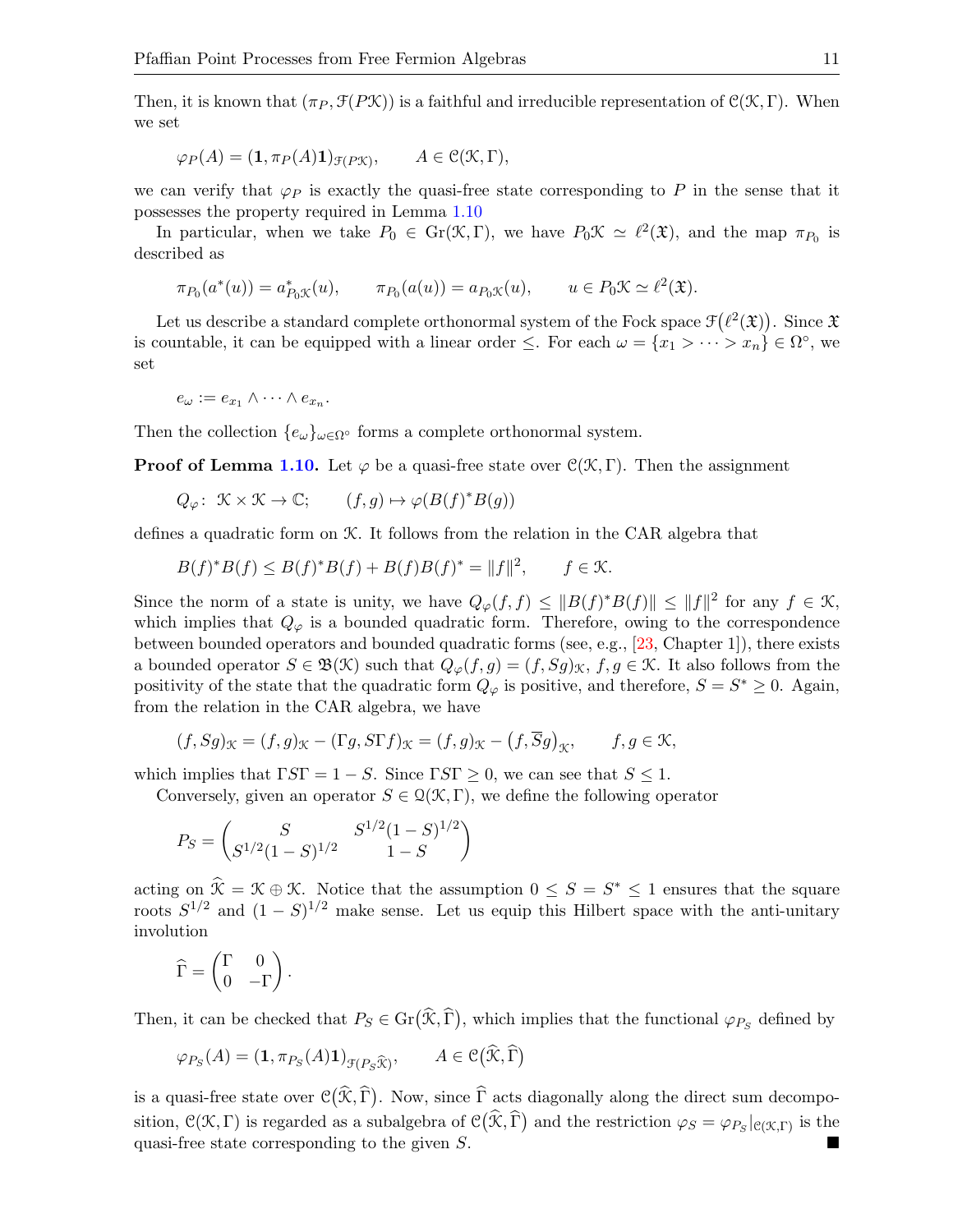Then, it is known that $(\pi_P, \mathcal{F}(P\mathcal{K}))$ is a faithful and irreducible representation of $\mathcal{C}(\mathcal{K}, \Gamma)$. When we set

$$\varphi_P(A) = (\mathbf{1}, \pi_P(A)\mathbf{1})_{\mathcal{F}(P\mathcal{K})}, \qquad A \in \mathcal{C}(\mathcal{K}, \Gamma),$$

we can verify that $\varphi_P$ is exactly the quasi-free state corresponding to $P$ in the sense that it possesses the property required in Lemma 1.10

In particular, when we take $P_0 \in \mathrm{Gr}(\mathcal{K}, \Gamma)$, we have $P_0\mathcal{K} \simeq \ell^2(\mathfrak{X})$, and the map $\pi_{P_0}$ is described as

$$\pi_{P_0}(a^*(u)) = a^*_{P_0\mathcal{K}}(u), \qquad \pi_{P_0}(a(u)) = a_{P_0\mathcal{K}}(u), \qquad u \in P_0\mathcal{K} \simeq \ell^2(\mathfrak{X}).$$

Let us describe a standard complete orthonormal system of the Fock space $\mathcal{F}\big(\ell^2(\mathfrak{X})\big)$. Since $\mathfrak{X}$ is countable, it can be equipped with a linear order $\leq$. For each $\omega = \{x_1 > \cdots > x_n\} \in \Omega^\circ$, we set

$$e_\omega := e_{x_1} \wedge \cdots \wedge e_{x_n}.$$

Then the collection $\{e_\omega\}_{\omega \in \Omega^\circ}$ forms a complete orthonormal system.

**Proof of Lemma 1.10.** Let $\varphi$ be a quasi-free state over $\mathcal{C}(\mathcal{K}, \Gamma)$. Then the assignment

$$Q_\varphi\colon\ \mathcal{K} \times \mathcal{K} \to \mathbb{C}; \qquad (f, g) \mapsto \varphi(B(f)^* B(g))$$

defines a quadratic form on $\mathcal{K}$. It follows from the relation in the CAR algebra that

$$B(f)^* B(f) \leq B(f)^* B(f) + B(f) B(f)^* = \|f\|^2, \qquad f \in \mathcal{K}.$$

Since the norm of a state is unity, we have $Q_\varphi(f, f) \leq \|B(f)^* B(f)\| \leq \|f\|^2$ for any $f \in \mathcal{K}$, which implies that $Q_\varphi$ is a bounded quadratic form. Therefore, owing to the correspondence between bounded operators and bounded quadratic forms (see, e.g., [23, Chapter 1]), there exists a bounded operator $S \in \mathfrak{B}(\mathcal{K})$ such that $Q_\varphi(f, g) = (f, Sg)_\mathcal{K}$, $f, g \in \mathcal{K}$. It also follows from the positivity of the state that the quadratic form $Q_\varphi$ is positive, and therefore, $S = S^* \geq 0$. Again, from the relation in the CAR algebra, we have

$$(f, Sg)_\mathcal{K} = (f, g)_\mathcal{K} - (\Gamma g, S\Gamma f)_\mathcal{K} = (f, g)_\mathcal{K} - \big(f, \overline{S} g\big)_\mathcal{K}, \qquad f, g \in \mathcal{K},$$

which implies that $\Gamma S \Gamma = 1 - S$. Since $\Gamma S \Gamma \geq 0$, we can see that $S \leq 1$.

Conversely, given an operator $S \in \mathcal{Q}(\mathcal{K}, \Gamma)$, we define the following operator

$$P_S = \begin{pmatrix} S & S^{1/2}(1-S)^{1/2} \\ S^{1/2}(1-S)^{1/2} & 1 - S \end{pmatrix}$$

acting on $\widehat{\mathcal{K}} = \mathcal{K} \oplus \mathcal{K}$. Notice that the assumption $0 \leq S = S^* \leq 1$ ensures that the square roots $S^{1/2}$ and $(1-S)^{1/2}$ make sense. Let us equip this Hilbert space with the anti-unitary involution

$$\widehat{\Gamma} = \begin{pmatrix} \Gamma & 0 \\ 0 & -\Gamma \end{pmatrix}.$$

Then, it can be checked that $P_S \in \mathrm{Gr}\big(\widehat{\mathcal{K}}, \widehat{\Gamma}\big)$, which implies that the functional $\varphi_{P_S}$ defined by

$$\varphi_{P_S}(A) = (\mathbf{1}, \pi_{P_S}(A)\mathbf{1})_{\mathcal{F}(P_S\widehat{\mathcal{K}})}, \qquad A \in \mathcal{C}\big(\widehat{\mathcal{K}}, \widehat{\Gamma}\big)$$

is a quasi-free state over $\mathcal{C}\big(\widehat{\mathcal{K}}, \widehat{\Gamma}\big)$. Now, since $\widehat{\Gamma}$ acts diagonally along the direct sum decomposition, $\mathcal{C}(\mathcal{K}, \Gamma)$ is regarded as a subalgebra of $\mathcal{C}\big(\widehat{\mathcal{K}}, \widehat{\Gamma}\big)$ and the restriction $\varphi_S = \varphi_{P_S}|_{\mathcal{C}(\mathcal{K}, \Gamma)}$ is the quasi-free state corresponding to the given $S$. ∎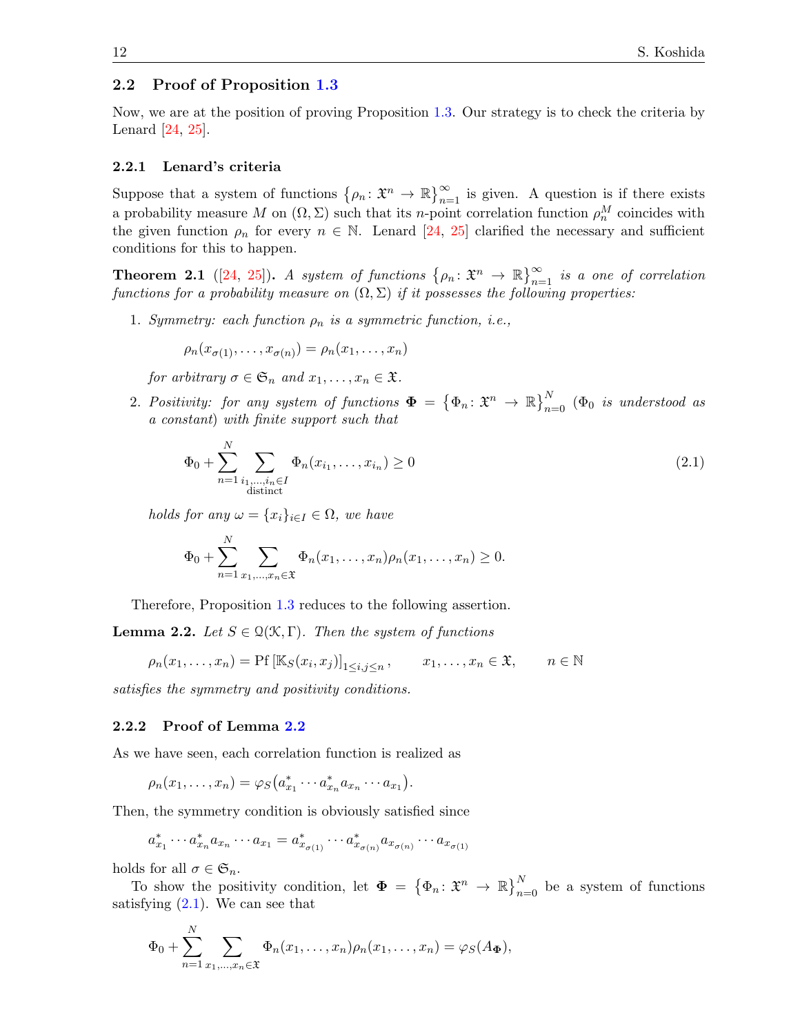### 2.2 Proof of Proposition 1.3

Now, we are at the position of proving Proposition 1.3. Our strategy is to check the criteria by Lenard [24, 25].

#### 2.2.1 Lenard's criteria

Suppose that a system of functions $\{\rho_n\colon \mathfrak{X}^n \to \mathbb{R}\}_{n=1}^{\infty}$ is given. A question is if there exists a probability measure $M$ on $(\Omega, \Sigma)$ such that its $n$-point correlation function $\rho_n^M$ coincides with the given function $\rho_n$ for every $n \in \mathbb{N}$. Lenard [24, 25] clarified the necessary and sufficient conditions for this to happen.

**Theorem 2.1** ([24, 25])**.** *A system of functions $\{\rho_n\colon \mathfrak{X}^n \to \mathbb{R}\}_{n=1}^{\infty}$ is a one of correlation functions for a probability measure on $(\Omega, \Sigma)$ if it possesses the following properties:*

1. *Symmetry: each function $\rho_n$ is a symmetric function, i.e.,*

$$\rho_n(x_{\sigma(1)}, \dots, x_{\sigma(n)}) = \rho_n(x_1, \dots, x_n)$$

*for arbitrary $\sigma \in \mathfrak{S}_n$ and $x_1, \dots, x_n \in \mathfrak{X}$.*

2. *Positivity: for any system of functions $\mathbf{\Phi} = \{\Phi_n\colon \mathfrak{X}^n \to \mathbb{R}\}_{n=0}^{N}$ ($\Phi_0$ is understood as a constant) with finite support such that*

$$\Phi_0 + \sum_{n=1}^{N} \sum_{\substack{i_1,\dots,i_n \in I \\ \text{distinct}}} \Phi_n(x_{i_1}, \dots, x_{i_n}) \geq 0 \tag{2.1}$$

*holds for any $\omega = \{x_i\}_{i\in I} \in \Omega$, we have*

$$\Phi_0 + \sum_{n=1}^{N} \sum_{x_1,\dots,x_n \in \mathfrak{X}} \Phi_n(x_1, \dots, x_n)\rho_n(x_1, \dots, x_n) \geq 0.$$

Therefore, Proposition 1.3 reduces to the following assertion.

**Lemma 2.2.** *Let $S \in \mathcal{Q}(\mathcal{K}, \Gamma)$. Then the system of functions*

$$\rho_n(x_1, \dots, x_n) = \operatorname{Pf}\left[\mathbb{K}_S(x_i, x_j)\right]_{1\leq i,j\leq n}, \qquad x_1, \dots, x_n \in \mathfrak{X}, \qquad n \in \mathbb{N}$$

*satisfies the symmetry and positivity conditions.*

#### 2.2.2 Proof of Lemma 2.2

As we have seen, each correlation function is realized as

$$\rho_n(x_1, \dots, x_n) = \varphi_S\big(a_{x_1}^* \cdots a_{x_n}^* a_{x_n} \cdots a_{x_1}\big).$$

Then, the symmetry condition is obviously satisfied since

$$a_{x_1}^* \cdots a_{x_n}^* a_{x_n} \cdots a_{x_1} = a_{x_{\sigma(1)}}^* \cdots a_{x_{\sigma(n)}}^* a_{x_{\sigma(n)}} \cdots a_{x_{\sigma(1)}}$$

holds for all $\sigma \in \mathfrak{S}_n$.

To show the positivity condition, let $\mathbf{\Phi} = \{\Phi_n\colon \mathfrak{X}^n \to \mathbb{R}\}_{n=0}^{N}$ be a system of functions satisfying (2.1). We can see that

$$\Phi_0 + \sum_{n=1}^{N} \sum_{x_1,\dots,x_n \in \mathfrak{X}} \Phi_n(x_1, \dots, x_n)\rho_n(x_1, \dots, x_n) = \varphi_S(A_{\mathbf{\Phi}}),$$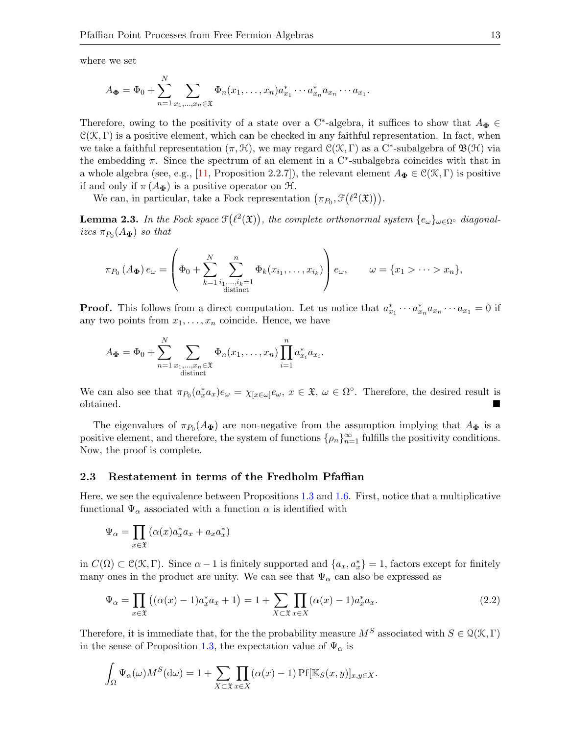where we set

$$A_{\mathbf{\Phi}} = \Phi_0 + \sum_{n=1}^{N} \sum_{x_1,\dots,x_n \in \mathfrak{X}} \Phi_n(x_1,\dots,x_n) a_{x_1}^* \cdots a_{x_n}^* a_{x_n} \cdots a_{x_1}.$$

Therefore, owing to the positivity of a state over a C*-algebra, it suffices to show that $A_{\mathbf{\Phi}} \in \mathcal{C}(\mathcal{K},\Gamma)$ is a positive element, which can be checked in any faithful representation. In fact, when we take a faithful representation $(\pi, \mathcal{H})$, we may regard $\mathcal{C}(\mathcal{K},\Gamma)$ as a C*-subalgebra of $\mathfrak{B}(\mathcal{H})$ via the embedding $\pi$. Since the spectrum of an element in a C*-subalgebra coincides with that in a whole algebra (see, e.g., [11, Proposition 2.2.7]), the relevant element $A_{\mathbf{\Phi}} \in \mathcal{C}(\mathcal{K},\Gamma)$ is positive if and only if $\pi(A_{\mathbf{\Phi}})$ is a positive operator on $\mathcal{H}$.

We can, in particular, take a Fock representation $\left(\pi_{P_0}, \mathcal{F}(\ell^2(\mathfrak{X}))\right)$.

**Lemma 2.3.** *In the Fock space $\mathcal{F}(\ell^2(\mathfrak{X}))$, the complete orthonormal system $\{e_\omega\}_{\omega\in\Omega^\circ}$ diagonalizes $\pi_{P_0}(A_{\mathbf{\Phi}})$ so that*

$$\pi_{P_0}(A_{\mathbf{\Phi}}) e_\omega = \left( \Phi_0 + \sum_{k=1}^{N} \sum_{\substack{i_1,\dots,i_k=1 \\ \text{distinct}}}^{n} \Phi_k(x_{i_1},\dots,x_{i_k}) \right) e_\omega, \qquad \omega = \{x_1 > \cdots > x_n\},$$

**Proof.** This follows from a direct computation. Let us notice that $a_{x_1}^* \cdots a_{x_n}^* a_{x_n} \cdots a_{x_1} = 0$ if any two points from $x_1,\dots,x_n$ coincide. Hence, we have

$$A_{\mathbf{\Phi}} = \Phi_0 + \sum_{n=1}^{N} \sum_{\substack{x_1,\dots,x_n \in \mathfrak{X} \\ \text{distinct}}} \Phi_n(x_1,\dots,x_n) \prod_{i=1}^{n} a_{x_i}^* a_{x_i}.$$

We can also see that $\pi_{P_0}(a_x^* a_x) e_\omega = \chi_{[x\in\omega]} e_\omega$, $x \in \mathfrak{X}$, $\omega \in \Omega^\circ$. Therefore, the desired result is obtained. ■

The eigenvalues of $\pi_{P_0}(A_{\mathbf{\Phi}})$ are non-negative from the assumption implying that $A_{\mathbf{\Phi}}$ is a positive element, and therefore, the system of functions $\{\rho_n\}_{n=1}^{\infty}$ fulfills the positivity conditions. Now, the proof is complete.

### 2.3 Restatement in terms of the Fredholm Pfaffian

Here, we see the equivalence between Propositions 1.3 and 1.6. First, notice that a multiplicative functional $\Psi_\alpha$ associated with a function $\alpha$ is identified with

$$\Psi_\alpha = \prod_{x\in\mathfrak{X}} \left( \alpha(x) a_x^* a_x + a_x a_x^* \right)$$

in $C(\Omega) \subset \mathcal{C}(\mathcal{K},\Gamma)$. Since $\alpha - 1$ is finitely supported and $\{a_x, a_x^*\} = 1$, factors except for finitely many ones in the product are unity. We can see that $\Psi_\alpha$ can also be expressed as

$$\Psi_\alpha = \prod_{x\in\mathfrak{X}} \left( (\alpha(x)-1) a_x^* a_x + 1 \right) = 1 + \sum_{X\subset\mathfrak{X}} \prod_{x\in X} (\alpha(x)-1) a_x^* a_x. \tag{2.2}$$

Therefore, it is immediate that, for the the probability measure $M^S$ associated with $S \in \mathcal{Q}(\mathcal{K},\Gamma)$ in the sense of Proposition 1.3, the expectation value of $\Psi_\alpha$ is

$$\int_\Omega \Psi_\alpha(\omega) M^S(\mathrm{d}\omega) = 1 + \sum_{X\subset\mathfrak{X}} \prod_{x\in X} (\alpha(x)-1) \operatorname{Pf}[\mathbb{K}_S(x,y)]_{x,y\in X}.$$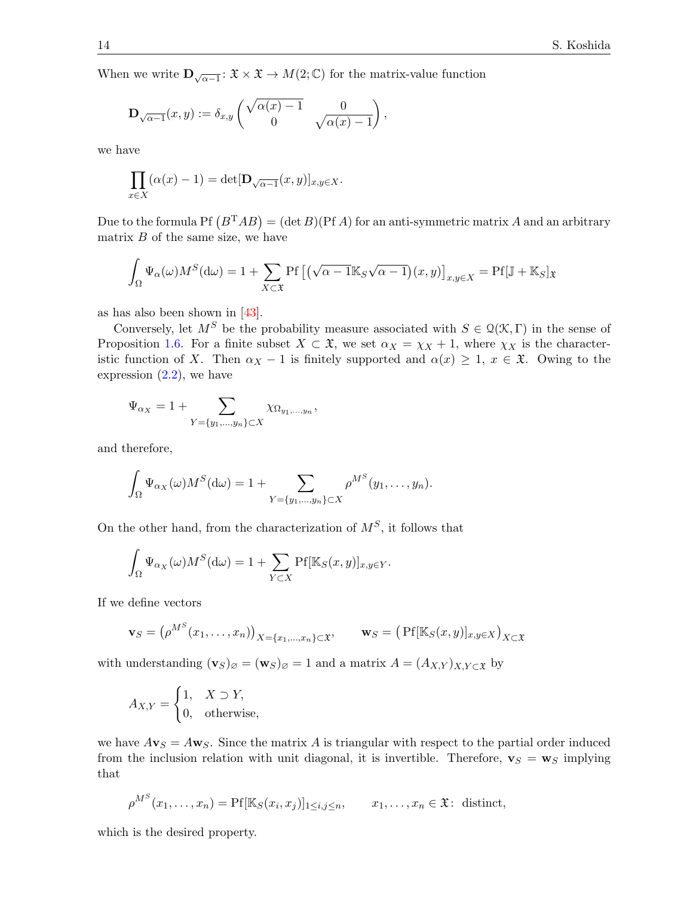When we write $\mathbf{D}_{\sqrt{\alpha-1}}\colon \mathfrak{X}\times\mathfrak{X}\to M(2;\mathbb{C})$ for the matrix-value function

$$\mathbf{D}_{\sqrt{\alpha-1}}(x,y) := \delta_{x,y}\begin{pmatrix}\sqrt{\alpha(x)-1} & 0\\ 0 & \sqrt{\alpha(x)-1}\end{pmatrix},$$

we have

$$\prod_{x\in X}(\alpha(x)-1) = \det[\mathbf{D}_{\sqrt{\alpha-1}}(x,y)]_{x,y\in X}.$$

Due to the formula $\mathrm{Pf}\left(B^{\mathrm{T}}AB\right) = (\det B)(\mathrm{Pf}\,A)$ for an anti-symmetric matrix $A$ and an arbitrary matrix $B$ of the same size, we have

$$\int_\Omega \Psi_\alpha(\omega)M^S(\mathrm{d}\omega) = 1 + \sum_{X\subset\mathfrak{X}}\mathrm{Pf}\left[\left(\sqrt{\alpha-1}\mathbb{K}_S\sqrt{\alpha-1}\right)(x,y)\right]_{x,y\in X} = \mathrm{Pf}[\mathbb{J}+\mathbb{K}_S]_{\mathfrak{X}}$$

as has also been shown in [43].

Conversely, let $M^S$ be the probability measure associated with $S\in\mathfrak{Q}(\mathcal{K},\Gamma)$ in the sense of Proposition 1.6. For a finite subset $X\subset\mathfrak{X}$, we set $\alpha_X = \chi_X + 1$, where $\chi_X$ is the characteristic function of $X$. Then $\alpha_X - 1$ is finitely supported and $\alpha(x)\geq 1$, $x\in\mathfrak{X}$. Owing to the expression (2.2), we have

$$\Psi_{\alpha_X} = 1 + \sum_{Y=\{y_1,\dots,y_n\}\subset X}\chi_{\Omega_{y_1,\dots,y_n}},$$

and therefore,

$$\int_\Omega \Psi_{\alpha_X}(\omega)M^S(\mathrm{d}\omega) = 1 + \sum_{Y=\{y_1,\dots,y_n\}\subset X}\rho^{M^S}(y_1,\dots,y_n).$$

On the other hand, from the characterization of $M^S$, it follows that

$$\int_\Omega \Psi_{\alpha_X}(\omega)M^S(\mathrm{d}\omega) = 1 + \sum_{Y\subset X}\mathrm{Pf}[\mathbb{K}_S(x,y)]_{x,y\in Y}.$$

If we define vectors

$$\mathbf{v}_S = \left(\rho^{M^S}(x_1,\dots,x_n)\right)_{X=\{x_1,\dots,x_n\}\subset\mathfrak{X}}, \qquad \mathbf{w}_S = \left(\mathrm{Pf}[\mathbb{K}_S(x,y)]_{x,y\in X}\right)_{X\subset\mathfrak{X}}$$

with understanding $(\mathbf{v}_S)_\varnothing = (\mathbf{w}_S)_\varnothing = 1$ and a matrix $A = (A_{X,Y})_{X,Y\subset\mathfrak{X}}$ by

$$A_{X,Y} = \begin{cases}1, & X\supset Y,\\ 0, & \text{otherwise},\end{cases}$$

we have $A\mathbf{v}_S = A\mathbf{w}_S$. Since the matrix $A$ is triangular with respect to the partial order induced from the inclusion relation with unit diagonal, it is invertible. Therefore, $\mathbf{v}_S = \mathbf{w}_S$ implying that

$$\rho^{M^S}(x_1,\dots,x_n) = \mathrm{Pf}[\mathbb{K}_S(x_i,x_j)]_{1\leq i,j\leq n}, \qquad x_1,\dots,x_n\in\mathfrak{X}\colon \text{ distinct},$$

which is the desired property.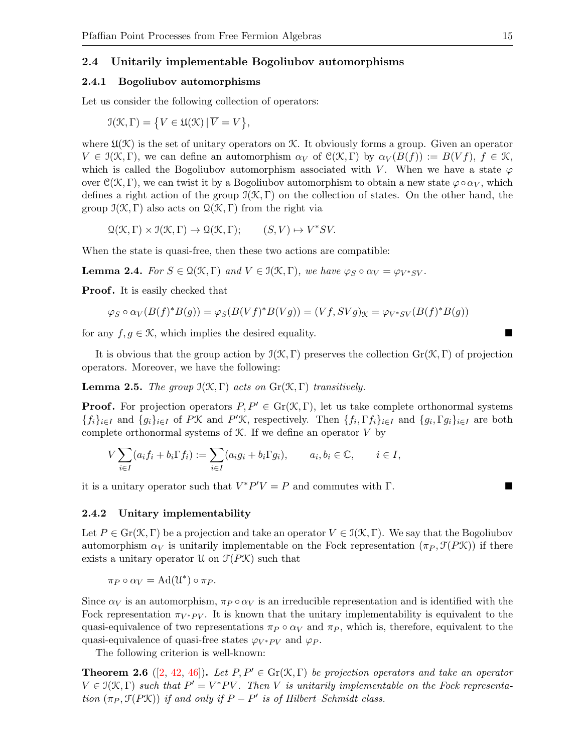### 2.4 Unitarily implementable Bogoliubov automorphisms

#### 2.4.1 Bogoliubov automorphisms

Let us consider the following collection of operators:

$$\mathcal{I}(\mathcal{K},\Gamma) = \{V \in \mathfrak{U}(\mathcal{K}) \,|\, \overline{V} = V\},$$

where $\mathfrak{U}(\mathcal{K})$ is the set of unitary operators on $\mathcal{K}$. It obviously forms a group. Given an operator $V \in \mathcal{I}(\mathcal{K},\Gamma)$, we can define an automorphism $\alpha_V$ of $\mathcal{C}(\mathcal{K},\Gamma)$ by $\alpha_V(B(f)) := B(Vf)$, $f \in \mathcal{K}$, which is called the Bogoliubov automorphism associated with $V$. When we have a state $\varphi$ over $\mathcal{C}(\mathcal{K},\Gamma)$, we can twist it by a Bogoliubov automorphism to obtain a new state $\varphi \circ \alpha_V$, which defines a right action of the group $\mathcal{I}(\mathcal{K},\Gamma)$ on the collection of states. On the other hand, the group $\mathcal{I}(\mathcal{K},\Gamma)$ also acts on $\mathcal{Q}(\mathcal{K},\Gamma)$ from the right via

$$\mathcal{Q}(\mathcal{K},\Gamma) \times \mathcal{I}(\mathcal{K},\Gamma) \to \mathcal{Q}(\mathcal{K},\Gamma); \qquad (S,V) \mapsto V^*SV.$$

When the state is quasi-free, then these two actions are compatible:

**Lemma 2.4.** *For $S \in \mathcal{Q}(\mathcal{K},\Gamma)$ and $V \in \mathcal{I}(\mathcal{K},\Gamma)$, we have $\varphi_S \circ \alpha_V = \varphi_{V^*SV}$.*

**Proof.** It is easily checked that

$$\varphi_S \circ \alpha_V(B(f)^*B(g)) = \varphi_S(B(Vf)^*B(Vg)) = (Vf, SVg)_{\mathcal{K}} = \varphi_{V^*SV}(B(f)^*B(g))$$

for any $f,g \in \mathcal{K}$, which implies the desired equality. ■

It is obvious that the group action by $\mathcal{I}(\mathcal{K},\Gamma)$ preserves the collection $\mathrm{Gr}(\mathcal{K},\Gamma)$ of projection operators. Moreover, we have the following:

**Lemma 2.5.** *The group $\mathcal{I}(\mathcal{K},\Gamma)$ acts on $\mathrm{Gr}(\mathcal{K},\Gamma)$ transitively.*

**Proof.** For projection operators $P, P' \in \mathrm{Gr}(\mathcal{K},\Gamma)$, let us take complete orthonormal systems $\{f_i\}_{i\in I}$ and $\{g_i\}_{i\in I}$ of $P\mathcal{K}$ and $P'\mathcal{K}$, respectively. Then $\{f_i, \Gamma f_i\}_{i\in I}$ and $\{g_i, \Gamma g_i\}_{i\in I}$ are both complete orthonormal systems of $\mathcal{K}$. If we define an operator $V$ by

$$V\sum_{i\in I}(a_i f_i + b_i \Gamma f_i) := \sum_{i\in I}(a_i g_i + b_i \Gamma g_i), \qquad a_i, b_i \in \mathbb{C}, \qquad i \in I,$$

it is a unitary operator such that $V^*P'V = P$ and commutes with $\Gamma$. ■

#### 2.4.2 Unitary implementability

Let $P \in \mathrm{Gr}(\mathcal{K},\Gamma)$ be a projection and take an operator $V \in \mathcal{I}(\mathcal{K},\Gamma)$. We say that the Bogoliubov automorphism $\alpha_V$ is unitarily implementable on the Fock representation $(\pi_P, \mathcal{F}(P\mathcal{K}))$ if there exists a unitary operator $\mathcal{U}$ on $\mathcal{F}(P\mathcal{K})$ such that

$$\pi_P \circ \alpha_V = \mathrm{Ad}(\mathcal{U}^*) \circ \pi_P.$$

Since $\alpha_V$ is an automorphism, $\pi_P \circ \alpha_V$ is an irreducible representation and is identified with the Fock representation $\pi_{V^*PV}$. It is known that the unitary implementability is equivalent to the quasi-equivalence of two representations $\pi_P \circ \alpha_V$ and $\pi_P$, which is, therefore, equivalent to the quasi-equivalence of quasi-free states $\varphi_{V^*PV}$ and $\varphi_P$.

The following criterion is well-known:

**Theorem 2.6** ([2, 42, 46])**.** *Let $P, P' \in \mathrm{Gr}(\mathcal{K},\Gamma)$ be projection operators and take an operator $V \in \mathcal{I}(\mathcal{K},\Gamma)$ such that $P' = V^*PV$. Then $V$ is unitarily implementable on the Fock representation $(\pi_P, \mathcal{F}(P\mathcal{K}))$ if and only if $P - P'$ is of Hilbert–Schmidt class.*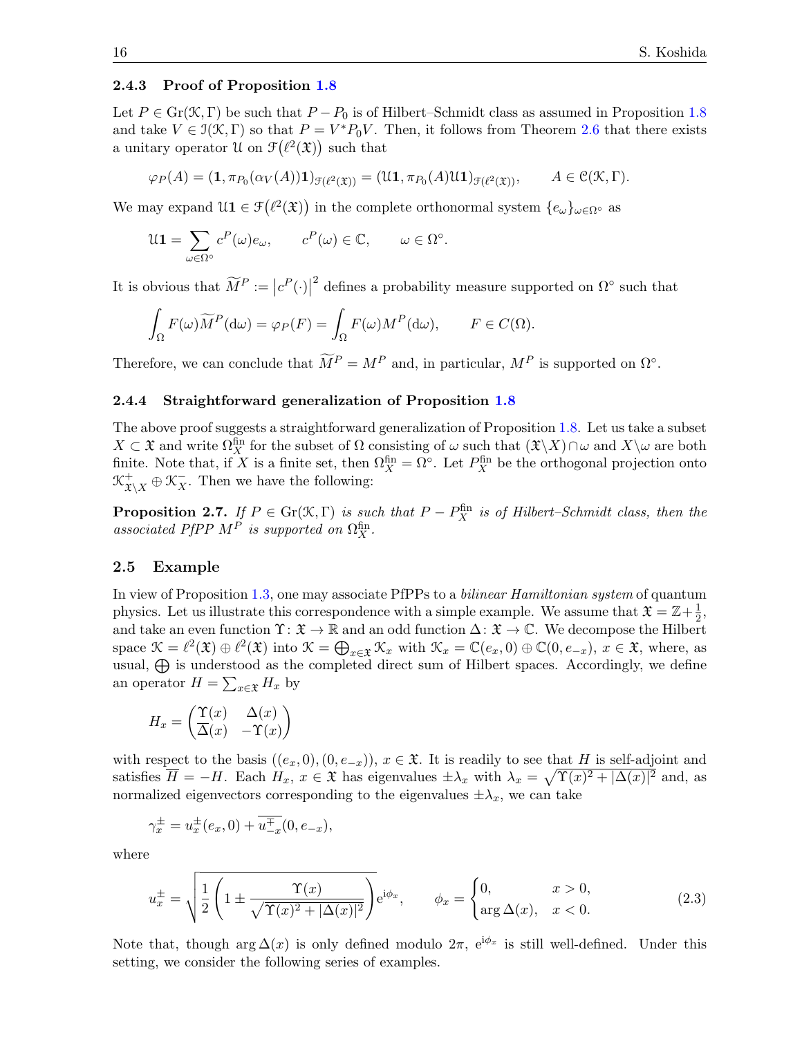### 2.4.3 Proof of Proposition 1.8

Let $P \in \mathrm{Gr}(\mathcal{K}, \Gamma)$ be such that $P - P_0$ is of Hilbert–Schmidt class as assumed in Proposition 1.8 and take $V \in \mathcal{I}(\mathcal{K}, \Gamma)$ so that $P = V^* P_0 V$. Then, it follows from Theorem 2.6 that there exists a unitary operator $\mathcal{U}$ on $\mathcal{F}\big(\ell^2(\mathfrak{X})\big)$ such that

$$\varphi_P(A) = (\mathbf{1}, \pi_{P_0}(\alpha_V(A))\mathbf{1})_{\mathcal{F}(\ell^2(\mathfrak{X}))} = (\mathcal{U}\mathbf{1}, \pi_{P_0}(A)\mathcal{U}\mathbf{1})_{\mathcal{F}(\ell^2(\mathfrak{X}))}, \qquad A \in \mathcal{C}(\mathcal{K}, \Gamma).$$

We may expand $\mathcal{U}\mathbf{1} \in \mathcal{F}\big(\ell^2(\mathfrak{X})\big)$ in the complete orthonormal system $\{e_\omega\}_{\omega \in \Omega^\circ}$ as

$$\mathcal{U}\mathbf{1} = \sum_{\omega \in \Omega^\circ} c^P(\omega) e_\omega, \qquad c^P(\omega) \in \mathbb{C}, \qquad \omega \in \Omega^\circ.$$

It is obvious that $\widetilde{M}^P := \big|c^P(\cdot)\big|^2$ defines a probability measure supported on $\Omega^\circ$ such that

$$\int_\Omega F(\omega) \widetilde{M}^P(\mathrm{d}\omega) = \varphi_P(F) = \int_\Omega F(\omega) M^P(\mathrm{d}\omega), \qquad F \in C(\Omega).$$

Therefore, we can conclude that $\widetilde{M}^P = M^P$ and, in particular, $M^P$ is supported on $\Omega^\circ$.

### 2.4.4 Straightforward generalization of Proposition 1.8

The above proof suggests a straightforward generalization of Proposition 1.8. Let us take a subset $X \subset \mathfrak{X}$ and write $\Omega_X^{\mathrm{fin}}$ for the subset of $\Omega$ consisting of $\omega$ such that $(\mathfrak{X} \backslash X) \cap \omega$ and $X \backslash \omega$ are both finite. Note that, if $X$ is a finite set, then $\Omega_X^{\mathrm{fin}} = \Omega^\circ$. Let $P_X^{\mathrm{fin}}$ be the orthogonal projection onto $\mathcal{K}^+_{\mathfrak{X} \backslash X} \oplus \mathcal{K}^-_X$. Then we have the following:

**Proposition 2.7.** *If $P \in \mathrm{Gr}(\mathcal{K}, \Gamma)$ is such that $P - P_X^{\mathrm{fin}}$ is of Hilbert–Schmidt class, then the associated PfPP $M^P$ is supported on $\Omega_X^{\mathrm{fin}}$.*

## 2.5 Example

In view of Proposition 1.3, one may associate PfPPs to a *bilinear Hamiltonian system* of quantum physics. Let us illustrate this correspondence with a simple example. We assume that $\mathfrak{X} = \mathbb{Z} + \frac{1}{2}$, and take an even function $\Upsilon \colon \mathfrak{X} \to \mathbb{R}$ and an odd function $\Delta \colon \mathfrak{X} \to \mathbb{C}$. We decompose the Hilbert space $\mathcal{K} = \ell^2(\mathfrak{X}) \oplus \ell^2(\mathfrak{X})$ into $\mathcal{K} = \bigoplus_{x \in \mathfrak{X}} \mathcal{K}_x$ with $\mathcal{K}_x = \mathbb{C}(e_x, 0) \oplus \mathbb{C}(0, e_{-x})$, $x \in \mathfrak{X}$, where, as usual, $\bigoplus$ is understood as the completed direct sum of Hilbert spaces. Accordingly, we define an operator $H = \sum_{x \in \mathfrak{X}} H_x$ by

$$H_x = \begin{pmatrix} \Upsilon(x) & \Delta(x) \\ \overline{\Delta}(x) & -\Upsilon(x) \end{pmatrix}$$

with respect to the basis $((e_x, 0), (0, e_{-x}))$, $x \in \mathfrak{X}$. It is readily to see that $H$ is self-adjoint and satisfies $\overline{H} = -H$. Each $H_x$, $x \in \mathfrak{X}$ has eigenvalues $\pm\lambda_x$ with $\lambda_x = \sqrt{\Upsilon(x)^2 + |\Delta(x)|^2}$ and, as normalized eigenvectors corresponding to the eigenvalues $\pm\lambda_x$, we can take

$$\gamma_x^\pm = u_x^\pm (e_x, 0) + \overline{u_{-x}^\mp}(0, e_{-x}),$$

where

$$u_x^\pm = \sqrt{\frac{1}{2}\left(1 \pm \frac{\Upsilon(x)}{\sqrt{\Upsilon(x)^2 + |\Delta(x)|^2}}\right)} \mathrm{e}^{\mathrm{i}\phi_x}, \qquad \phi_x = \begin{cases} 0, & x > 0, \\ \arg \Delta(x), & x < 0. \end{cases} \tag{2.3}$$

Note that, though $\arg \Delta(x)$ is only defined modulo $2\pi$, $\mathrm{e}^{\mathrm{i}\phi_x}$ is still well-defined. Under this setting, we consider the following series of examples.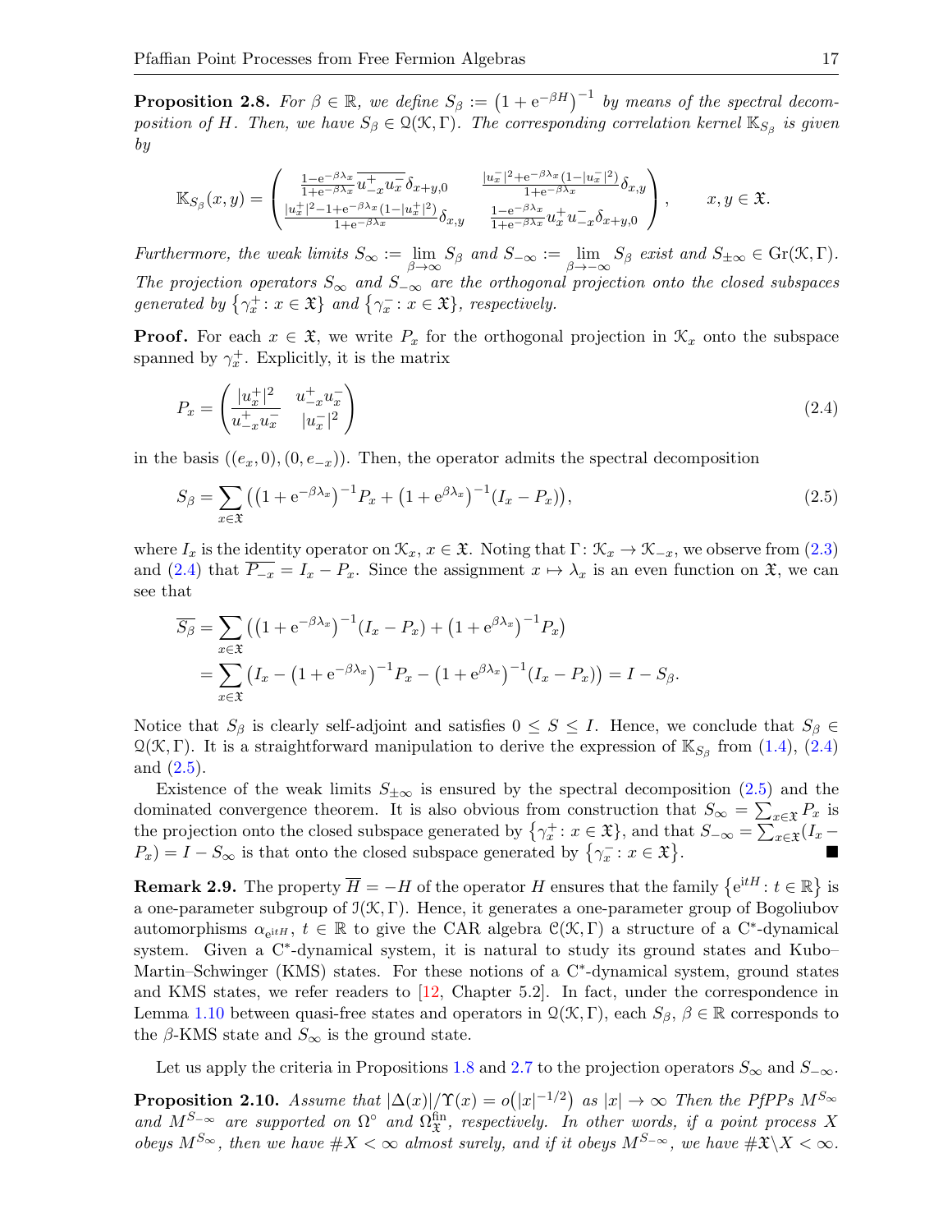**Proposition 2.8.** *For $\beta \in \mathbb{R}$, we define $S_\beta := \left(1 + \mathrm{e}^{-\beta H}\right)^{-1}$ by means of the spectral decomposition of $H$. Then, we have $S_\beta \in \mathcal{Q}(\mathcal{K}, \Gamma)$. The corresponding correlation kernel $\mathbb{K}_{S_\beta}$ is given by*

$$\mathbb{K}_{S_\beta}(x,y) = \begin{pmatrix} \frac{1-\mathrm{e}^{-\beta\lambda_x}}{1+\mathrm{e}^{-\beta\lambda_x}} \overline{u_{-x}^+ u_x^-} \delta_{x+y,0} & \frac{|u_x^-|^2 + \mathrm{e}^{-\beta\lambda_x}(1-|u_x^-|^2)}{1+\mathrm{e}^{-\beta\lambda_x}} \delta_{x,y} \\ \frac{|u_x^+|^2 - 1 + \mathrm{e}^{-\beta\lambda_x}(1-|u_x^+|^2)}{1+\mathrm{e}^{-\beta\lambda_x}} \delta_{x,y} & \frac{1-\mathrm{e}^{-\beta\lambda_x}}{1+\mathrm{e}^{-\beta\lambda_x}} u_x^+ u_{-x}^- \delta_{x+y,0} \end{pmatrix}, \qquad x, y \in \mathfrak{X}.$$

*Furthermore, the weak limits $S_\infty := \lim_{\beta\to\infty} S_\beta$ and $S_{-\infty} := \lim_{\beta\to-\infty} S_\beta$ exist and $S_{\pm\infty} \in \mathrm{Gr}(\mathcal{K}, \Gamma)$. The projection operators $S_\infty$ and $S_{-\infty}$ are the orthogonal projection onto the closed subspaces generated by $\{\gamma_x^+ : x \in \mathfrak{X}\}$ and $\{\gamma_x^- : x \in \mathfrak{X}\}$, respectively.*

**Proof.** For each $x \in \mathfrak{X}$, we write $P_x$ for the orthogonal projection in $\mathcal{K}_x$ onto the subspace spanned by $\gamma_x^+$. Explicitly, it is the matrix

$$P_x = \begin{pmatrix} |u_x^+|^2 & u_{-x}^+ u_x^- \\ \overline{u_{-x}^+ u_x^-} & |u_x^-|^2 \end{pmatrix} \tag{2.4}$$

in the basis $((e_x, 0), (0, e_{-x}))$. Then, the operator admits the spectral decomposition

$$S_\beta = \sum_{x\in\mathfrak{X}} \left( \left(1 + \mathrm{e}^{-\beta\lambda_x}\right)^{-1} P_x + \left(1 + \mathrm{e}^{\beta\lambda_x}\right)^{-1} (I_x - P_x) \right), \tag{2.5}$$

where $I_x$ is the identity operator on $\mathcal{K}_x$, $x \in \mathfrak{X}$. Noting that $\Gamma : \mathcal{K}_x \to \mathcal{K}_{-x}$, we observe from (2.3) and (2.4) that $\overline{P_{-x}} = I_x - P_x$. Since the assignment $x \mapsto \lambda_x$ is an even function on $\mathfrak{X}$, we can see that

$$\begin{aligned} \overline{S_\beta} &= \sum_{x\in\mathfrak{X}} \left( \left(1 + \mathrm{e}^{-\beta\lambda_x}\right)^{-1} (I_x - P_x) + \left(1 + \mathrm{e}^{\beta\lambda_x}\right)^{-1} P_x \right) \\ &= \sum_{x\in\mathfrak{X}} \left( I_x - \left(1 + \mathrm{e}^{-\beta\lambda_x}\right)^{-1} P_x - \left(1 + \mathrm{e}^{\beta\lambda_x}\right)^{-1} (I_x - P_x) \right) = I - S_\beta. \end{aligned}$$

Notice that $S_\beta$ is clearly self-adjoint and satisfies $0 \le S \le I$. Hence, we conclude that $S_\beta \in \mathcal{Q}(\mathcal{K}, \Gamma)$. It is a straightforward manipulation to derive the expression of $\mathbb{K}_{S_\beta}$ from (1.4), (2.4) and (2.5).

Existence of the weak limits $S_{\pm\infty}$ is ensured by the spectral decomposition (2.5) and the dominated convergence theorem. It is also obvious from construction that $S_\infty = \sum_{x\in\mathfrak{X}} P_x$ is the projection onto the closed subspace generated by $\{\gamma_x^+ : x \in \mathfrak{X}\}$, and that $S_{-\infty} = \sum_{x\in\mathfrak{X}} (I_x - P_x) = I - S_\infty$ is that onto the closed subspace generated by $\{\gamma_x^- : x \in \mathfrak{X}\}$. ■

**Remark 2.9.** The property $\overline{H} = -H$ of the operator $H$ ensures that the family $\{\mathrm{e}^{\mathrm{i}tH} : t \in \mathbb{R}\}$ is a one-parameter subgroup of $\mathcal{I}(\mathcal{K}, \Gamma)$. Hence, it generates a one-parameter group of Bogoliubov automorphisms $\alpha_{\mathrm{e}^{\mathrm{i}tH}}$, $t \in \mathbb{R}$ to give the CAR algebra $\mathcal{C}(\mathcal{K}, \Gamma)$ a structure of a C*-dynamical system. Given a C*-dynamical system, it is natural to study its ground states and Kubo–Martin–Schwinger (KMS) states. For these notions of a C*-dynamical system, ground states and KMS states, we refer readers to [12, Chapter 5.2]. In fact, under the correspondence in Lemma 1.10 between quasi-free states and operators in $\mathcal{Q}(\mathcal{K}, \Gamma)$, each $S_\beta$, $\beta \in \mathbb{R}$ corresponds to the $\beta$-KMS state and $S_\infty$ is the ground state.

Let us apply the criteria in Propositions 1.8 and 2.7 to the projection operators $S_\infty$ and $S_{-\infty}$.

**Proposition 2.10.** *Assume that $|\Delta(x)|/\Upsilon(x) = o\big(|x|^{-1/2}\big)$ as $|x| \to \infty$ Then the PfPPs $M^{S_\infty}$ and $M^{S_{-\infty}}$ are supported on $\Omega^\circ$ and $\Omega_{\mathfrak{X}}^{\mathrm{fin}}$, respectively. In other words, if a point process $X$ obeys $M^{S_\infty}$, then we have $\#X < \infty$ almost surely, and if it obeys $M^{S_{-\infty}}$, we have $\#\mathfrak{X}\backslash X < \infty$.*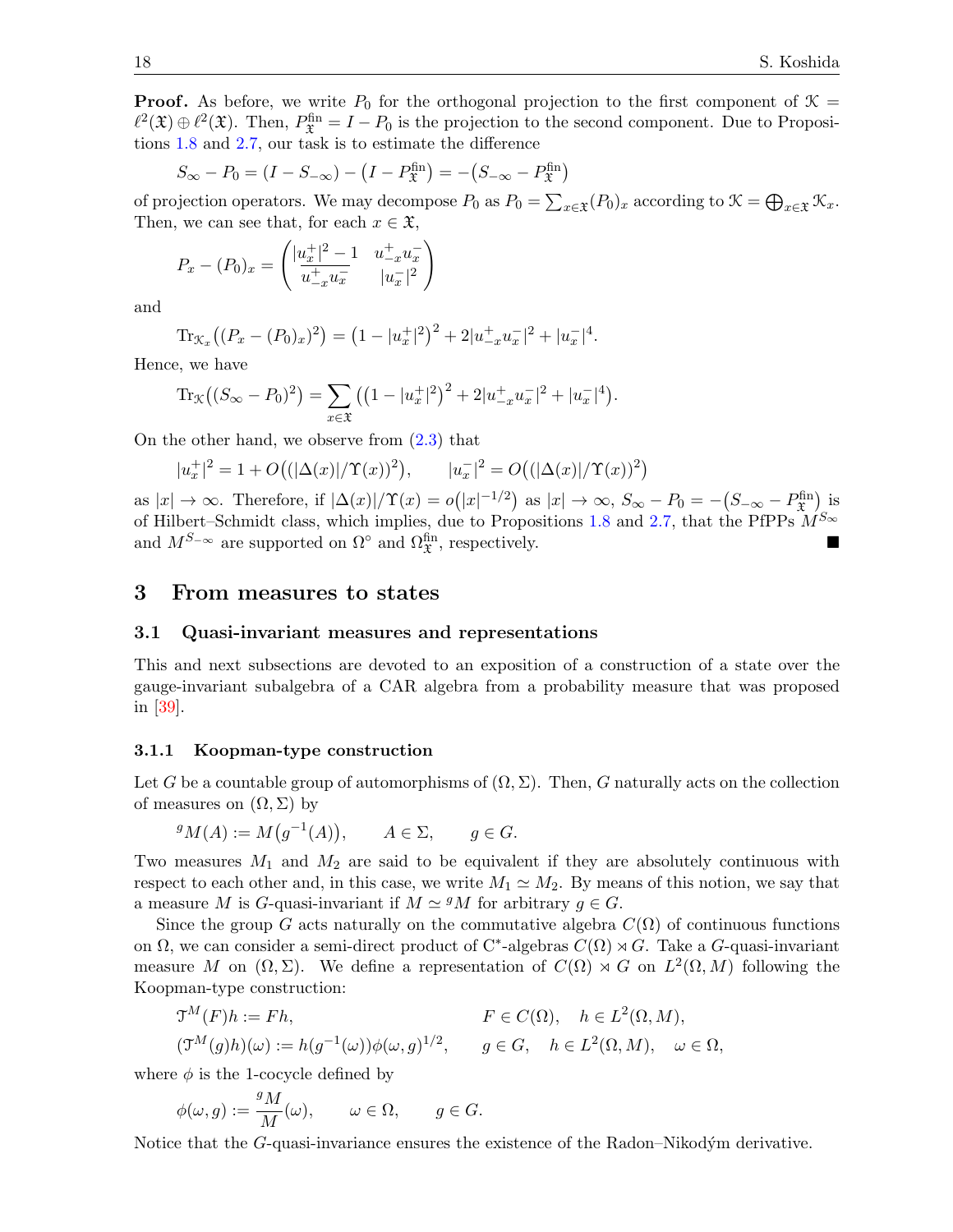**Proof.** As before, we write $P_0$ for the orthogonal projection to the first component of $\mathcal{K} = \ell^2(\mathfrak{X}) \oplus \ell^2(\mathfrak{X})$. Then, $P^{\mathrm{fin}}_{\mathfrak{X}} = I - P_0$ is the projection to the second component. Due to Propositions 1.8 and 2.7, our task is to estimate the difference

$$S_\infty - P_0 = (I - S_{-\infty}) - \big(I - P^{\mathrm{fin}}_{\mathfrak{X}}\big) = -\big(S_{-\infty} - P^{\mathrm{fin}}_{\mathfrak{X}}\big)$$

of projection operators. We may decompose $P_0$ as $P_0 = \sum_{x\in\mathfrak{X}} (P_0)_x$ according to $\mathcal{K} = \bigoplus_{x\in\mathfrak{X}} \mathcal{K}_x$. Then, we can see that, for each $x \in \mathfrak{X}$,

$$P_x - (P_0)_x = \begin{pmatrix} |u^+_x|^2 - 1 & u^+_{-x} u^-_x \\ \overline{u^+_{-x} u^-_x} & |u^-_x|^2 \end{pmatrix}$$

and

$$\mathrm{Tr}_{\mathcal{K}_x}\big((P_x - (P_0)_x)^2\big) = \big(1 - |u^+_x|^2\big)^2 + 2|u^+_{-x} u^-_x|^2 + |u^-_x|^4.$$

Hence, we have

$$\mathrm{Tr}_{\mathcal{K}}\big((S_\infty - P_0)^2\big) = \sum_{x\in\mathfrak{X}} \big(\big(1 - |u^+_x|^2\big)^2 + 2|u^+_{-x} u^-_x|^2 + |u^-_x|^4\big).$$

On the other hand, we observe from (2.3) that

$$|u^+_x|^2 = 1 + O\big((|\Delta(x)|/\Upsilon(x))^2\big), \qquad |u^-_x|^2 = O\big((|\Delta(x)|/\Upsilon(x))^2\big)$$

as $|x| \to \infty$. Therefore, if $|\Delta(x)|/\Upsilon(x) = o\big(|x|^{-1/2}\big)$ as $|x| \to \infty$, $S_\infty - P_0 = -\big(S_{-\infty} - P^{\mathrm{fin}}_{\mathfrak{X}}\big)$ is of Hilbert–Schmidt class, which implies, due to Propositions 1.8 and 2.7, that the PfPPs $M^{S_\infty}$ and $M^{S_{-\infty}}$ are supported on $\Omega^\circ$ and $\Omega^{\mathrm{fin}}_{\mathfrak{X}}$, respectively. ■

# 3 From measures to states

## 3.1 Quasi-invariant measures and representations

This and next subsections are devoted to an exposition of a construction of a state over the gauge-invariant subalgebra of a CAR algebra from a probability measure that was proposed in [39].

### 3.1.1 Koopman-type construction

Let $G$ be a countable group of automorphisms of $(\Omega, \Sigma)$. Then, $G$ naturally acts on the collection of measures on $(\Omega, \Sigma)$ by

$${}^g M(A) := M\big(g^{-1}(A)\big), \qquad A \in \Sigma, \qquad g \in G.$$

Two measures $M_1$ and $M_2$ are said to be equivalent if they are absolutely continuous with respect to each other and, in this case, we write $M_1 \simeq M_2$. By means of this notion, we say that a measure $M$ is $G$-quasi-invariant if $M \simeq {}^g M$ for arbitrary $g \in G$.

Since the group $G$ acts naturally on the commutative algebra $C(\Omega)$ of continuous functions on $\Omega$, we can consider a semi-direct product of C*-algebras $C(\Omega) \rtimes G$. Take a $G$-quasi-invariant measure $M$ on $(\Omega, \Sigma)$. We define a representation of $C(\Omega) \rtimes G$ on $L^2(\Omega, M)$ following the Koopman-type construction:

$$\mathcal{T}^M(F)h := Fh, \qquad F \in C(\Omega), \quad h \in L^2(\Omega, M),$$
$$(\mathcal{T}^M(g)h)(\omega) := h(g^{-1}(\omega))\phi(\omega, g)^{1/2}, \qquad g \in G, \quad h \in L^2(\Omega, M), \quad \omega \in \Omega,$$

where $\phi$ is the 1-cocycle defined by

$$\phi(\omega, g) := \frac{{}^g M}{M}(\omega), \qquad \omega \in \Omega, \qquad g \in G.$$

Notice that the $G$-quasi-invariance ensures the existence of the Radon–Nikodým derivative.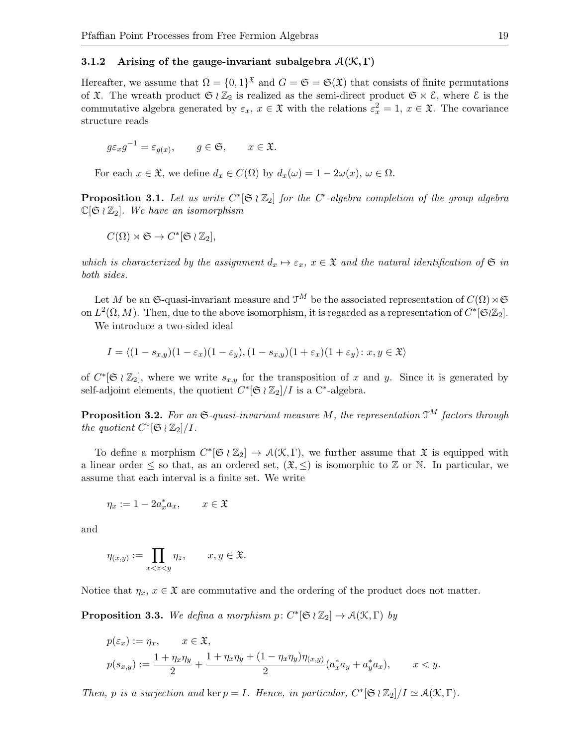### 3.1.2 Arising of the gauge-invariant subalgebra $\mathcal{A}(\mathcal{K}, \Gamma)$

Hereafter, we assume that $\Omega = \{0,1\}^{\mathfrak{X}}$ and $G = \mathfrak{S} = \mathfrak{S}(\mathfrak{X})$ that consists of finite permutations of $\mathfrak{X}$. The wreath product $\mathfrak{S} \wr \mathbb{Z}_2$ is realized as the semi-direct product $\mathfrak{S} \ltimes \mathcal{E}$, where $\mathcal{E}$ is the commutative algebra generated by $\varepsilon_x$, $x \in \mathfrak{X}$ with the relations $\varepsilon_x^2 = 1$, $x \in \mathfrak{X}$. The covariance structure reads

$$g \varepsilon_x g^{-1} = \varepsilon_{g(x)}, \qquad g \in \mathfrak{S}, \qquad x \in \mathfrak{X}.$$

For each $x \in \mathfrak{X}$, we define $d_x \in C(\Omega)$ by $d_x(\omega) = 1 - 2\omega(x)$, $\omega \in \Omega$.

**Proposition 3.1.** *Let us write $C^*[\mathfrak{S} \wr \mathbb{Z}_2]$ for the $C^*$-algebra completion of the group algebra $\mathbb{C}[\mathfrak{S} \wr \mathbb{Z}_2]$. We have an isomorphism*

$$C(\Omega) \rtimes \mathfrak{S} \to C^*[\mathfrak{S} \wr \mathbb{Z}_2],$$

*which is characterized by the assignment $d_x \mapsto \varepsilon_x$, $x \in \mathfrak{X}$ and the natural identification of $\mathfrak{S}$ in both sides.*

Let $M$ be an $\mathfrak{S}$-quasi-invariant measure and $\mathcal{T}^M$ be the associated representation of $C(\Omega) \rtimes \mathfrak{S}$ on $L^2(\Omega, M)$. Then, due to the above isomorphism, it is regarded as a representation of $C^*[\mathfrak{S} \wr \mathbb{Z}_2]$.

We introduce a two-sided ideal

$$I = \langle (1 - s_{x,y})(1 - \varepsilon_x)(1 - \varepsilon_y), (1 - s_{x,y})(1 + \varepsilon_x)(1 + \varepsilon_y) \colon x, y \in \mathfrak{X} \rangle$$

of $C^*[\mathfrak{S} \wr \mathbb{Z}_2]$, where we write $s_{x,y}$ for the transposition of $x$ and $y$. Since it is generated by self-adjoint elements, the quotient $C^*[\mathfrak{S} \wr \mathbb{Z}_2]/I$ is a C$^*$-algebra.

**Proposition 3.2.** *For an $\mathfrak{S}$-quasi-invariant measure $M$, the representation $\mathcal{T}^M$ factors through the quotient $C^*[\mathfrak{S} \wr \mathbb{Z}_2]/I$.*

To define a morphism $C^*[\mathfrak{S} \wr \mathbb{Z}_2] \to \mathcal{A}(\mathcal{K}, \Gamma)$, we further assume that $\mathfrak{X}$ is equipped with a linear order $\leq$ so that, as an ordered set, $(\mathfrak{X}, \leq)$ is isomorphic to $\mathbb{Z}$ or $\mathbb{N}$. In particular, we assume that each interval is a finite set. We write

$$\eta_x := 1 - 2a_x^* a_x, \qquad x \in \mathfrak{X}$$

and

$$\eta_{(x,y)} := \prod_{x<z<y} \eta_z, \qquad x, y \in \mathfrak{X}.$$

Notice that $\eta_x$, $x \in \mathfrak{X}$ are commutative and the ordering of the product does not matter.

**Proposition 3.3.** *We defina a morphism $p \colon C^*[\mathfrak{S} \wr \mathbb{Z}_2] \to \mathcal{A}(\mathcal{K}, \Gamma)$ by*

$$p(\varepsilon_x) := \eta_x, \qquad x \in \mathfrak{X},$$

$$p(s_{x,y}) := \frac{1 + \eta_x \eta_y}{2} + \frac{1 + \eta_x \eta_y + (1 - \eta_x \eta_y)\eta_{(x,y)}}{2}(a_x^* a_y + a_y^* a_x), \qquad x < y.$$

*Then, $p$ is a surjection and $\ker p = I$. Hence, in particular, $C^*[\mathfrak{S} \wr \mathbb{Z}_2]/I \simeq \mathcal{A}(\mathcal{K}, \Gamma)$.*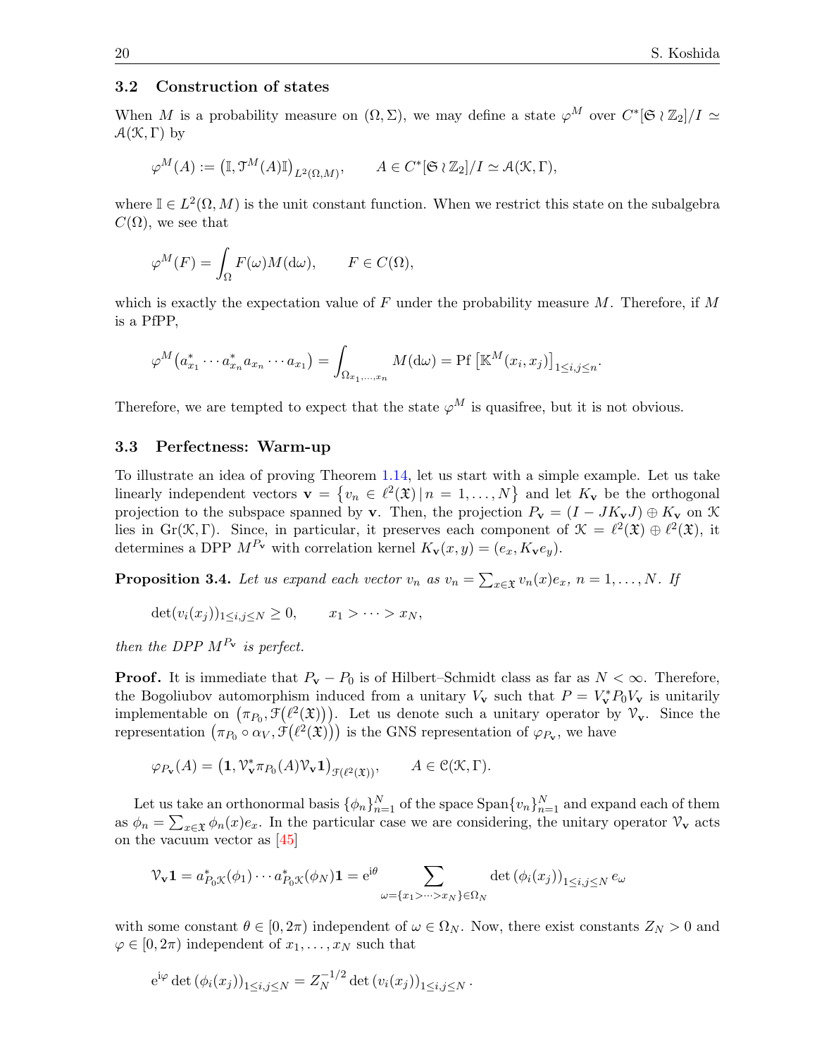### 3.2 Construction of states

When $M$ is a probability measure on $(\Omega, \Sigma)$, we may define a state $\varphi^M$ over $C^*[\mathfrak{S} \wr \mathbb{Z}_2]/I \simeq \mathcal{A}(\mathcal{K}, \Gamma)$ by

$$\varphi^M(A) := \big(\mathbb{I}, \mathcal{T}^M(A)\mathbb{I}\big)_{L^2(\Omega, M)}, \qquad A \in C^*[\mathfrak{S} \wr \mathbb{Z}_2]/I \simeq \mathcal{A}(\mathcal{K}, \Gamma),$$

where $\mathbb{I} \in L^2(\Omega, M)$ is the unit constant function. When we restrict this state on the subalgebra $C(\Omega)$, we see that

$$\varphi^M(F) = \int_\Omega F(\omega) M(\mathrm{d}\omega), \qquad F \in C(\Omega),$$

which is exactly the expectation value of $F$ under the probability measure $M$. Therefore, if $M$ is a PfPP,

$$\varphi^M\big(a^*_{x_1} \cdots a^*_{x_n} a_{x_n} \cdots a_{x_1}\big) = \int_{\Omega_{x_1, \dots, x_n}} M(\mathrm{d}\omega) = \operatorname{Pf}\big[\mathbb{K}^M(x_i, x_j)\big]_{1 \le i,j \le n}.$$

Therefore, we are tempted to expect that the state $\varphi^M$ is quasifree, but it is not obvious.

### 3.3 Perfectness: Warm-up

To illustrate an idea of proving Theorem 1.14, let us start with a simple example. Let us take linearly independent vectors $\mathbf{v} = \{v_n \in \ell^2(\mathfrak{X}) \,|\, n = 1, \dots, N\}$ and let $K_\mathbf{v}$ be the orthogonal projection to the subspace spanned by $\mathbf{v}$. Then, the projection $P_\mathbf{v} = (I - JK_\mathbf{v}J) \oplus K_\mathbf{v}$ on $\mathcal{K}$ lies in $\operatorname{Gr}(\mathcal{K}, \Gamma)$. Since, in particular, it preserves each component of $\mathcal{K} = \ell^2(\mathfrak{X}) \oplus \ell^2(\mathfrak{X})$, it determines a DPP $M^{P_\mathbf{v}}$ with correlation kernel $K_\mathbf{v}(x, y) = (e_x, K_\mathbf{v} e_y)$.

**Proposition 3.4.** *Let us expand each vector $v_n$ as $v_n = \sum_{x \in \mathfrak{X}} v_n(x) e_x$, $n = 1, \dots, N$. If*

$$\det(v_i(x_j))_{1 \le i,j \le N} \ge 0, \qquad x_1 > \cdots > x_N,$$

*then the DPP $M^{P_\mathbf{v}}$ is perfect.*

**Proof.** It is immediate that $P_\mathbf{v} - P_0$ is of Hilbert–Schmidt class as far as $N < \infty$. Therefore, the Bogoliubov automorphism induced from a unitary $V_\mathbf{v}$ such that $P = V^*_\mathbf{v} P_0 V_\mathbf{v}$ is unitarily implementable on $\big(\pi_{P_0}, \mathcal{F}\big(\ell^2(\mathfrak{X})\big)\big)$. Let us denote such a unitary operator by $\mathcal{V}_\mathbf{v}$. Since the representation $\big(\pi_{P_0} \circ \alpha_V, \mathcal{F}\big(\ell^2(\mathfrak{X})\big)\big)$ is the GNS representation of $\varphi_{P_\mathbf{v}}$, we have

$$\varphi_{P_\mathbf{v}}(A) = \big(\mathbf{1}, \mathcal{V}^*_\mathbf{v} \pi_{P_0}(A) \mathcal{V}_\mathbf{v} \mathbf{1}\big)_{\mathcal{F}(\ell^2(\mathfrak{X}))}, \qquad A \in \mathcal{C}(\mathcal{K}, \Gamma).$$

Let us take an orthonormal basis $\{\phi_n\}_{n=1}^N$ of the space $\operatorname{Span}\{v_n\}_{n=1}^N$ and expand each of them as $\phi_n = \sum_{x \in \mathfrak{X}} \phi_n(x) e_x$. In the particular case we are considering, the unitary operator $\mathcal{V}_\mathbf{v}$ acts on the vacuum vector as [45]

$$\mathcal{V}_\mathbf{v} \mathbf{1} = a^*_{P_0\mathcal{K}}(\phi_1) \cdots a^*_{P_0\mathcal{K}}(\phi_N) \mathbf{1} = \mathrm{e}^{\mathrm{i}\theta} \sum_{\omega = \{x_1 > \cdots > x_N\} \in \Omega_N} \det\left(\phi_i(x_j)\right)_{1 \le i,j \le N} e_\omega$$

with some constant $\theta \in [0, 2\pi)$ independent of $\omega \in \Omega_N$. Now, there exist constants $Z_N > 0$ and $\varphi \in [0, 2\pi)$ independent of $x_1, \dots, x_N$ such that

$$\mathrm{e}^{\mathrm{i}\varphi} \det\left(\phi_i(x_j)\right)_{1 \le i,j \le N} = Z_N^{-1/2} \det\left(v_i(x_j)\right)_{1 \le i,j \le N}.$$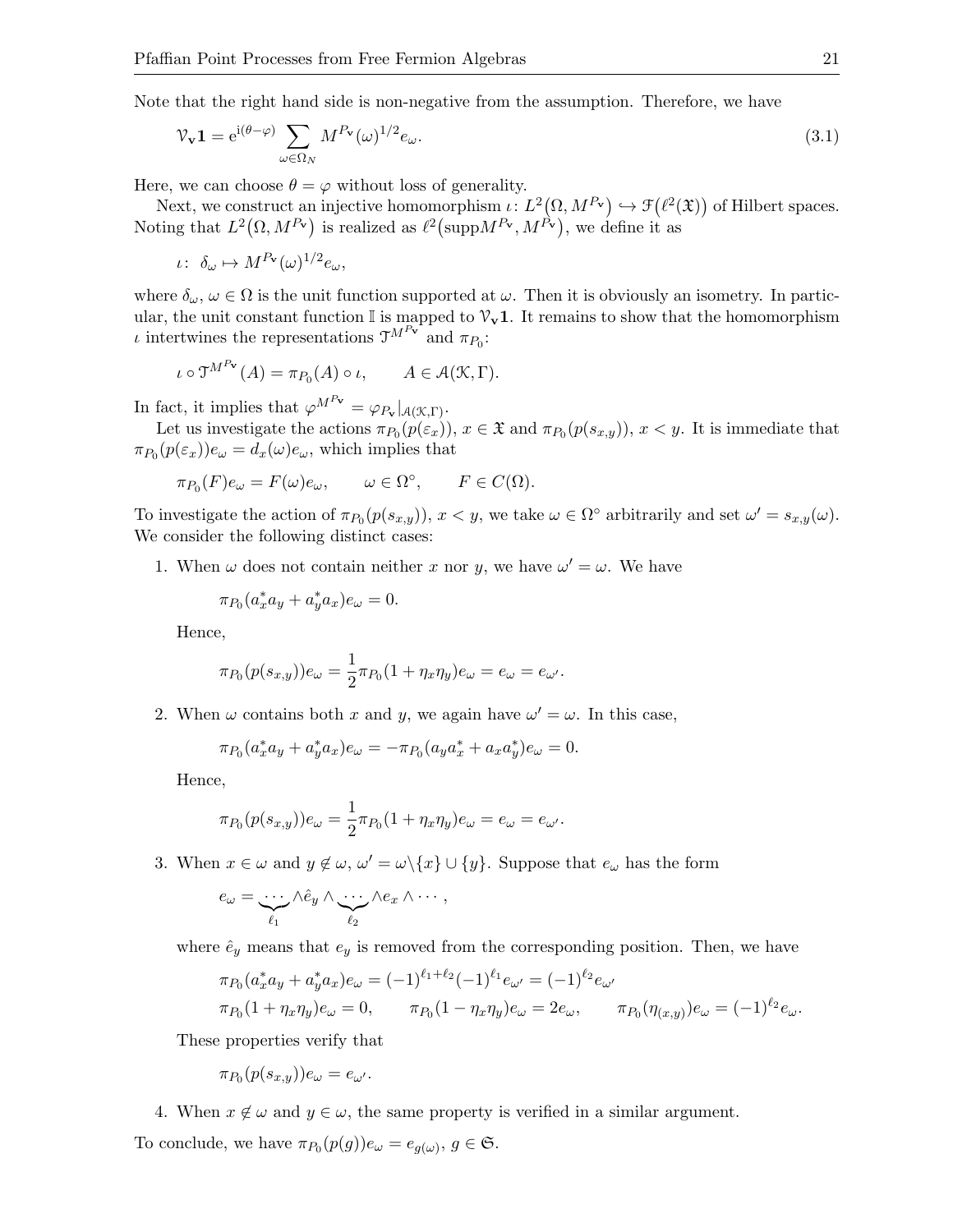Note that the right hand side is non-negative from the assumption. Therefore, we have

$$\mathcal{V}_{\mathbf{v}}\mathbf{1} = \mathrm{e}^{\mathrm{i}(\theta-\varphi)} \sum_{\omega\in\Omega_N} M^{P_{\mathbf{v}}}(\omega)^{1/2} e_\omega. \tag{3.1}$$

Here, we can choose $\theta = \varphi$ without loss of generality.

Next, we construct an injective homomorphism $\iota\colon L^2\big(\Omega, M^{P_{\mathbf{v}}}\big) \hookrightarrow \mathcal{F}\big(\ell^2(\mathfrak{X})\big)$ of Hilbert spaces. Noting that $L^2\big(\Omega, M^{P_{\mathbf{v}}}\big)$ is realized as $\ell^2\big(\mathrm{supp} M^{P_{\mathbf{v}}}, M^{P_{\mathbf{v}}}\big)$, we define it as

$$\iota\colon\ \delta_\omega \mapsto M^{P_{\mathbf{v}}}(\omega)^{1/2} e_\omega,$$

where $\delta_\omega$, $\omega \in \Omega$ is the unit function supported at $\omega$. Then it is obviously an isometry. In particular, the unit constant function $\mathbb{I}$ is mapped to $\mathcal{V}_{\mathbf{v}}\mathbf{1}$. It remains to show that the homomorphism $\iota$ intertwines the representations $\mathcal{T}^{M^{P_{\mathbf{v}}}}$ and $\pi_{P_0}$:

$$\iota \circ \mathcal{T}^{M^{P_{\mathbf{v}}}}(A) = \pi_{P_0}(A) \circ \iota, \qquad A \in \mathcal{A}(\mathcal{K}, \Gamma).$$

In fact, it implies that $\varphi^{M^{P_{\mathbf{v}}}} = \varphi_{P_{\mathbf{v}}}|_{\mathcal{A}(\mathcal{K},\Gamma)}$.

Let us investigate the actions $\pi_{P_0}(p(\varepsilon_x))$, $x \in \mathfrak{X}$ and $\pi_{P_0}(p(s_{x,y}))$, $x<y$. It is immediate that $\pi_{P_0}(p(\varepsilon_x))e_\omega = d_x(\omega)e_\omega$, which implies that

$$\pi_{P_0}(F)e_\omega = F(\omega)e_\omega, \qquad \omega \in \Omega^\circ, \qquad F \in C(\Omega).$$

To investigate the action of $\pi_{P_0}(p(s_{x,y}))$, $x<y$, we take $\omega \in \Omega^\circ$ arbitrarily and set $\omega' = s_{x,y}(\omega)$. We consider the following distinct cases:

1. When $\omega$ does not contain neither $x$ nor $y$, we have $\omega' = \omega$. We have

   $$\pi_{P_0}(a_x^* a_y + a_y^* a_x)e_\omega = 0.$$

   Hence,

   $$\pi_{P_0}(p(s_{x,y}))e_\omega = \frac{1}{2}\pi_{P_0}(1+\eta_x\eta_y)e_\omega = e_\omega = e_{\omega'}.$$

2. When $\omega$ contains both $x$ and $y$, we again have $\omega' = \omega$. In this case,

   $$\pi_{P_0}(a_x^* a_y + a_y^* a_x)e_\omega = -\pi_{P_0}(a_y a_x^* + a_x a_y^*)e_\omega = 0.$$

   Hence,

   $$\pi_{P_0}(p(s_{x,y}))e_\omega = \frac{1}{2}\pi_{P_0}(1+\eta_x\eta_y)e_\omega = e_\omega = e_{\omega'}.$$

3. When $x \in \omega$ and $y \notin \omega$, $\omega' = \omega\backslash\{x\} \cup \{y\}$. Suppose that $e_\omega$ has the form

   $$e_\omega = \underbrace{\cdots}_{\ell_1} \wedge \hat{e}_y \wedge \underbrace{\cdots}_{\ell_2} \wedge e_x \wedge \cdots,$$

   where $\hat{e}_y$ means that $e_y$ is removed from the corresponding position. Then, we have

   $$\pi_{P_0}(a_x^* a_y + a_y^* a_x)e_\omega = (-1)^{\ell_1+\ell_2}(-1)^{\ell_1} e_{\omega'} = (-1)^{\ell_2} e_{\omega'}$$
   $$\pi_{P_0}(1+\eta_x\eta_y)e_\omega = 0, \qquad \pi_{P_0}(1-\eta_x\eta_y)e_\omega = 2e_\omega, \qquad \pi_{P_0}(\eta_{(x,y)})e_\omega = (-1)^{\ell_2}e_\omega.$$

   These properties verify that

   $$\pi_{P_0}(p(s_{x,y}))e_\omega = e_{\omega'}.$$

4. When $x \notin \omega$ and $y \in \omega$, the same property is verified in a similar argument.

To conclude, we have $\pi_{P_0}(p(g))e_\omega = e_{g(\omega)}$, $g \in \mathfrak{S}$.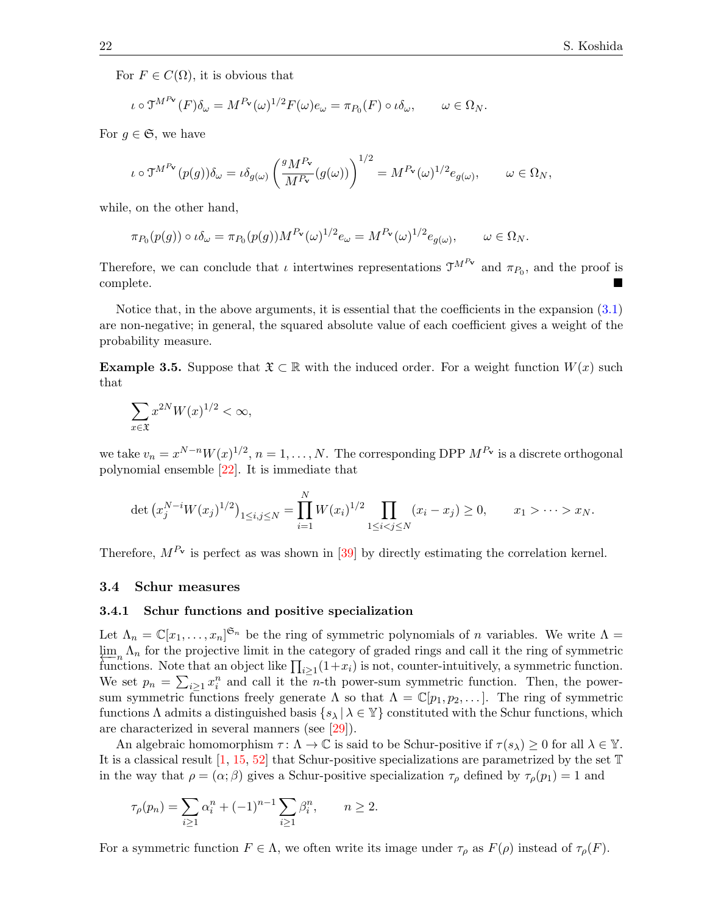For $F \in C(\Omega)$, it is obvious that

$$\iota \circ \mathfrak{T}^{M^{P_{\mathbf{v}}}}(F)\delta_\omega = M^{P_{\mathbf{v}}}(\omega)^{1/2}F(\omega)e_\omega = \pi_{P_0}(F) \circ \iota\delta_\omega, \qquad \omega \in \Omega_N.$$

For $g \in \mathfrak{S}$, we have

$$\iota \circ \mathfrak{T}^{M^{P_{\mathbf{v}}}}(p(g))\delta_\omega = \iota\delta_{g(\omega)} \left(\frac{{}^g M^{P_{\mathbf{v}}}}{M^{P_{\mathbf{v}}}}(g(\omega))\right)^{1/2} = M^{P_{\mathbf{v}}}(\omega)^{1/2} e_{g(\omega)}, \qquad \omega \in \Omega_N,$$

while, on the other hand,

$$\pi_{P_0}(p(g)) \circ \iota\delta_\omega = \pi_{P_0}(p(g)) M^{P_{\mathbf{v}}}(\omega)^{1/2} e_\omega = M^{P_{\mathbf{v}}}(\omega)^{1/2} e_{g(\omega)}, \qquad \omega \in \Omega_N.$$

Therefore, we can conclude that $\iota$ intertwines representations $\mathfrak{T}^{M^{P_{\mathbf{v}}}}$ and $\pi_{P_0}$, and the proof is complete. ■

Notice that, in the above arguments, it is essential that the coefficients in the expansion (3.1) are non-negative; in general, the squared absolute value of each coefficient gives a weight of the probability measure.

**Example 3.5.** Suppose that $\mathfrak{X} \subset \mathbb{R}$ with the induced order. For a weight function $W(x)$ such that

$$\sum_{x \in \mathfrak{X}} x^{2N} W(x)^{1/2} < \infty,$$

we take $v_n = x^{N-n}W(x)^{1/2}$, $n = 1, \dots, N$. The corresponding DPP $M^{P_{\mathbf{v}}}$ is a discrete orthogonal polynomial ensemble [22]. It is immediate that

$$\det\left(x_j^{N-i} W(x_j)^{1/2}\right)_{1 \le i,j \le N} = \prod_{i=1}^N W(x_i)^{1/2} \prod_{1 \le i < j \le N} (x_i - x_j) \ge 0, \qquad x_1 > \dots > x_N.$$

Therefore, $M^{P_{\mathbf{v}}}$ is perfect as was shown in [39] by directly estimating the correlation kernel.

## 3.4 Schur measures

### 3.4.1 Schur functions and positive specialization

Let $\Lambda_n = \mathbb{C}[x_1, \dots, x_n]^{\mathfrak{S}_n}$ be the ring of symmetric polynomials of $n$ variables. We write $\Lambda = \varprojlim_n \Lambda_n$ for the projective limit in the category of graded rings and call it the ring of symmetric functions. Note that an object like $\prod_{i \ge 1}(1+x_i)$ is not, counter-intuitively, a symmetric function. We set $p_n = \sum_{i \ge 1} x_i^n$ and call it the $n$-th power-sum symmetric function. Then, the power-sum symmetric functions freely generate $\Lambda$ so that $\Lambda = \mathbb{C}[p_1, p_2, \dots]$. The ring of symmetric functions $\Lambda$ admits a distinguished basis $\{s_\lambda \,|\, \lambda \in \mathbb{Y}\}$ constituted with the Schur functions, which are characterized in several manners (see [29]).

An algebraic homomorphism $\tau \colon \Lambda \to \mathbb{C}$ is said to be Schur-positive if $\tau(s_\lambda) \ge 0$ for all $\lambda \in \mathbb{Y}$. It is a classical result [1, 15, 52] that Schur-positive specializations are parametrized by the set $\mathbb{T}$ in the way that $\rho = (\alpha; \beta)$ gives a Schur-positive specialization $\tau_\rho$ defined by $\tau_\rho(p_1) = 1$ and

$$\tau_\rho(p_n) = \sum_{i \ge 1} \alpha_i^n + (-1)^{n-1} \sum_{i \ge 1} \beta_i^n, \qquad n \ge 2.$$

For a symmetric function $F \in \Lambda$, we often write its image under $\tau_\rho$ as $F(\rho)$ instead of $\tau_\rho(F)$.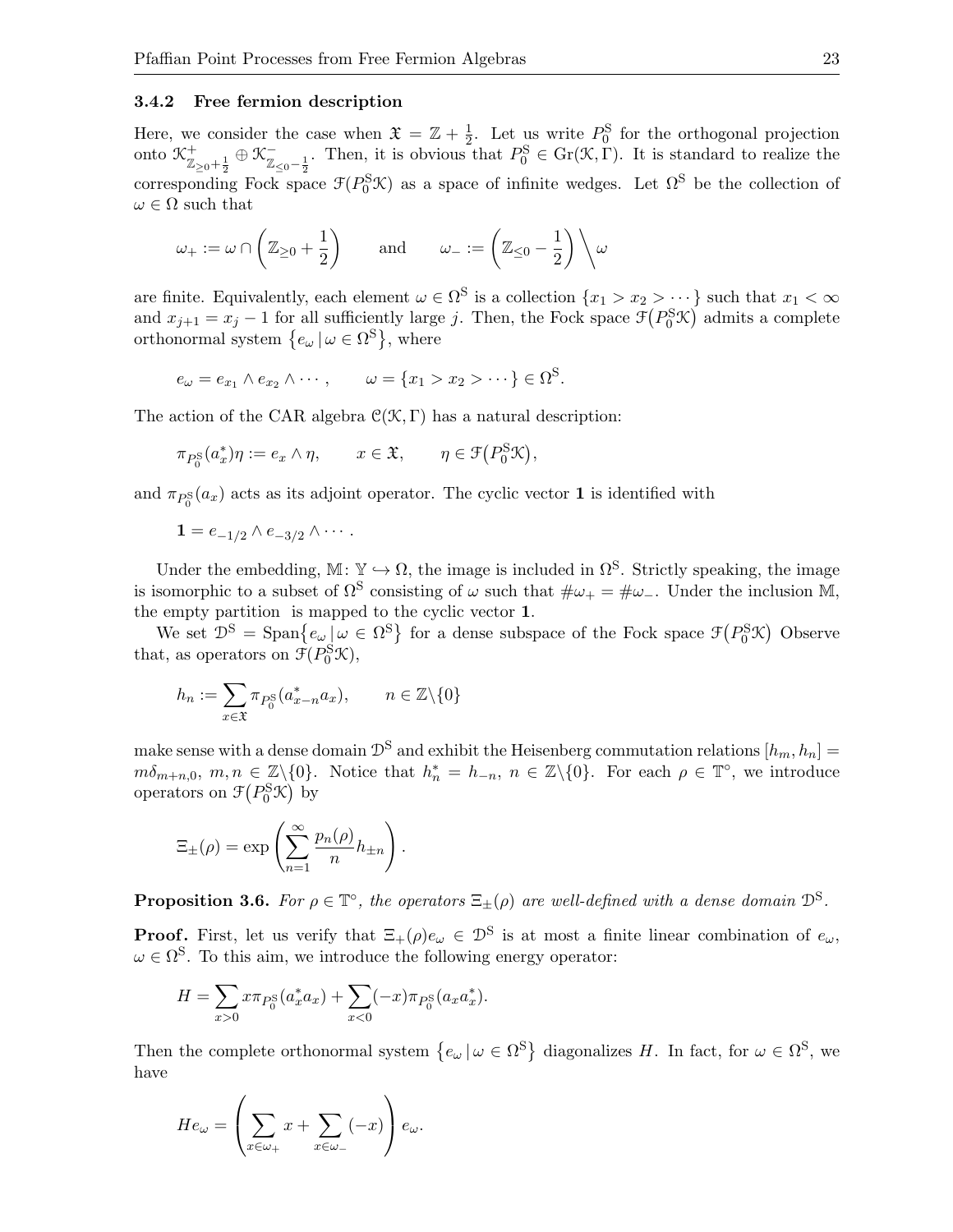### 3.4.2 Free fermion description

Here, we consider the case when $\mathfrak{X} = \mathbb{Z} + \frac{1}{2}$. Let us write $P_0^{\mathrm{S}}$ for the orthogonal projection onto $\mathcal{K}^+_{\mathbb{Z}_{\geq 0}+\frac{1}{2}} \oplus \mathcal{K}^-_{\mathbb{Z}_{\leq 0}-\frac{1}{2}}$. Then, it is obvious that $P_0^{\mathrm{S}} \in \mathrm{Gr}(\mathcal{K}, \Gamma)$. It is standard to realize the corresponding Fock space $\mathcal{F}(P_0^{\mathrm{S}}\mathcal{K})$ as a space of infinite wedges. Let $\Omega^{\mathrm{S}}$ be the collection of $\omega \in \Omega$ such that

$$\omega_+ := \omega \cap \left(\mathbb{Z}_{\geq 0} + \frac{1}{2}\right) \qquad \text{and} \qquad \omega_- := \left(\mathbb{Z}_{\leq 0} - \frac{1}{2}\right) \Big\backslash \omega$$

are finite. Equivalently, each element $\omega \in \Omega^{\mathrm{S}}$ is a collection $\{x_1 > x_2 > \cdots\}$ such that $x_1 < \infty$ and $x_{j+1} = x_j - 1$ for all sufficiently large $j$. Then, the Fock space $\mathcal{F}\big(P_0^{\mathrm{S}}\mathcal{K}\big)$ admits a complete orthonormal system $\big\{e_\omega \,|\, \omega \in \Omega^{\mathrm{S}}\big\}$, where

$$e_\omega = e_{x_1} \wedge e_{x_2} \wedge \cdots, \qquad \omega = \{x_1 > x_2 > \cdots\} \in \Omega^{\mathrm{S}}.$$

The action of the CAR algebra $\mathcal{C}(\mathcal{K}, \Gamma)$ has a natural description:

$$\pi_{P_0^{\mathrm{S}}}(a_x^*)\eta := e_x \wedge \eta, \qquad x \in \mathfrak{X}, \qquad \eta \in \mathcal{F}\big(P_0^{\mathrm{S}}\mathcal{K}\big),$$

and $\pi_{P_0^{\mathrm{S}}}(a_x)$ acts as its adjoint operator. The cyclic vector $\mathbf{1}$ is identified with

$$\mathbf{1} = e_{-1/2} \wedge e_{-3/2} \wedge \cdots.$$

Under the embedding, $\mathbb{M}\colon \mathbb{Y} \hookrightarrow \Omega$, the image is included in $\Omega^{\mathrm{S}}$. Strictly speaking, the image is isomorphic to a subset of $\Omega^{\mathrm{S}}$ consisting of $\omega$ such that $\#\omega_+ = \#\omega_-$. Under the inclusion $\mathbb{M}$, the empty partition is mapped to the cyclic vector $\mathbf{1}$.

We set $\mathcal{D}^{\mathrm{S}} = \mathrm{Span}\big\{e_\omega \,|\, \omega \in \Omega^{\mathrm{S}}\big\}$ for a dense subspace of the Fock space $\mathcal{F}\big(P_0^{\mathrm{S}}\mathcal{K}\big)$ Observe that, as operators on $\mathcal{F}(P_0^{\mathrm{S}}\mathcal{K})$,

$$h_n := \sum_{x \in \mathfrak{X}} \pi_{P_0^{\mathrm{S}}}(a_{x-n}^* a_x), \qquad n \in \mathbb{Z}\backslash\{0\}$$

make sense with a dense domain $\mathcal{D}^{\mathrm{S}}$ and exhibit the Heisenberg commutation relations $[h_m, h_n] = m\delta_{m+n,0}$, $m, n \in \mathbb{Z}\backslash\{0\}$. Notice that $h_n^* = h_{-n}$, $n \in \mathbb{Z}\backslash\{0\}$. For each $\rho \in \mathbb{T}^\circ$, we introduce operators on $\mathcal{F}\big(P_0^{\mathrm{S}}\mathcal{K}\big)$ by

$$\Xi_\pm(\rho) = \exp\left(\sum_{n=1}^\infty \frac{p_n(\rho)}{n} h_{\pm n}\right).$$

**Proposition 3.6.** *For $\rho \in \mathbb{T}^\circ$, the operators $\Xi_\pm(\rho)$ are well-defined with a dense domain $\mathcal{D}^{\mathrm{S}}$.*

**Proof.** First, let us verify that $\Xi_+(\rho)e_\omega \in \mathcal{D}^{\mathrm{S}}$ is at most a finite linear combination of $e_\omega$, $\omega \in \Omega^{\mathrm{S}}$. To this aim, we introduce the following energy operator:

$$H = \sum_{x>0} x\pi_{P_0^{\mathrm{S}}}(a_x^* a_x) + \sum_{x<0} (-x)\pi_{P_0^{\mathrm{S}}}(a_x a_x^*).$$

Then the complete orthonormal system $\big\{e_\omega \,|\, \omega \in \Omega^{\mathrm{S}}\big\}$ diagonalizes $H$. In fact, for $\omega \in \Omega^{\mathrm{S}}$, we have

$$He_\omega = \left(\sum_{x \in \omega_+} x + \sum_{x \in \omega_-} (-x)\right) e_\omega.$$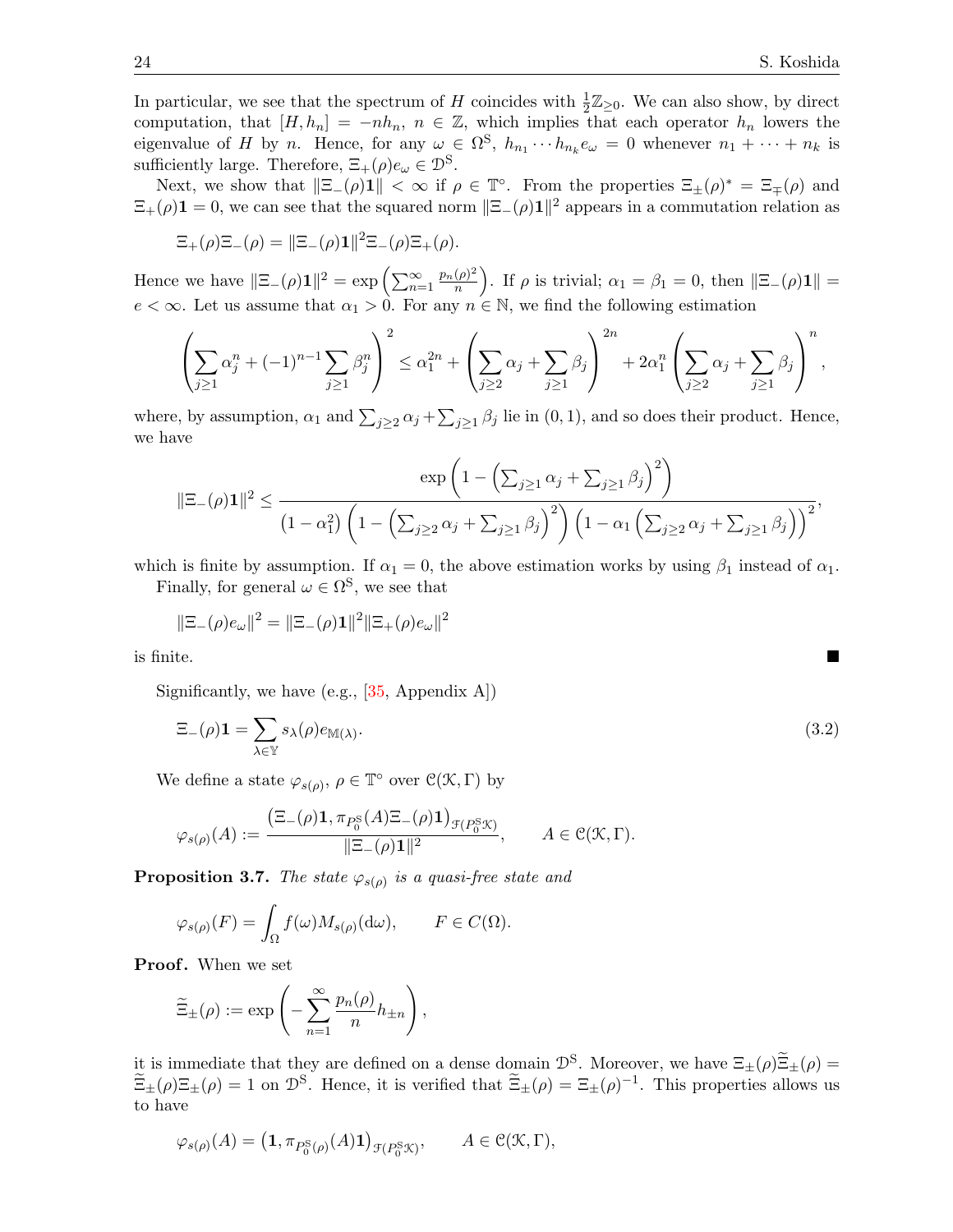In particular, we see that the spectrum of $H$ coincides with $\frac{1}{2}\mathbb{Z}_{\geq 0}$. We can also show, by direct computation, that $[H, h_n] = -nh_n$, $n \in \mathbb{Z}$, which implies that each operator $h_n$ lowers the eigenvalue of $H$ by $n$. Hence, for any $\omega \in \Omega^{\mathrm{S}}$, $h_{n_1} \cdots h_{n_k} e_\omega = 0$ whenever $n_1 + \cdots + n_k$ is sufficiently large. Therefore, $\Xi_+(\rho) e_\omega \in \mathcal{D}^{\mathrm{S}}$.

Next, we show that $\|\Xi_-(\rho)\mathbf{1}\| < \infty$ if $\rho \in \mathbb{T}^\circ$. From the properties $\Xi_\pm(\rho)^* = \Xi_\mp(\rho)$ and $\Xi_+(\rho)\mathbf{1} = 0$, we can see that the squared norm $\|\Xi_-(\rho)\mathbf{1}\|^2$ appears in a commutation relation as

$$\Xi_+(\rho)\Xi_-(\rho) = \|\Xi_-(\rho)\mathbf{1}\|^2 \Xi_-(\rho)\Xi_+(\rho).$$

Hence we have $\|\Xi_-(\rho)\mathbf{1}\|^2 = \exp\left(\sum_{n=1}^\infty \frac{p_n(\rho)^2}{n}\right)$. If $\rho$ is trivial; $\alpha_1 = \beta_1 = 0$, then $\|\Xi_-(\rho)\mathbf{1}\| = e < \infty$. Let us assume that $\alpha_1 > 0$. For any $n \in \mathbb{N}$, we find the following estimation

$$\left(\sum_{j\geq 1} \alpha_j^n + (-1)^{n-1} \sum_{j \geq 1} \beta_j^n\right)^2 \leq \alpha_1^{2n} + \left(\sum_{j\geq 2} \alpha_j + \sum_{j\geq 1} \beta_j\right)^{2n} + 2\alpha_1^n \left(\sum_{j \geq 2} \alpha_j + \sum_{j\geq 1}\beta_j\right)^n,$$

where, by assumption, $\alpha_1$ and $\sum_{j\geq 2}\alpha_j + \sum_{j\geq 1}\beta_j$ lie in $(0,1)$, and so does their product. Hence, we have

$$\|\Xi_-(\rho)\mathbf{1}\|^2 \leq \frac{\exp\left(1 - \left(\sum_{j\geq 1}\alpha_j + \sum_{j\geq 1}\beta_j\right)^2\right)}{\left(1-\alpha_1^2\right)\left(1 - \left(\sum_{j\geq 2}\alpha_j + \sum_{j\geq 1}\beta_j\right)^2\right)\left(1 - \alpha_1\left(\sum_{j\geq 2}\alpha_j + \sum_{j \geq 1}\beta_j\right)\right)^2},$$

which is finite by assumption. If $\alpha_1 = 0$, the above estimation works by using $\beta_1$ instead of $\alpha_1$.

Finally, for general $\omega \in \Omega^{\mathrm{S}}$, we see that

$$\|\Xi_-(\rho)e_\omega\|^2 = \|\Xi_-(\rho)\mathbf{1}\|^2 \|\Xi_+(\rho)e_\omega\|^2$$

is finite. ■

Significantly, we have (e.g., [35, Appendix A])

$$\Xi_-(\rho)\mathbf{1} = \sum_{\lambda \in \mathbb{Y}} s_\lambda(\rho) e_{\mathbb{M}(\lambda)}. \tag{3.2}$$

We define a state $\varphi_{s(\rho)}$, $\rho \in \mathbb{T}^\circ$ over $\mathcal{C}(\mathcal{K}, \Gamma)$ by

$$\varphi_{s(\rho)}(A) := \frac{\left(\Xi_-(\rho)\mathbf{1}, \pi_{P_0^{\mathrm{S}}}(A)\Xi_-(\rho)\mathbf{1}\right)_{\mathcal{F}(P_0^{\mathrm{S}}\mathcal{K})}}{\|\Xi_-(\rho)\mathbf{1}\|^2}, \qquad A \in \mathcal{C}(\mathcal{K}, \Gamma).$$

**Proposition 3.7.** *The state $\varphi_{s(\rho)}$ is a quasi-free state and*

$$\varphi_{s(\rho)}(F) = \int_\Omega f(\omega) M_{s(\rho)}(\mathrm{d}\omega), \qquad F \in C(\Omega).$$

**Proof.** When we set

$$\widetilde{\Xi}_\pm(\rho) := \exp\left(-\sum_{n=1}^\infty \frac{p_n(\rho)}{n} h_{\pm n}\right),$$

it is immediate that they are defined on a dense domain $\mathcal{D}^{\mathrm{S}}$. Moreover, we have $\Xi_\pm(\rho)\widetilde{\Xi}_\pm(\rho) = \widetilde{\Xi}_\pm(\rho)\Xi_\pm(\rho) = 1$ on $\mathcal{D}^{\mathrm{S}}$. Hence, it is verified that $\widetilde{\Xi}_\pm(\rho) = \Xi_\pm(\rho)^{-1}$. This properties allows us to have

$$\varphi_{s(\rho)}(A) = \left(\mathbf{1}, \pi_{P_0^{\mathrm{S}}(\rho)}(A)\mathbf{1}\right)_{\mathcal{F}(P_0^{\mathrm{S}}\mathcal{K})}, \qquad A \in \mathcal{C}(\mathcal{K}, \Gamma),$$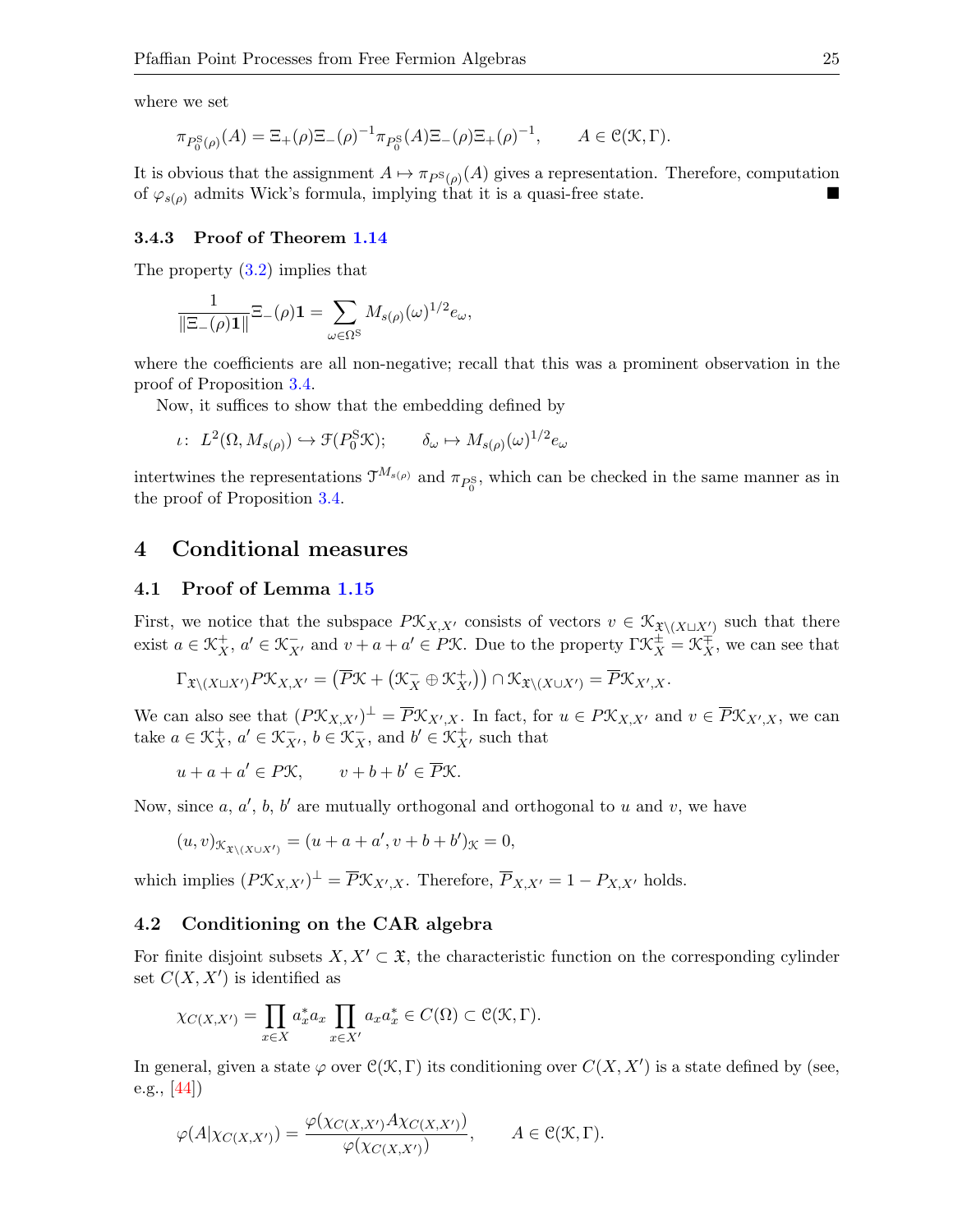where we set

$$\pi_{P_0^{\mathrm{S}}(\rho)}(A) = \Xi_+(\rho)\Xi_-(\rho)^{-1}\pi_{P_0^{\mathrm{S}}}(A)\Xi_-(\rho)\Xi_+(\rho)^{-1}, \qquad A \in \mathfrak{C}(\mathcal{K}, \Gamma).$$

It is obvious that the assignment $A \mapsto \pi_{P^{\mathrm{S}}(\rho)}(A)$ gives a representation. Therefore, computation of $\varphi_{s(\rho)}$ admits Wick's formula, implying that it is a quasi-free state. ■

### 3.4.3 Proof of Theorem 1.14

The property (3.2) implies that

$$\frac{1}{\|\Xi_-(\rho)\mathbf{1}\|}\Xi_-(\rho)\mathbf{1} = \sum_{\omega \in \Omega^{\mathrm{S}}} M_{s(\rho)}(\omega)^{1/2} e_\omega,$$

where the coefficients are all non-negative; recall that this was a prominent observation in the proof of Proposition 3.4.

Now, it suffices to show that the embedding defined by

$$\iota\colon\ L^2(\Omega, M_{s(\rho)}) \hookrightarrow \mathcal{F}(P_0^{\mathrm{S}}\mathcal{K}); \qquad \delta_\omega \mapsto M_{s(\rho)}(\omega)^{1/2} e_\omega$$

intertwines the representations $\mathcal{T}^{M_{s(\rho)}}$ and $\pi_{P_0^{\mathrm{S}}}$, which can be checked in the same manner as in the proof of Proposition 3.4.

## 4 Conditional measures

### 4.1 Proof of Lemma 1.15

First, we notice that the subspace $P\mathcal{K}_{X,X'}$ consists of vectors $v \in \mathcal{K}_{\mathfrak{X}\setminus(X\sqcup X')}$ such that there exist $a \in \mathcal{K}_X^+$, $a' \in \mathcal{K}_{X'}^-$ and $v + a + a' \in P\mathcal{K}$. Due to the property $\Gamma\mathcal{K}_X^{\pm} = \mathcal{K}_X^{\mp}$, we can see that

$$\Gamma_{\mathfrak{X}\setminus(X\sqcup X')}P\mathcal{K}_{X,X'} = \left(\overline{P}\mathcal{K} + \left(\mathcal{K}_X^- \oplus \mathcal{K}_{X'}^+\right)\right) \cap \mathcal{K}_{\mathfrak{X}\setminus(X\cup X')} = \overline{P}\mathcal{K}_{X',X}.$$

We can also see that $(P\mathcal{K}_{X,X'})^\perp = \overline{P}\mathcal{K}_{X',X}$. In fact, for $u \in P\mathcal{K}_{X,X'}$ and $v \in \overline{P}\mathcal{K}_{X',X}$, we can take $a \in \mathcal{K}_X^+$, $a' \in \mathcal{K}_{X'}^-$, $b \in \mathcal{K}_X^-$, and $b' \in \mathcal{K}_{X'}^+$ such that

$$u + a + a' \in P\mathcal{K}, \qquad v + b + b' \in \overline{P}\mathcal{K}.$$

Now, since $a$, $a'$, $b$, $b'$ are mutually orthogonal and orthogonal to $u$ and $v$, we have

$$(u, v)_{\mathcal{K}_{\mathfrak{X}\setminus(X\cup X')}} = (u + a + a', v + b + b')_{\mathcal{K}} = 0,$$

which implies $(P\mathcal{K}_{X,X'})^\perp = \overline{P}\mathcal{K}_{X',X}$. Therefore, $\overline{P}_{X,X'} = 1 - P_{X,X'}$ holds.

### 4.2 Conditioning on the CAR algebra

For finite disjoint subsets $X, X' \subset \mathfrak{X}$, the characteristic function on the corresponding cylinder set $C(X, X')$ is identified as

$$\chi_{C(X,X')} = \prod_{x \in X} a_x^* a_x \prod_{x \in X'} a_x a_x^* \in C(\Omega) \subset \mathfrak{C}(\mathcal{K}, \Gamma).$$

In general, given a state $\varphi$ over $\mathfrak{C}(\mathcal{K}, \Gamma)$ its conditioning over $C(X, X')$ is a state defined by (see, e.g., [44])

$$\varphi(A|\chi_{C(X,X')}) = \frac{\varphi(\chi_{C(X,X')} A \chi_{C(X,X')})}{\varphi(\chi_{C(X,X')})}, \qquad A \in \mathfrak{C}(\mathcal{K}, \Gamma).$$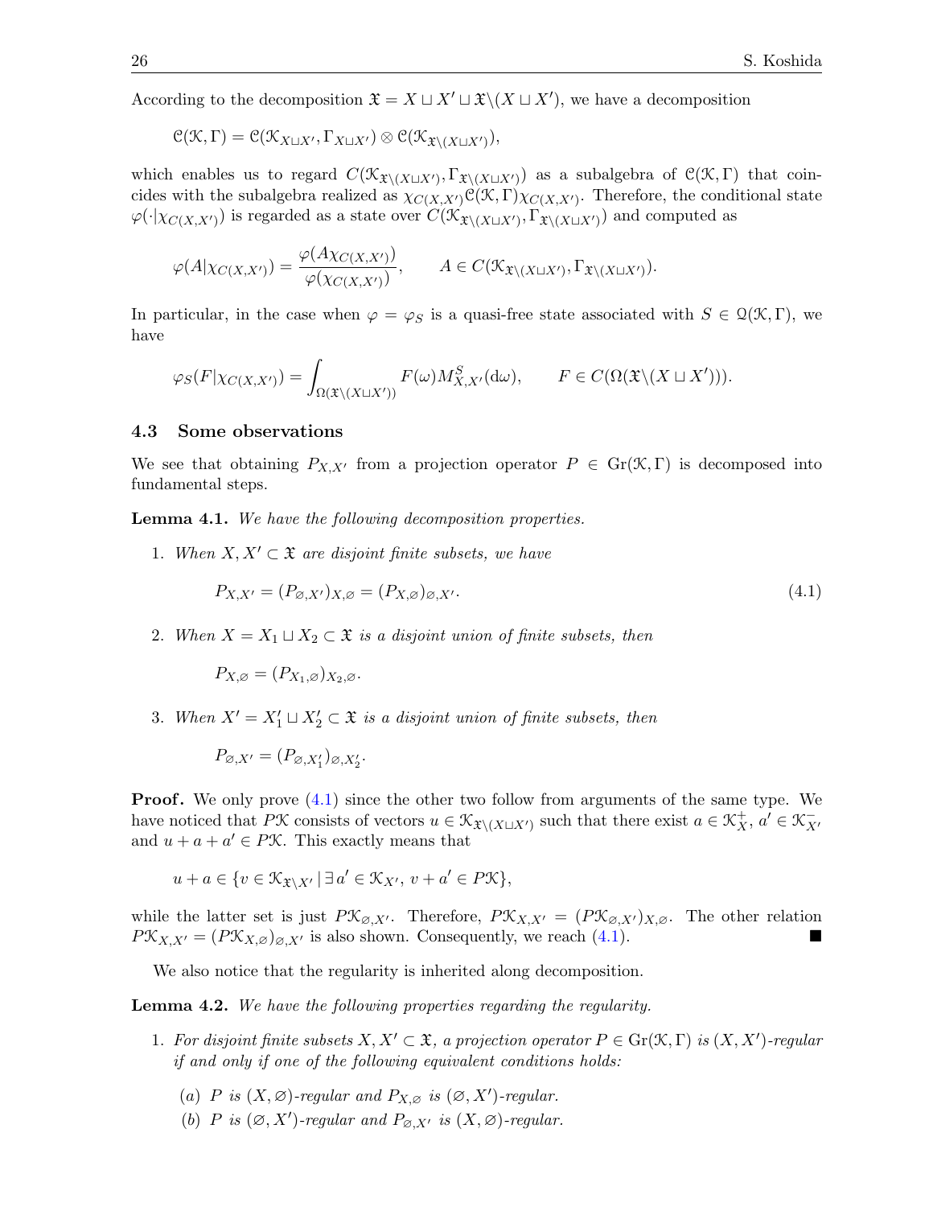According to the decomposition $\mathfrak{X} = X \sqcup X' \sqcup \mathfrak{X}\backslash(X \sqcup X')$, we have a decomposition

$$\mathcal{C}(\mathcal{K}, \Gamma) = \mathcal{C}(\mathcal{K}_{X\sqcup X'}, \Gamma_{X\sqcup X'}) \otimes \mathcal{C}(\mathcal{K}_{\mathfrak{X}\backslash(X\sqcup X')}),$$

which enables us to regard $C(\mathcal{K}_{\mathfrak{X}\backslash(X\sqcup X')}, \Gamma_{\mathfrak{X}\backslash(X\sqcup X')})$ as a subalgebra of $\mathcal{C}(\mathcal{K}, \Gamma)$ that coincides with the subalgebra realized as $\chi_{C(X,X')}\mathcal{C}(\mathcal{K}, \Gamma)\chi_{C(X,X')}$. Therefore, the conditional state $\varphi(\cdot|\chi_{C(X,X')})$ is regarded as a state over $C(\mathcal{K}_{\mathfrak{X}\backslash(X\sqcup X')}, \Gamma_{\mathfrak{X}\backslash(X\sqcup X')})$ and computed as

$$\varphi(A|\chi_{C(X,X')}) = \frac{\varphi(A\chi_{C(X,X')})}{\varphi(\chi_{C(X,X')})}, \qquad A \in C(\mathcal{K}_{\mathfrak{X}\backslash(X\sqcup X')}, \Gamma_{\mathfrak{X}\backslash(X\sqcup X')}).$$

In particular, in the case when $\varphi = \varphi_S$ is a quasi-free state associated with $S \in \mathcal{Q}(\mathcal{K}, \Gamma)$, we have

$$\varphi_S(F|\chi_{C(X,X')}) = \int_{\Omega(\mathfrak{X}\backslash(X\sqcup X'))} F(\omega) M^S_{X,X'}(\mathrm{d}\omega), \qquad F \in C(\Omega(\mathfrak{X}\backslash(X \sqcup X'))).$$

### 4.3 Some observations

We see that obtaining $P_{X,X'}$ from a projection operator $P \in \mathrm{Gr}(\mathcal{K}, \Gamma)$ is decomposed into fundamental steps.

**Lemma 4.1.** *We have the following decomposition properties.*

1. *When $X, X' \subset \mathfrak{X}$ are disjoint finite subsets, we have*

$$P_{X,X'} = (P_{\varnothing,X'})_{X,\varnothing} = (P_{X,\varnothing})_{\varnothing,X'}. \tag{4.1}$$

2. *When $X = X_1 \sqcup X_2 \subset \mathfrak{X}$ is a disjoint union of finite subsets, then*

$$P_{X,\varnothing} = (P_{X_1,\varnothing})_{X_2,\varnothing}.$$

3. *When $X' = X'_1 \sqcup X'_2 \subset \mathfrak{X}$ is a disjoint union of finite subsets, then*

$$P_{\varnothing,X'} = (P_{\varnothing,X'_1})_{\varnothing,X'_2}.$$

**Proof.** We only prove (4.1) since the other two follow from arguments of the same type. We have noticed that $P\mathcal{K}$ consists of vectors $u \in \mathcal{K}_{\mathfrak{X}\backslash(X\sqcup X')}$ such that there exist $a \in \mathcal{K}^+_X$, $a' \in \mathcal{K}^-_{X'}$ and $u + a + a' \in P\mathcal{K}$. This exactly means that

$$u + a \in \{v \in \mathcal{K}_{\mathfrak{X}\backslash X'} \,|\, \exists\, a' \in \mathcal{K}_{X'},\, v + a' \in P\mathcal{K}\},$$

while the latter set is just $P\mathcal{K}_{\varnothing,X'}$. Therefore, $P\mathcal{K}_{X,X'} = (P\mathcal{K}_{\varnothing,X'})_{X,\varnothing}$. The other relation $P\mathcal{K}_{X,X'} = (P\mathcal{K}_{X,\varnothing})_{\varnothing,X'}$ is also shown. Consequently, we reach (4.1). ∎

We also notice that the regularity is inherited along decomposition.

**Lemma 4.2.** *We have the following properties regarding the regularity.*

1. *For disjoint finite subsets $X, X' \subset \mathfrak{X}$, a projection operator $P \in \mathrm{Gr}(\mathcal{K}, \Gamma)$ is $(X, X')$-regular if and only if one of the following equivalent conditions holds:*

   (a) *$P$ is $(X, \varnothing)$-regular and $P_{X,\varnothing}$ is $(\varnothing, X')$-regular.*

   (b) *$P$ is $(\varnothing, X')$-regular and $P_{\varnothing,X'}$ is $(X, \varnothing)$-regular.*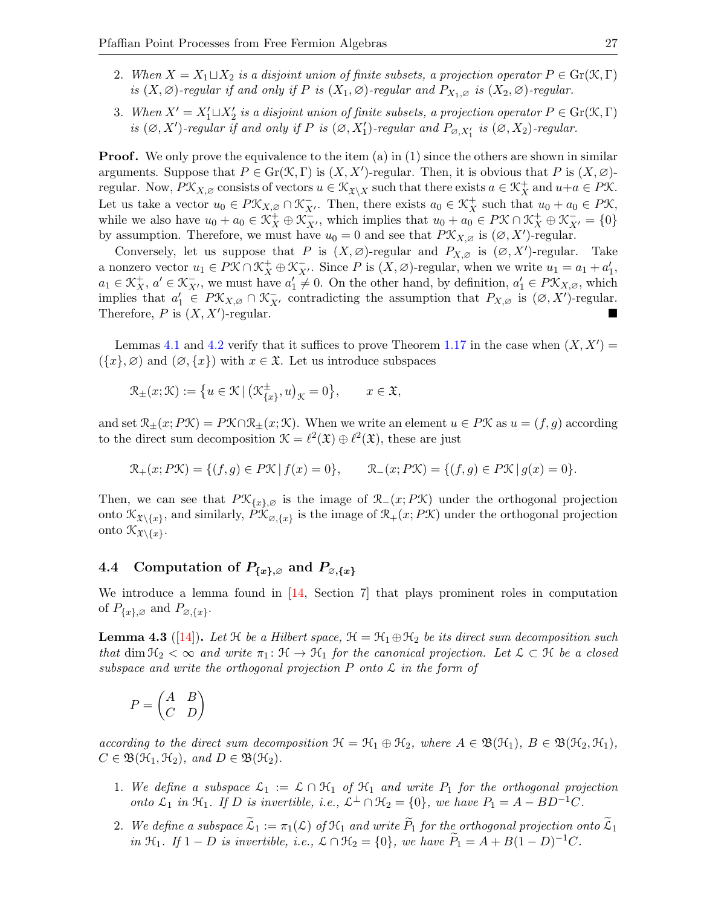2. *When $X = X_1 \sqcup X_2$ is a disjoint union of finite subsets, a projection operator $P \in \mathrm{Gr}(\mathcal{K}, \Gamma)$ is $(X, \varnothing)$-regular if and only if $P$ is $(X_1, \varnothing)$-regular and $P_{X_1,\varnothing}$ is $(X_2, \varnothing)$-regular.*

3. *When $X' = X'_1 \sqcup X'_2$ is a disjoint union of finite subsets, a projection operator $P \in \mathrm{Gr}(\mathcal{K}, \Gamma)$ is $(\varnothing, X')$-regular if and only if $P$ is $(\varnothing, X'_1)$-regular and $P_{\varnothing, X'_1}$ is $(\varnothing, X_2)$-regular.*

**Proof.** We only prove the equivalence to the item (a) in (1) since the others are shown in similar arguments. Suppose that $P \in \mathrm{Gr}(\mathcal{K}, \Gamma)$ is $(X, X')$-regular. Then, it is obvious that $P$ is $(X, \varnothing)$-regular. Now, $P\mathcal{K}_{X,\varnothing}$ consists of vectors $u \in \mathcal{K}_{\mathfrak{X}\setminus X}$ such that there exists $a \in \mathcal{K}_X^+$ and $u+a \in P\mathcal{K}$. Let us take a vector $u_0 \in P\mathcal{K}_{X,\varnothing} \cap \mathcal{K}_{X'}^-$. Then, there exists $a_0 \in \mathcal{K}_X^+$ such that $u_0 + a_0 \in P\mathcal{K}$, while we also have $u_0 + a_0 \in \mathcal{K}_X^+ \oplus \mathcal{K}_{X'}^-$, which implies that $u_0 + a_0 \in P\mathcal{K} \cap \mathcal{K}_X^+ \oplus \mathcal{K}_{X'}^- = \{0\}$ by assumption. Therefore, we must have $u_0 = 0$ and see that $P\mathcal{K}_{X,\varnothing}$ is $(\varnothing, X')$-regular.

Conversely, let us suppose that $P$ is $(X, \varnothing)$-regular and $P_{X,\varnothing}$ is $(\varnothing, X')$-regular. Take a nonzero vector $u_1 \in P\mathcal{K} \cap \mathcal{K}_X^+ \oplus \mathcal{K}_{X'}^-$. Since $P$ is $(X, \varnothing)$-regular, when we write $u_1 = a_1 + a'_1$, $a_1 \in \mathcal{K}_X^+$, $a' \in \mathcal{K}_{X'}^-$, we must have $a'_1 \neq 0$. On the other hand, by definition, $a'_1 \in P\mathcal{K}_{X,\varnothing}$, which implies that $a'_1 \in P\mathcal{K}_{X,\varnothing} \cap \mathcal{K}_{X'}^-$ contradicting the assumption that $P_{X,\varnothing}$ is $(\varnothing, X')$-regular. Therefore, $P$ is $(X, X')$-regular. ■

Lemmas 4.1 and 4.2 verify that it suffices to prove Theorem 1.17 in the case when $(X, X') = (\{x\}, \varnothing)$ and $(\varnothing, \{x\})$ with $x \in \mathfrak{X}$. Let us introduce subspaces

$$\mathcal{R}_\pm(x; \mathcal{K}) := \left\{ u \in \mathcal{K} \,\middle|\, \left(\mathcal{K}_{\{x\}}^\pm, u\right)_{\mathcal{K}} = 0 \right\}, \qquad x \in \mathfrak{X},$$

and set $\mathcal{R}_\pm(x; P\mathcal{K}) = P\mathcal{K} \cap \mathcal{R}_\pm(x; \mathcal{K})$. When we write an element $u \in P\mathcal{K}$ as $u = (f, g)$ according to the direct sum decomposition $\mathcal{K} = \ell^2(\mathfrak{X}) \oplus \ell^2(\mathfrak{X})$, these are just

$$\mathcal{R}_+(x; P\mathcal{K}) = \{(f, g) \in P\mathcal{K} \,|\, f(x) = 0\}, \qquad \mathcal{R}_-(x; P\mathcal{K}) = \{(f, g) \in P\mathcal{K} \,|\, g(x) = 0\}.$$

Then, we can see that $P\mathcal{K}_{\{x\},\varnothing}$ is the image of $\mathcal{R}_-(x; P\mathcal{K})$ under the orthogonal projection onto $\mathcal{K}_{\mathfrak{X}\setminus\{x\}}$, and similarly, $P\mathcal{K}_{\varnothing,\{x\}}$ is the image of $\mathcal{R}_+(x; P\mathcal{K})$ under the orthogonal projection onto $\mathcal{K}_{\mathfrak{X}\setminus\{x\}}$.

## 4.4 Computation of $P_{\{x\},\varnothing}$ and $P_{\varnothing,\{x\}}$

We introduce a lemma found in [14, Section 7] that plays prominent roles in computation of $P_{\{x\},\varnothing}$ and $P_{\varnothing,\{x\}}$.

**Lemma 4.3** ([14])**.** *Let $\mathcal{H}$ be a Hilbert space, $\mathcal{H} = \mathcal{H}_1 \oplus \mathcal{H}_2$ be its direct sum decomposition such that $\dim \mathcal{H}_2 < \infty$ and write $\pi_1 \colon \mathcal{H} \to \mathcal{H}_1$ for the canonical projection. Let $\mathcal{L} \subset \mathcal{H}$ be a closed subspace and write the orthogonal projection $P$ onto $\mathcal{L}$ in the form of*

$$P = \begin{pmatrix} A & B \\ C & D \end{pmatrix}$$

*according to the direct sum decomposition $\mathcal{H} = \mathcal{H}_1 \oplus \mathcal{H}_2$, where $A \in \mathfrak{B}(\mathcal{H}_1)$, $B \in \mathfrak{B}(\mathcal{H}_2, \mathcal{H}_1)$, $C \in \mathfrak{B}(\mathcal{H}_1, \mathcal{H}_2)$, and $D \in \mathfrak{B}(\mathcal{H}_2)$.*

1. *We define a subspace $\mathcal{L}_1 := \mathcal{L} \cap \mathcal{H}_1$ of $\mathcal{H}_1$ and write $P_1$ for the orthogonal projection onto $\mathcal{L}_1$ in $\mathcal{H}_1$. If $D$ is invertible, i.e., $\mathcal{L}^\perp \cap \mathcal{H}_2 = \{0\}$, we have $P_1 = A - BD^{-1}C$.*

2. *We define a subspace $\widetilde{\mathcal{L}}_1 := \pi_1(\mathcal{L})$ of $\mathcal{H}_1$ and write $\widetilde{P}_1$ for the orthogonal projection onto $\widetilde{\mathcal{L}}_1$ in $\mathcal{H}_1$. If $1 - D$ is invertible, i.e., $\mathcal{L} \cap \mathcal{H}_2 = \{0\}$, we have $\widetilde{P}_1 = A + B(1 - D)^{-1}C$.*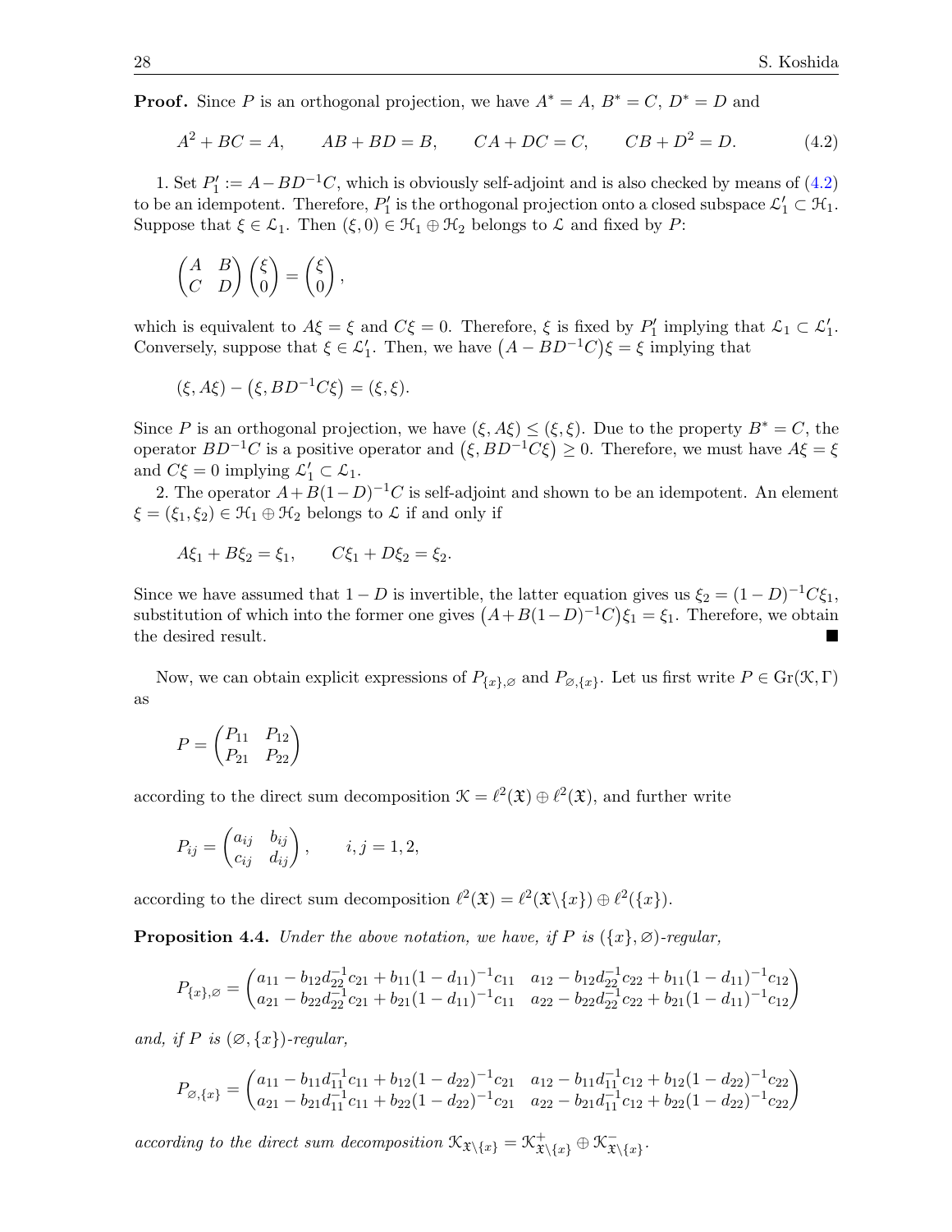**Proof.** Since $P$ is an orthogonal projection, we have $A^* = A$, $B^* = C$, $D^* = D$ and

$$A^2 + BC = A, \qquad AB + BD = B, \qquad CA + DC = C, \qquad CB + D^2 = D. \tag{4.2}$$

1. Set $P_1' := A - BD^{-1}C$, which is obviously self-adjoint and is also checked by means of (4.2) to be an idempotent. Therefore, $P_1'$ is the orthogonal projection onto a closed subspace $\mathcal{L}_1' \subset \mathcal{H}_1$. Suppose that $\xi \in \mathcal{L}_1$. Then $(\xi, 0) \in \mathcal{H}_1 \oplus \mathcal{H}_2$ belongs to $\mathcal{L}$ and fixed by $P$:

$$\begin{pmatrix} A & B \\ C & D \end{pmatrix} \begin{pmatrix} \xi \\ 0 \end{pmatrix} = \begin{pmatrix} \xi \\ 0 \end{pmatrix},$$

which is equivalent to $A\xi = \xi$ and $C\xi = 0$. Therefore, $\xi$ is fixed by $P_1'$ implying that $\mathcal{L}_1 \subset \mathcal{L}_1'$. Conversely, suppose that $\xi \in \mathcal{L}_1'$. Then, we have $\left(A - BD^{-1}C\right)\xi = \xi$ implying that

$$(\xi, A\xi) - \left(\xi, BD^{-1}C\xi\right) = (\xi, \xi).$$

Since $P$ is an orthogonal projection, we have $(\xi, A\xi) \leq (\xi, \xi)$. Due to the property $B^* = C$, the operator $BD^{-1}C$ is a positive operator and $\left(\xi, BD^{-1}C\xi\right) \geq 0$. Therefore, we must have $A\xi = \xi$ and $C\xi = 0$ implying $\mathcal{L}_1' \subset \mathcal{L}_1$.

2. The operator $A + B(1-D)^{-1}C$ is self-adjoint and shown to be an idempotent. An element $\xi = (\xi_1, \xi_2) \in \mathcal{H}_1 \oplus \mathcal{H}_2$ belongs to $\mathcal{L}$ if and only if

$$A\xi_1 + B\xi_2 = \xi_1, \qquad C\xi_1 + D\xi_2 = \xi_2.$$

Since we have assumed that $1 - D$ is invertible, the latter equation gives us $\xi_2 = (1-D)^{-1}C\xi_1$, substitution of which into the former one gives $\left(A + B(1-D)^{-1}C\right)\xi_1 = \xi_1$. Therefore, we obtain the desired result. ∎

Now, we can obtain explicit expressions of $P_{\{x\},\varnothing}$ and $P_{\varnothing,\{x\}}$. Let us first write $P \in \mathrm{Gr}(\mathcal{K}, \Gamma)$ as

$$P = \begin{pmatrix} P_{11} & P_{12} \\ P_{21} & P_{22} \end{pmatrix}$$

according to the direct sum decomposition $\mathcal{K} = \ell^2(\mathfrak{X}) \oplus \ell^2(\mathfrak{X})$, and further write

$$P_{ij} = \begin{pmatrix} a_{ij} & b_{ij} \\ c_{ij} & d_{ij} \end{pmatrix}, \qquad i, j = 1, 2,$$

according to the direct sum decomposition $\ell^2(\mathfrak{X}) = \ell^2(\mathfrak{X}\backslash\{x\}) \oplus \ell^2(\{x\})$.

**Proposition 4.4.** *Under the above notation, we have, if $P$ is $(\{x\}, \varnothing)$-regular,*

$$P_{\{x\},\varnothing} = \begin{pmatrix} a_{11} - b_{12}d_{22}^{-1}c_{21} + b_{11}(1-d_{11})^{-1}c_{11} & a_{12} - b_{12}d_{22}^{-1}c_{22} + b_{11}(1-d_{11})^{-1}c_{12} \\ a_{21} - b_{22}d_{22}^{-1}c_{21} + b_{21}(1-d_{11})^{-1}c_{11} & a_{22} - b_{22}d_{22}^{-1}c_{22} + b_{21}(1-d_{11})^{-1}c_{12} \end{pmatrix}$$

*and, if $P$ is $(\varnothing, \{x\})$-regular,*

$$P_{\varnothing,\{x\}} = \begin{pmatrix} a_{11} - b_{11}d_{11}^{-1}c_{11} + b_{12}(1-d_{22})^{-1}c_{21} & a_{12} - b_{11}d_{11}^{-1}c_{12} + b_{12}(1-d_{22})^{-1}c_{22} \\ a_{21} - b_{21}d_{11}^{-1}c_{11} + b_{22}(1-d_{22})^{-1}c_{21} & a_{22} - b_{21}d_{11}^{-1}c_{12} + b_{22}(1-d_{22})^{-1}c_{22} \end{pmatrix}$$

*according to the direct sum decomposition $\mathcal{K}_{\mathfrak{X}\backslash\{x\}} = \mathcal{K}^+_{\mathfrak{X}\backslash\{x\}} \oplus \mathcal{K}^-_{\mathfrak{X}\backslash\{x\}}$.*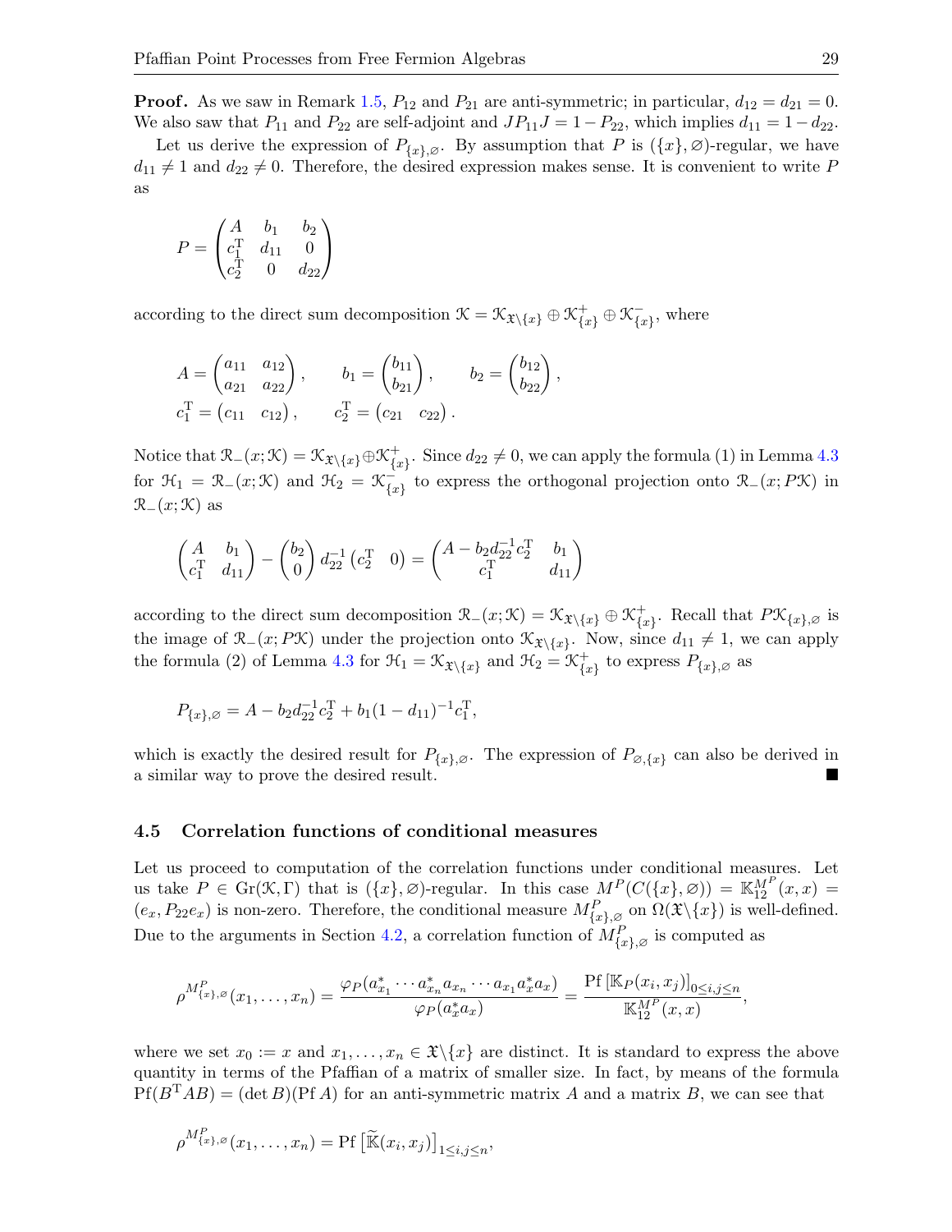**Proof.** As we saw in Remark 1.5, $P_{12}$ and $P_{21}$ are anti-symmetric; in particular, $d_{12} = d_{21} = 0$. We also saw that $P_{11}$ and $P_{22}$ are self-adjoint and $JP_{11}J = 1 - P_{22}$, which implies $d_{11} = 1 - d_{22}$.

Let us derive the expression of $P_{\{x\},\varnothing}$. By assumption that $P$ is $(\{x\},\varnothing)$-regular, we have $d_{11} \neq 1$ and $d_{22} \neq 0$. Therefore, the desired expression makes sense. It is convenient to write $P$ as

$$P = \begin{pmatrix} A & b_1 & b_2 \\ c_1^{\mathrm{T}} & d_{11} & 0 \\ c_2^{\mathrm{T}} & 0 & d_{22} \end{pmatrix}$$

according to the direct sum decomposition $\mathcal{K} = \mathcal{K}_{\mathfrak{X}\setminus\{x\}} \oplus \mathcal{K}^+_{\{x\}} \oplus \mathcal{K}^-_{\{x\}}$, where

$$A = \begin{pmatrix} a_{11} & a_{12} \\ a_{21} & a_{22} \end{pmatrix}, \qquad b_1 = \begin{pmatrix} b_{11} \\ b_{21} \end{pmatrix}, \qquad b_2 = \begin{pmatrix} b_{12} \\ b_{22} \end{pmatrix},$$
$$c_1^{\mathrm{T}} = \begin{pmatrix} c_{11} & c_{12} \end{pmatrix}, \qquad c_2^{\mathrm{T}} = \begin{pmatrix} c_{21} & c_{22} \end{pmatrix}.$$

Notice that $\mathcal{R}_-(x;\mathcal{K}) = \mathcal{K}_{\mathfrak{X}\setminus\{x\}} \oplus \mathcal{K}^+_{\{x\}}$. Since $d_{22} \neq 0$, we can apply the formula (1) in Lemma 4.3 for $\mathcal{H}_1 = \mathcal{R}_-(x;\mathcal{K})$ and $\mathcal{H}_2 = \mathcal{K}^-_{\{x\}}$ to express the orthogonal projection onto $\mathcal{R}_-(x;P\mathcal{K})$ in $\mathcal{R}_-(x;\mathcal{K})$ as

$$\begin{pmatrix} A & b_1 \\ c_1^{\mathrm{T}} & d_{11} \end{pmatrix} - \begin{pmatrix} b_2 \\ 0 \end{pmatrix} d_{22}^{-1} \begin{pmatrix} c_2^{\mathrm{T}} & 0 \end{pmatrix} = \begin{pmatrix} A - b_2 d_{22}^{-1} c_2^{\mathrm{T}} & b_1 \\ c_1^{\mathrm{T}} & d_{11} \end{pmatrix}$$

according to the direct sum decomposition $\mathcal{R}_-(x;\mathcal{K}) = \mathcal{K}_{\mathfrak{X}\setminus\{x\}} \oplus \mathcal{K}^+_{\{x\}}$. Recall that $P\mathcal{K}_{\{x\},\varnothing}$ is the image of $\mathcal{R}_-(x;P\mathcal{K})$ under the projection onto $\mathcal{K}_{\mathfrak{X}\setminus\{x\}}$. Now, since $d_{11} \neq 1$, we can apply the formula (2) of Lemma 4.3 for $\mathcal{H}_1 = \mathcal{K}_{\mathfrak{X}\setminus\{x\}}$ and $\mathcal{H}_2 = \mathcal{K}^+_{\{x\}}$ to express $P_{\{x\},\varnothing}$ as

$$P_{\{x\},\varnothing} = A - b_2 d_{22}^{-1} c_2^{\mathrm{T}} + b_1 (1 - d_{11})^{-1} c_1^{\mathrm{T}},$$

which is exactly the desired result for $P_{\{x\},\varnothing}$. The expression of $P_{\varnothing,\{x\}}$ can also be derived in a similar way to prove the desired result. ■

### 4.5 Correlation functions of conditional measures

Let us proceed to computation of the correlation functions under conditional measures. Let us take $P \in \mathrm{Gr}(\mathcal{K},\Gamma)$ that is $(\{x\},\varnothing)$-regular. In this case $M^P(C(\{x\},\varnothing)) = \mathbb{K}^{M^P}_{12}(x,x) = (e_x, P_{22} e_x)$ is non-zero. Therefore, the conditional measure $M^P_{\{x\},\varnothing}$ on $\Omega(\mathfrak{X}\setminus\{x\})$ is well-defined. Due to the arguments in Section 4.2, a correlation function of $M^P_{\{x\},\varnothing}$ is computed as

$$\rho^{M^P_{\{x\},\varnothing}}(x_1,\dots,x_n) = \frac{\varphi_P(a^*_{x_1}\cdots a^*_{x_n} a_{x_n}\cdots a_{x_1} a^*_x a_x)}{\varphi_P(a^*_x a_x)} = \frac{\mathrm{Pf}\left[\mathbb{K}_P(x_i,x_j)\right]_{0\le i,j\le n}}{\mathbb{K}^{M^P}_{12}(x,x)},$$

where we set $x_0 := x$ and $x_1,\dots,x_n \in \mathfrak{X}\setminus\{x\}$ are distinct. It is standard to express the above quantity in terms of the Pfaffian of a matrix of smaller size. In fact, by means of the formula $\mathrm{Pf}(B^{\mathrm{T}}AB) = (\det B)(\mathrm{Pf}\, A)$ for an anti-symmetric matrix $A$ and a matrix $B$, we can see that

$$\rho^{M^P_{\{x\},\varnothing}}(x_1,\dots,x_n) = \mathrm{Pf}\left[\widetilde{\mathbb{K}}(x_i,x_j)\right]_{1\le i,j\le n},$$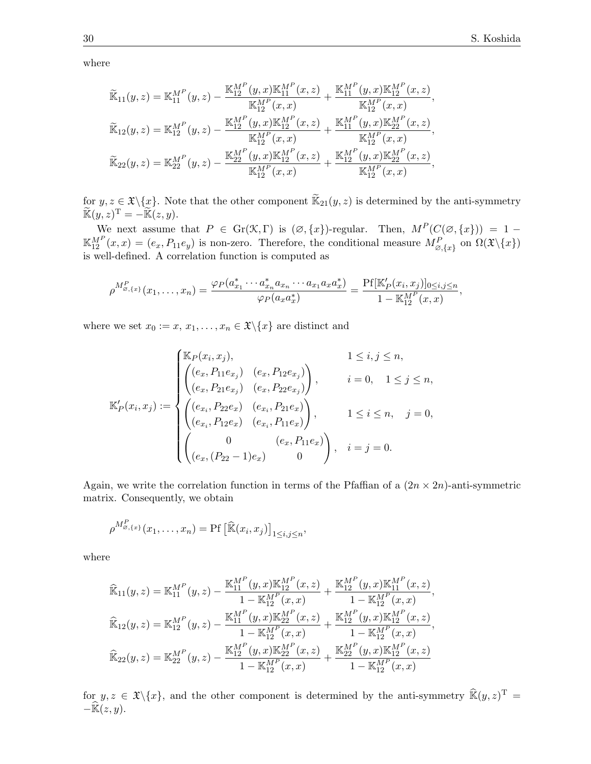where

$$
\begin{aligned}
\widetilde{\mathbb{K}}_{11}(y,z) &= \mathbb{K}_{11}^{M^P}(y,z) - \frac{\mathbb{K}_{12}^{M^P}(y,x)\mathbb{K}_{11}^{M^P}(x,z)}{\mathbb{K}_{12}^{M^P}(x,x)} + \frac{\mathbb{K}_{11}^{M^P}(y,x)\mathbb{K}_{12}^{M^P}(x,z)}{\mathbb{K}_{12}^{M^P}(x,x)}, \\
\widetilde{\mathbb{K}}_{12}(y,z) &= \mathbb{K}_{12}^{M^P}(y,z) - \frac{\mathbb{K}_{12}^{M^P}(y,x)\mathbb{K}_{12}^{M^P}(x,z)}{\mathbb{K}_{12}^{M^P}(x,x)} + \frac{\mathbb{K}_{11}^{M^P}(y,x)\mathbb{K}_{22}^{M^P}(x,z)}{\mathbb{K}_{12}^{M^P}(x,x)}, \\
\widetilde{\mathbb{K}}_{22}(y,z) &= \mathbb{K}_{22}^{M^P}(y,z) - \frac{\mathbb{K}_{22}^{M^P}(y,x)\mathbb{K}_{12}^{M^P}(x,z)}{\mathbb{K}_{12}^{M^P}(x,x)} + \frac{\mathbb{K}_{12}^{M^P}(y,x)\mathbb{K}_{22}^{M^P}(x,z)}{\mathbb{K}_{12}^{M^P}(x,x)},
\end{aligned}
$$

for $y,z \in \mathfrak{X}\backslash\{x\}$. Note that the other component $\widetilde{\mathbb{K}}_{21}(y,z)$ is determined by the anti-symmetry $\widetilde{\mathbb{K}}(y,z)^{\mathrm{T}} = -\widetilde{\mathbb{K}}(z,y)$.

We next assume that $P \in \mathrm{Gr}(\mathcal{K},\Gamma)$ is $(\varnothing,\{x\})$-regular. Then, $M^P(C(\varnothing,\{x\})) = 1 - \mathbb{K}_{12}^{M^P}(x,x) = (e_x, P_{11}e_y)$ is non-zero. Therefore, the conditional measure $M^P_{\varnothing,\{x\}}$ on $\Omega(\mathfrak{X}\backslash\{x\})$ is well-defined. A correlation function is computed as

$$
\rho^{M^P_{\varnothing,\{x\}}}(x_1,\dots,x_n) = \frac{\varphi_P(a_{x_1}^*\cdots a_{x_n}^* a_{x_n}\cdots a_{x_1}a_x a_x^*)}{\varphi_P(a_x a_x^*)} = \frac{\mathrm{Pf}[\mathbb{K}'_P(x_i,x_j)]_{0\le i,j\le n}}{1-\mathbb{K}_{12}^{M^P}(x,x)},
$$

where we set $x_0 := x$, $x_1,\dots,x_n \in \mathfrak{X}\backslash\{x\}$ are distinct and

$$
\mathbb{K}'_P(x_i,x_j) := \begin{cases}
\mathbb{K}_P(x_i,x_j), & 1 \le i,j \le n, \\
\begin{pmatrix} (e_x, P_{11}e_{x_j}) & (e_x, P_{12}e_{x_j}) \\ (e_x, P_{21}e_{x_j}) & (e_x, P_{22}e_{x_j}) \end{pmatrix}, & i=0, \quad 1\le j\le n, \\
\begin{pmatrix} (e_{x_i}, P_{22}e_x) & (e_{x_i}, P_{21}e_x) \\ (e_{x_i}, P_{12}e_x) & (e_{x_i}, P_{11}e_x) \end{pmatrix}, & 1\le i\le n, \quad j=0, \\
\begin{pmatrix} 0 & (e_x, P_{11}e_x) \\ (e_x, (P_{22}-1)e_x) & 0 \end{pmatrix}, & i=j=0.
\end{cases}
$$

Again, we write the correlation function in terms of the Pfaffian of a $(2n\times 2n)$-anti-symmetric matrix. Consequently, we obtain

$$
\rho^{M^P_{\varnothing,\{x\}}}(x_1,\dots,x_n) = \mathrm{Pf}\left[\widehat{\mathbb{K}}(x_i,x_j)\right]_{1\le i,j\le n},
$$

where

$$
\begin{aligned}
\widehat{\mathbb{K}}_{11}(y,z) &= \mathbb{K}_{11}^{M^P}(y,z) - \frac{\mathbb{K}_{11}^{M^P}(y,x)\mathbb{K}_{12}^{M^P}(x,z)}{1-\mathbb{K}_{12}^{M^P}(x,x)} + \frac{\mathbb{K}_{12}^{M^P}(y,x)\mathbb{K}_{11}^{M^P}(x,z)}{1-\mathbb{K}_{12}^{M^P}(x,x)}, \\
\widehat{\mathbb{K}}_{12}(y,z) &= \mathbb{K}_{12}^{M^P}(y,z) - \frac{\mathbb{K}_{11}^{M^P}(y,x)\mathbb{K}_{22}^{M^P}(x,z)}{1-\mathbb{K}_{12}^{M^P}(x,x)} + \frac{\mathbb{K}_{12}^{M^P}(y,x)\mathbb{K}_{12}^{M^P}(x,z)}{1-\mathbb{K}_{12}^{M^P}(x,x)}, \\
\widehat{\mathbb{K}}_{22}(y,z) &= \mathbb{K}_{22}^{M^P}(y,z) - \frac{\mathbb{K}_{12}^{M^P}(y,x)\mathbb{K}_{22}^{M^P}(x,z)}{1-\mathbb{K}_{12}^{M^P}(x,x)} + \frac{\mathbb{K}_{22}^{M^P}(y,x)\mathbb{K}_{12}^{M^P}(x,z)}{1-\mathbb{K}_{12}^{M^P}(x,x)}
\end{aligned}
$$

for $y,z \in \mathfrak{X}\backslash\{x\}$, and the other component is determined by the anti-symmetry $\widehat{\mathbb{K}}(y,z)^{\mathrm{T}} = -\widehat{\mathbb{K}}(z,y)$.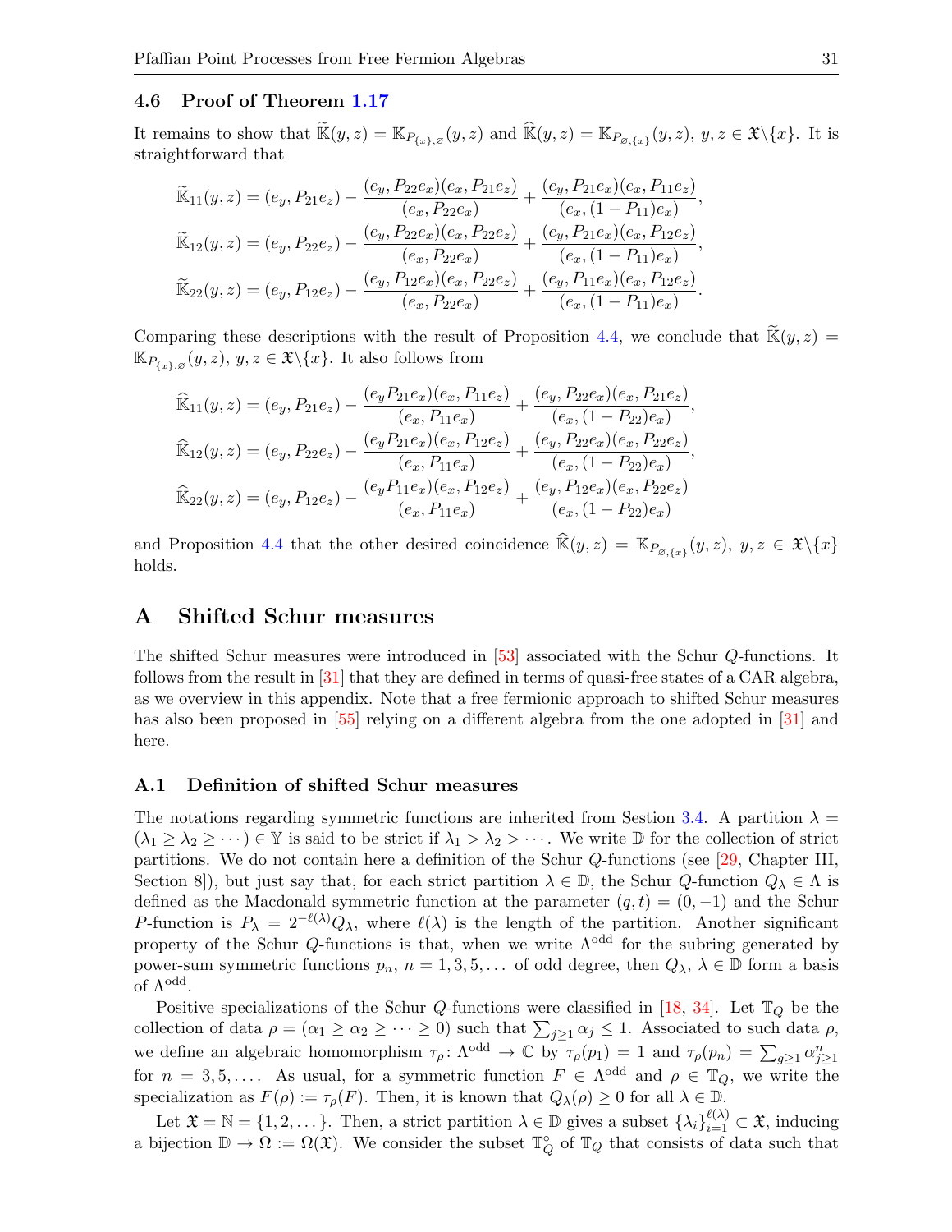### 4.6 Proof of Theorem 1.17

It remains to show that $\widetilde{\mathbb{K}}(y,z) = \mathbb{K}_{P_{\{x\},\varnothing}}(y,z)$ and $\widehat{\mathbb{K}}(y,z) = \mathbb{K}_{P_{\varnothing,\{x\}}}(y,z)$, $y,z \in \mathfrak{X}\backslash\{x\}$. It is straightforward that

$$
\begin{aligned}
\widetilde{\mathbb{K}}_{11}(y,z) &= (e_y, P_{21}e_z) - \frac{(e_y, P_{22}e_x)(e_x, P_{21}e_z)}{(e_x, P_{22}e_x)} + \frac{(e_y, P_{21}e_x)(e_x, P_{11}e_z)}{(e_x, (1-P_{11})e_x)}, \\
\widetilde{\mathbb{K}}_{12}(y,z) &= (e_y, P_{22}e_z) - \frac{(e_y, P_{22}e_x)(e_x, P_{22}e_z)}{(e_x, P_{22}e_x)} + \frac{(e_y, P_{21}e_x)(e_x, P_{12}e_z)}{(e_x, (1-P_{11})e_x)}, \\
\widetilde{\mathbb{K}}_{22}(y,z) &= (e_y, P_{12}e_z) - \frac{(e_y, P_{12}e_x)(e_x, P_{22}e_z)}{(e_x, P_{22}e_x)} + \frac{(e_y, P_{11}e_x)(e_x, P_{12}e_z)}{(e_x, (1-P_{11})e_x)}.
\end{aligned}
$$

Comparing these descriptions with the result of Proposition 4.4, we conclude that $\widetilde{\mathbb{K}}(y,z) = \mathbb{K}_{P_{\{x\},\varnothing}}(y,z)$, $y,z \in \mathfrak{X}\backslash\{x\}$. It also follows from

$$
\begin{aligned}
\widehat{\mathbb{K}}_{11}(y,z) &= (e_y, P_{21}e_z) - \frac{(e_y P_{21}e_x)(e_x, P_{11}e_z)}{(e_x, P_{11}e_x)} + \frac{(e_y, P_{22}e_x)(e_x, P_{21}e_z)}{(e_x, (1-P_{22})e_x)}, \\
\widehat{\mathbb{K}}_{12}(y,z) &= (e_y, P_{22}e_z) - \frac{(e_y P_{21}e_x)(e_x, P_{12}e_z)}{(e_x, P_{11}e_x)} + \frac{(e_y, P_{22}e_x)(e_x, P_{22}e_z)}{(e_x, (1-P_{22})e_x)}, \\
\widehat{\mathbb{K}}_{22}(y,z) &= (e_y, P_{12}e_z) - \frac{(e_y P_{11}e_x)(e_x, P_{12}e_z)}{(e_x, P_{11}e_x)} + \frac{(e_y, P_{12}e_x)(e_x, P_{22}e_z)}{(e_x, (1-P_{22})e_x)}
\end{aligned}
$$

and Proposition 4.4 that the other desired coincidence $\widehat{\mathbb{K}}(y,z) = \mathbb{K}_{P_{\varnothing,\{x\}}}(y,z)$, $y,z \in \mathfrak{X}\backslash\{x\}$ holds.

## A Shifted Schur measures

The shifted Schur measures were introduced in [53] associated with the Schur $Q$-functions. It follows from the result in [31] that they are defined in terms of quasi-free states of a CAR algebra, as we overview in this appendix. Note that a free fermionic approach to shifted Schur measures has also been proposed in [55] relying on a different algebra from the one adopted in [31] and here.

### A.1 Definition of shifted Schur measures

The notations regarding symmetric functions are inherited from Sestion 3.4. A partition $\lambda = (\lambda_1 \geq \lambda_2 \geq \cdots) \in \mathbb{Y}$ is said to be strict if $\lambda_1 > \lambda_2 > \cdots$. We write $\mathbb{D}$ for the collection of strict partitions. We do not contain here a definition of the Schur $Q$-functions (see [29, Chapter III, Section 8]), but just say that, for each strict partition $\lambda \in \mathbb{D}$, the Schur $Q$-function $Q_\lambda \in \Lambda$ is defined as the Macdonald symmetric function at the parameter $(q,t) = (0,-1)$ and the Schur $P$-function is $P_\lambda = 2^{-\ell(\lambda)} Q_\lambda$, where $\ell(\lambda)$ is the length of the partition. Another significant property of the Schur $Q$-functions is that, when we write $\Lambda^{\mathrm{odd}}$ for the subring generated by power-sum symmetric functions $p_n$, $n = 1,3,5,\dots$ of odd degree, then $Q_\lambda$, $\lambda \in \mathbb{D}$ form a basis of $\Lambda^{\mathrm{odd}}$.

Positive specializations of the Schur $Q$-functions were classified in [18, 34]. Let $\mathbb{T}_Q$ be the collection of data $\rho = (\alpha_1 \geq \alpha_2 \geq \cdots \geq 0)$ such that $\sum_{j\geq 1} \alpha_j \leq 1$. Associated to such data $\rho$, we define an algebraic homomorphism $\tau_\rho \colon \Lambda^{\mathrm{odd}} \to \mathbb{C}$ by $\tau_\rho(p_1) = 1$ and $\tau_\rho(p_n) = \sum_{g\geq 1} \alpha_{j\geq 1}^n$ for $n = 3,5,\dots$. As usual, for a symmetric function $F \in \Lambda^{\mathrm{odd}}$ and $\rho \in \mathbb{T}_Q$, we write the specialization as $F(\rho) := \tau_\rho(F)$. Then, it is known that $Q_\lambda(\rho) \geq 0$ for all $\lambda \in \mathbb{D}$.

Let $\mathfrak{X} = \mathbb{N} = \{1,2,\dots\}$. Then, a strict partition $\lambda \in \mathbb{D}$ gives a subset $\{\lambda_i\}_{i=1}^{\ell(\lambda)} \subset \mathfrak{X}$, inducing a bijection $\mathbb{D} \to \Omega := \Omega(\mathfrak{X})$. We consider the subset $\mathbb{T}_Q^\circ$ of $\mathbb{T}_Q$ that consists of data such that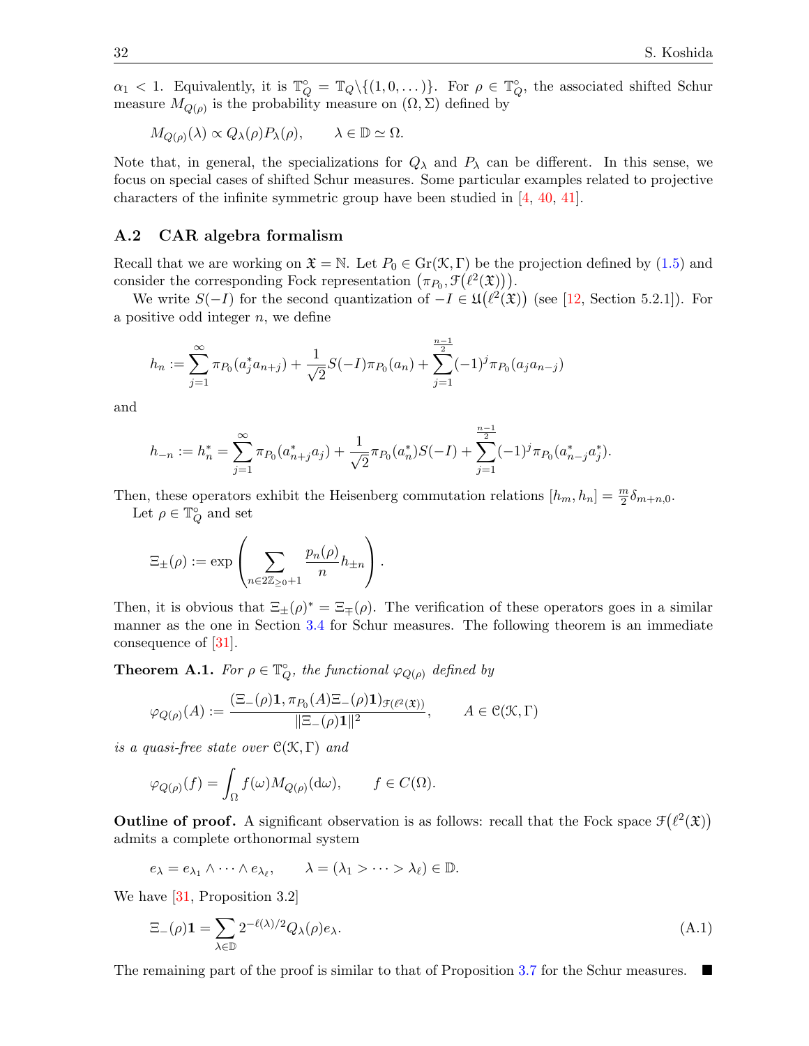$\alpha_1 < 1$. Equivalently, it is $\mathbb{T}_Q^\circ = \mathbb{T}_Q \backslash \{(1, 0, \dots)\}$. For $\rho \in \mathbb{T}_Q^\circ$, the associated shifted Schur measure $M_{Q(\rho)}$ is the probability measure on $(\Omega, \Sigma)$ defined by

$$M_{Q(\rho)}(\lambda) \propto Q_\lambda(\rho) P_\lambda(\rho), \qquad \lambda \in \mathbb{D} \simeq \Omega.$$

Note that, in general, the specializations for $Q_\lambda$ and $P_\lambda$ can be different. In this sense, we focus on special cases of shifted Schur measures. Some particular examples related to projective characters of the infinite symmetric group have been studied in [4, 40, 41].

## A.2 CAR algebra formalism

Recall that we are working on $\mathfrak{X} = \mathbb{N}$. Let $P_0 \in \mathrm{Gr}(\mathcal{K}, \Gamma)$ be the projection defined by (1.5) and consider the corresponding Fock representation $\left(\pi_{P_0}, \mathcal{F}\big(\ell^2(\mathfrak{X})\big)\right)$.

We write $S(-I)$ for the second quantization of $-I \in \mathfrak{U}\big(\ell^2(\mathfrak{X})\big)$ (see [12, Section 5.2.1]). For a positive odd integer $n$, we define

$$h_n := \sum_{j=1}^{\infty} \pi_{P_0}(a_j^* a_{n+j}) + \frac{1}{\sqrt{2}} S(-I) \pi_{P_0}(a_n) + \sum_{j=1}^{\frac{n-1}{2}} (-1)^j \pi_{P_0}(a_j a_{n-j})$$

and

$$h_{-n} := h_n^* = \sum_{j=1}^{\infty} \pi_{P_0}(a_{n+j}^* a_j) + \frac{1}{\sqrt{2}} \pi_{P_0}(a_n^*) S(-I) + \sum_{j=1}^{\frac{n-1}{2}} (-1)^j \pi_{P_0}(a_{n-j}^* a_j^*).$$

Then, these operators exhibit the Heisenberg commutation relations $[h_m, h_n] = \frac{m}{2} \delta_{m+n,0}$.

Let $\rho \in \mathbb{T}_Q^\circ$ and set

$$\Xi_\pm(\rho) := \exp\left( \sum_{n \in 2\mathbb{Z}_{\geq 0}+1} \frac{p_n(\rho)}{n} h_{\pm n} \right).$$

Then, it is obvious that $\Xi_\pm(\rho)^* = \Xi_\mp(\rho)$. The verification of these operators goes in a similar manner as the one in Section 3.4 for Schur measures. The following theorem is an immediate consequence of [31].

**Theorem A.1.** *For $\rho \in \mathbb{T}_Q^\circ$, the functional $\varphi_{Q(\rho)}$ defined by*

$$\varphi_{Q(\rho)}(A) := \frac{(\Xi_-(\rho)\mathbf{1}, \pi_{P_0}(A)\Xi_-(\rho)\mathbf{1})_{\mathcal{F}(\ell^2(\mathfrak{X}))}}{\|\Xi_-(\rho)\mathbf{1}\|^2}, \qquad A \in \mathcal{C}(\mathcal{K}, \Gamma)$$

*is a quasi-free state over $\mathcal{C}(\mathcal{K}, \Gamma)$ and*

$$\varphi_{Q(\rho)}(f) = \int_\Omega f(\omega) M_{Q(\rho)}(\mathrm{d}\omega), \qquad f \in C(\Omega).$$

**Outline of proof.** A significant observation is as follows: recall that the Fock space $\mathcal{F}\big(\ell^2(\mathfrak{X})\big)$ admits a complete orthonormal system

$$e_\lambda = e_{\lambda_1} \wedge \cdots \wedge e_{\lambda_\ell}, \qquad \lambda = (\lambda_1 > \cdots > \lambda_\ell) \in \mathbb{D}.$$

We have [31, Proposition 3.2]

$$\Xi_-(\rho)\mathbf{1} = \sum_{\lambda \in \mathbb{D}} 2^{-\ell(\lambda)/2} Q_\lambda(\rho) e_\lambda. \tag{A.1}$$

The remaining part of the proof is similar to that of Proposition 3.7 for the Schur measures. ■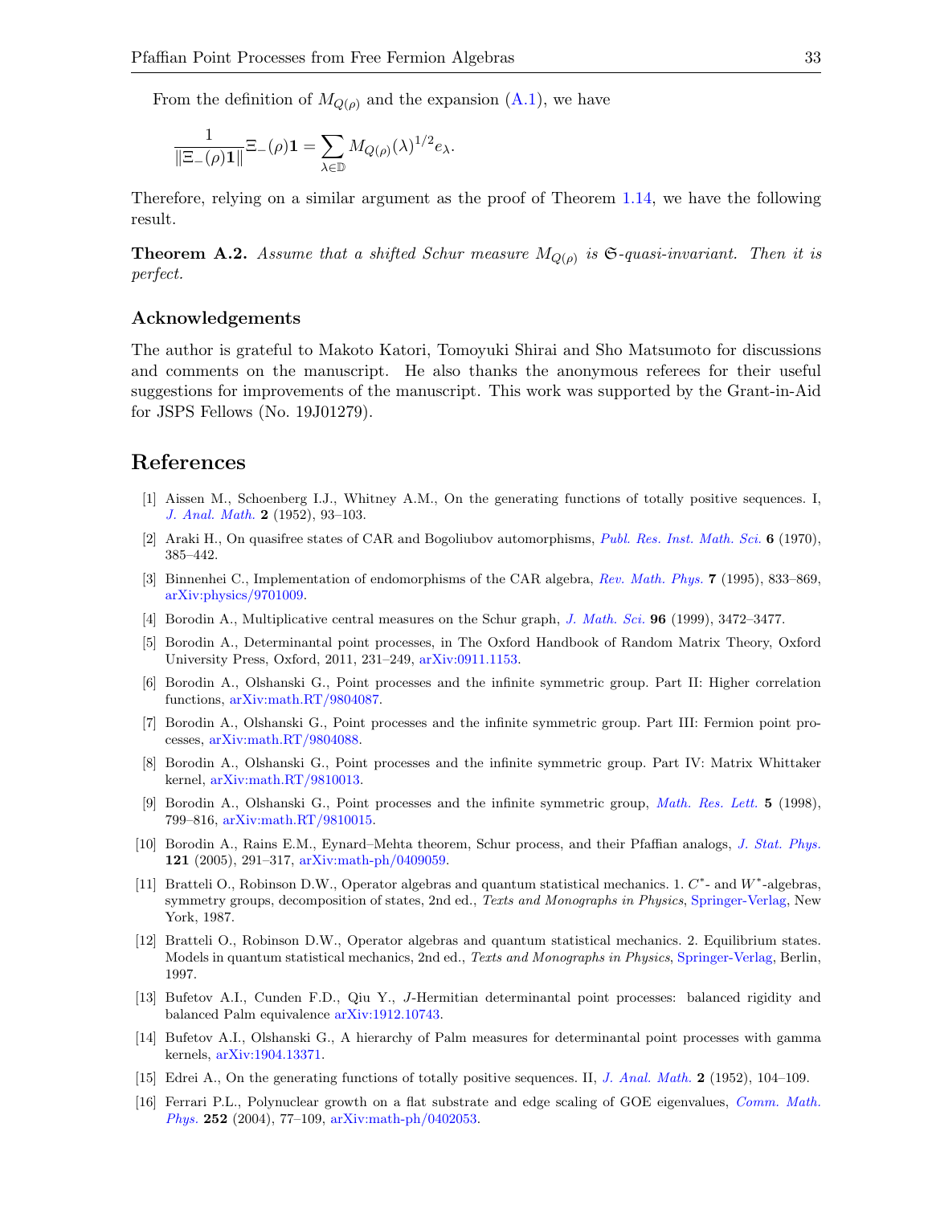From the definition of $M_{Q(\rho)}$ and the expansion (A.1), we have

$$\frac{1}{\|\Xi_-(\rho)\mathbf{1}\|}\Xi_-(\rho)\mathbf{1} = \sum_{\lambda \in \mathbb{D}} M_{Q(\rho)}(\lambda)^{1/2} e_\lambda.$$

Therefore, relying on a similar argument as the proof of Theorem 1.14, we have the following result.

**Theorem A.2.** *Assume that a shifted Schur measure $M_{Q(\rho)}$ is $\mathfrak{S}$-quasi-invariant. Then it is perfect.*

### Acknowledgements

The author is grateful to Makoto Katori, Tomoyuki Shirai and Sho Matsumoto for discussions and comments on the manuscript. He also thanks the anonymous referees for their useful suggestions for improvements of the manuscript. This work was supported by the Grant-in-Aid for JSPS Fellows (No. 19J01279).

## References

[1] Aissen M., Schoenberg I.J., Whitney A.M., On the generating functions of totally positive sequences. I, *J. Anal. Math.* **2** (1952), 93–103.

[2] Araki H., On quasifree states of CAR and Bogoliubov automorphisms, *Publ. Res. Inst. Math. Sci.* **6** (1970), 385–442.

[3] Binnenhei C., Implementation of endomorphisms of the CAR algebra, *Rev. Math. Phys.* **7** (1995), 833–869, arXiv:physics/9701009.

[4] Borodin A., Multiplicative central measures on the Schur graph, *J. Math. Sci.* **96** (1999), 3472–3477.

[5] Borodin A., Determinantal point processes, in The Oxford Handbook of Random Matrix Theory, Oxford University Press, Oxford, 2011, 231–249, arXiv:0911.1153.

[6] Borodin A., Olshanski G., Point processes and the infinite symmetric group. Part II: Higher correlation functions, arXiv:math.RT/9804087.

[7] Borodin A., Olshanski G., Point processes and the infinite symmetric group. Part III: Fermion point processes, arXiv:math.RT/9804088.

[8] Borodin A., Olshanski G., Point processes and the infinite symmetric group. Part IV: Matrix Whittaker kernel, arXiv:math.RT/9810013.

[9] Borodin A., Olshanski G., Point processes and the infinite symmetric group, *Math. Res. Lett.* **5** (1998), 799–816, arXiv:math.RT/9810015.

[10] Borodin A., Rains E.M., Eynard–Mehta theorem, Schur process, and their Pfaffian analogs, *J. Stat. Phys.* **121** (2005), 291–317, arXiv:math-ph/0409059.

[11] Bratteli O., Robinson D.W., Operator algebras and quantum statistical mechanics. 1. $C^*$- and $W^*$-algebras, symmetry groups, decomposition of states, 2nd ed., *Texts and Monographs in Physics*, Springer-Verlag, New York, 1987.

[12] Bratteli O., Robinson D.W., Operator algebras and quantum statistical mechanics. 2. Equilibrium states. Models in quantum statistical mechanics, 2nd ed., *Texts and Monographs in Physics*, Springer-Verlag, Berlin, 1997.

[13] Bufetov A.I., Cunden F.D., Qiu Y., $J$-Hermitian determinantal point processes: balanced rigidity and balanced Palm equivalence arXiv:1912.10743.

[14] Bufetov A.I., Olshanski G., A hierarchy of Palm measures for determinantal point processes with gamma kernels, arXiv:1904.13371.

[15] Edrei A., On the generating functions of totally positive sequences. II, *J. Anal. Math.* **2** (1952), 104–109.

[16] Ferrari P.L., Polynuclear growth on a flat substrate and edge scaling of GOE eigenvalues, *Comm. Math. Phys.* **252** (2004), 77–109, arXiv:math-ph/0402053.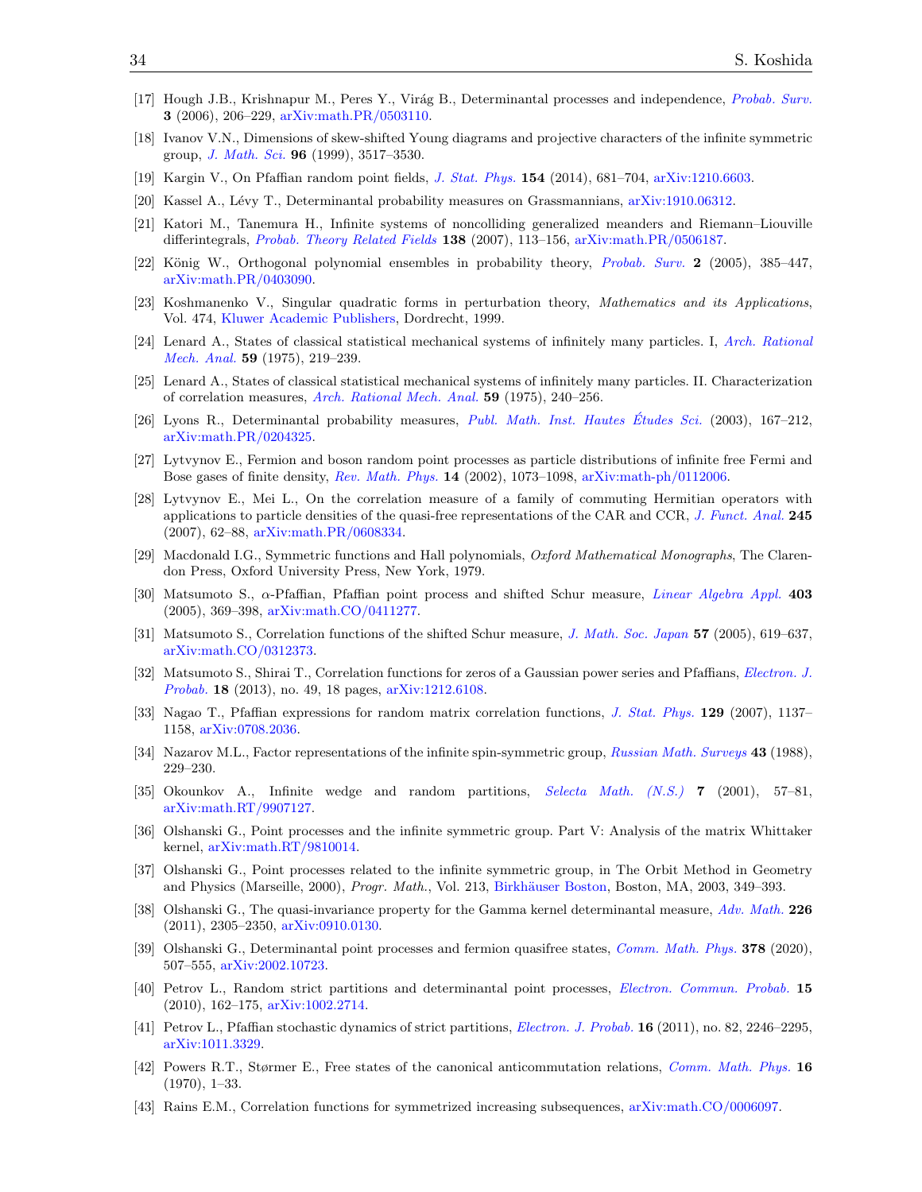[17] Hough J.B., Krishnapur M., Peres Y., Virág B., Determinantal processes and independence, *Probab. Surv.* **3** (2006), 206–229, arXiv:math.PR/0503110.

[18] Ivanov V.N., Dimensions of skew-shifted Young diagrams and projective characters of the infinite symmetric group, *J. Math. Sci.* **96** (1999), 3517–3530.

[19] Kargin V., On Pfaffian random point fields, *J. Stat. Phys.* **154** (2014), 681–704, arXiv:1210.6603.

[20] Kassel A., Lévy T., Determinantal probability measures on Grassmannians, arXiv:1910.06312.

[21] Katori M., Tanemura H., Infinite systems of noncolliding generalized meanders and Riemann–Liouville differintegrals, *Probab. Theory Related Fields* **138** (2007), 113–156, arXiv:math.PR/0506187.

[22] König W., Orthogonal polynomial ensembles in probability theory, *Probab. Surv.* **2** (2005), 385–447, arXiv:math.PR/0403090.

[23] Koshmanenko V., Singular quadratic forms in perturbation theory, *Mathematics and its Applications*, Vol. 474, Kluwer Academic Publishers, Dordrecht, 1999.

[24] Lenard A., States of classical statistical mechanical systems of infinitely many particles. I, *Arch. Rational Mech. Anal.* **59** (1975), 219–239.

[25] Lenard A., States of classical statistical mechanical systems of infinitely many particles. II. Characterization of correlation measures, *Arch. Rational Mech. Anal.* **59** (1975), 240–256.

[26] Lyons R., Determinantal probability measures, *Publ. Math. Inst. Hautes Études Sci.* (2003), 167–212, arXiv:math.PR/0204325.

[27] Lytvynov E., Fermion and boson random point processes as particle distributions of infinite free Fermi and Bose gases of finite density, *Rev. Math. Phys.* **14** (2002), 1073–1098, arXiv:math-ph/0112006.

[28] Lytvynov E., Mei L., On the correlation measure of a family of commuting Hermitian operators with applications to particle densities of the quasi-free representations of the CAR and CCR, *J. Funct. Anal.* **245** (2007), 62–88, arXiv:math.PR/0608334.

[29] Macdonald I.G., Symmetric functions and Hall polynomials, *Oxford Mathematical Monographs*, The Clarendon Press, Oxford University Press, New York, 1979.

[30] Matsumoto S., $\alpha$-Pfaffian, Pfaffian point process and shifted Schur measure, *Linear Algebra Appl.* **403** (2005), 369–398, arXiv:math.CO/0411277.

[31] Matsumoto S., Correlation functions of the shifted Schur measure, *J. Math. Soc. Japan* **57** (2005), 619–637, arXiv:math.CO/0312373.

[32] Matsumoto S., Shirai T., Correlation functions for zeros of a Gaussian power series and Pfaffians, *Electron. J. Probab.* **18** (2013), no. 49, 18 pages, arXiv:1212.6108.

[33] Nagao T., Pfaffian expressions for random matrix correlation functions, *J. Stat. Phys.* **129** (2007), 1137–1158, arXiv:0708.2036.

[34] Nazarov M.L., Factor representations of the infinite spin-symmetric group, *Russian Math. Surveys* **43** (1988), 229–230.

[35] Okounkov A., Infinite wedge and random partitions, *Selecta Math. (N.S.)* **7** (2001), 57–81, arXiv:math.RT/9907127.

[36] Olshanski G., Point processes and the infinite symmetric group. Part V: Analysis of the matrix Whittaker kernel, arXiv:math.RT/9810014.

[37] Olshanski G., Point processes related to the infinite symmetric group, in The Orbit Method in Geometry and Physics (Marseille, 2000), *Progr. Math.*, Vol. 213, Birkhäuser Boston, Boston, MA, 2003, 349–393.

[38] Olshanski G., The quasi-invariance property for the Gamma kernel determinantal measure, *Adv. Math.* **226** (2011), 2305–2350, arXiv:0910.0130.

[39] Olshanski G., Determinantal point processes and fermion quasifree states, *Comm. Math. Phys.* **378** (2020), 507–555, arXiv:2002.10723.

[40] Petrov L., Random strict partitions and determinantal point processes, *Electron. Commun. Probab.* **15** (2010), 162–175, arXiv:1002.2714.

[41] Petrov L., Pfaffian stochastic dynamics of strict partitions, *Electron. J. Probab.* **16** (2011), no. 82, 2246–2295, arXiv:1011.3329.

[42] Powers R.T., Størmer E., Free states of the canonical anticommutation relations, *Comm. Math. Phys.* **16** (1970), 1–33.

[43] Rains E.M., Correlation functions for symmetrized increasing subsequences, arXiv:math.CO/0006097.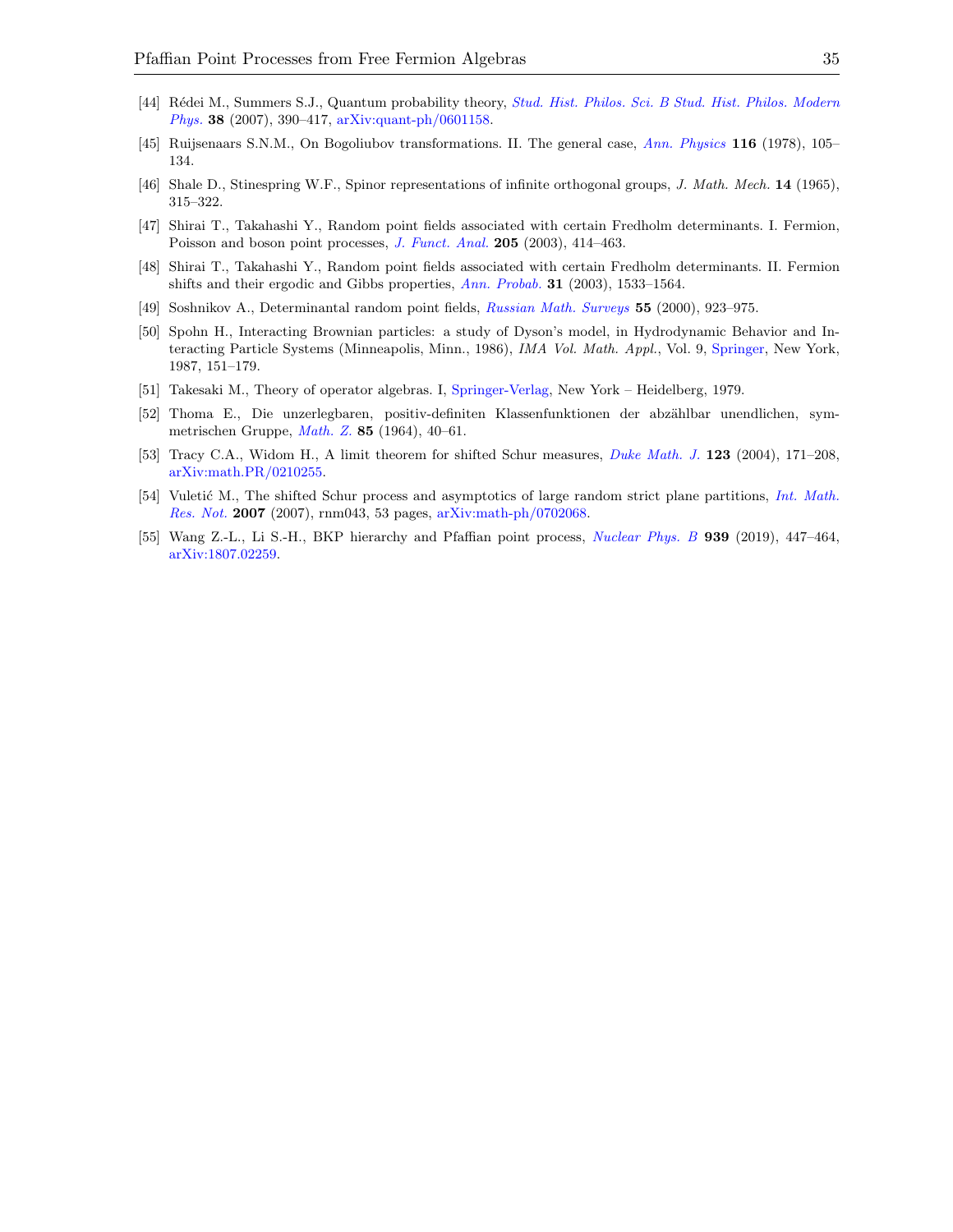[44] Rédei M., Summers S.J., Quantum probability theory, *Stud. Hist. Philos. Sci. B Stud. Hist. Philos. Modern Phys.* **38** (2007), 390–417, arXiv:quant-ph/0601158.

[45] Ruijsenaars S.N.M., On Bogoliubov transformations. II. The general case, *Ann. Physics* **116** (1978), 105–134.

[46] Shale D., Stinespring W.F., Spinor representations of infinite orthogonal groups, *J. Math. Mech.* **14** (1965), 315–322.

[47] Shirai T., Takahashi Y., Random point fields associated with certain Fredholm determinants. I. Fermion, Poisson and boson point processes, *J. Funct. Anal.* **205** (2003), 414–463.

[48] Shirai T., Takahashi Y., Random point fields associated with certain Fredholm determinants. II. Fermion shifts and their ergodic and Gibbs properties, *Ann. Probab.* **31** (2003), 1533–1564.

[49] Soshnikov A., Determinantal random point fields, *Russian Math. Surveys* **55** (2000), 923–975.

[50] Spohn H., Interacting Brownian particles: a study of Dyson's model, in Hydrodynamic Behavior and Interacting Particle Systems (Minneapolis, Minn., 1986), *IMA Vol. Math. Appl.*, Vol. 9, Springer, New York, 1987, 151–179.

[51] Takesaki M., Theory of operator algebras. I, Springer-Verlag, New York – Heidelberg, 1979.

[52] Thoma E., Die unzerlegbaren, positiv-definiten Klassenfunktionen der abzählbar unendlichen, symmetrischen Gruppe, *Math. Z.* **85** (1964), 40–61.

[53] Tracy C.A., Widom H., A limit theorem for shifted Schur measures, *Duke Math. J.* **123** (2004), 171–208, arXiv:math.PR/0210255.

[54] Vuletić M., The shifted Schur process and asymptotics of large random strict plane partitions, *Int. Math. Res. Not.* **2007** (2007), rnm043, 53 pages, arXiv:math-ph/0702068.

[55] Wang Z.-L., Li S.-H., BKP hierarchy and Pfaffian point process, *Nuclear Phys. B* **939** (2019), 447–464, arXiv:1807.02259.